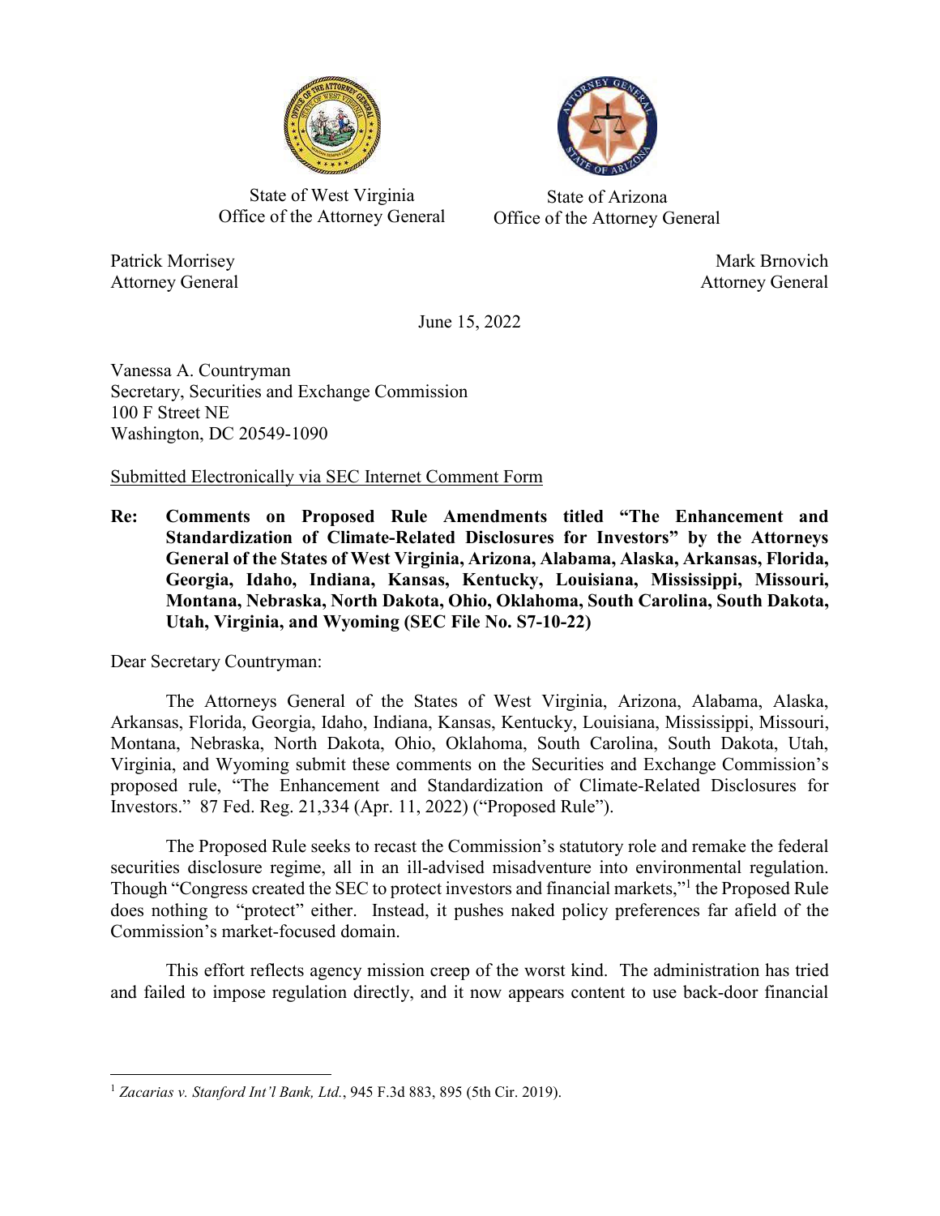State of West Virginia
Office of the Attorney General

State of Arizona
Office of the Attorney General

Patrick Morrisey
Attorney General

Mark Brnovich
Attorney General

June 15, 2022

Vanessa A. Countryman
Secretary, Securities and Exchange Commission
100 F Street NE
Washington, DC 20549-1090

Submitted Electronically via SEC Internet Comment Form

**Re: Comments on Proposed Rule Amendments titled "The Enhancement and Standardization of Climate-Related Disclosures for Investors" by the Attorneys General of the States of West Virginia, Arizona, Alabama, Alaska, Arkansas, Florida, Georgia, Idaho, Indiana, Kansas, Kentucky, Louisiana, Mississippi, Missouri, Montana, Nebraska, North Dakota, Ohio, Oklahoma, South Carolina, South Dakota, Utah, Virginia, and Wyoming (SEC File No. S7-10-22)**

Dear Secretary Countryman:

The Attorneys General of the States of West Virginia, Arizona, Alabama, Alaska, Arkansas, Florida, Georgia, Idaho, Indiana, Kansas, Kentucky, Louisiana, Mississippi, Missouri, Montana, Nebraska, North Dakota, Ohio, Oklahoma, South Carolina, South Dakota, Utah, Virginia, and Wyoming submit these comments on the Securities and Exchange Commission's proposed rule, "The Enhancement and Standardization of Climate-Related Disclosures for Investors." 87 Fed. Reg. 21,334 (Apr. 11, 2022) ("Proposed Rule").

The Proposed Rule seeks to recast the Commission's statutory role and remake the federal securities disclosure regime, all in an ill-advised misadventure into environmental regulation. Though "Congress created the SEC to protect investors and financial markets,"[1] the Proposed Rule does nothing to "protect" either. Instead, it pushes naked policy preferences far afield of the Commission's market-focused domain.

This effort reflects agency mission creep of the worst kind. The administration has tried and failed to impose regulation directly, and it now appears content to use back-door financial

[1] *Zacarias v. Stanford Int'l Bank, Ltd.*, 945 F.3d 883, 895 (5th Cir. 2019).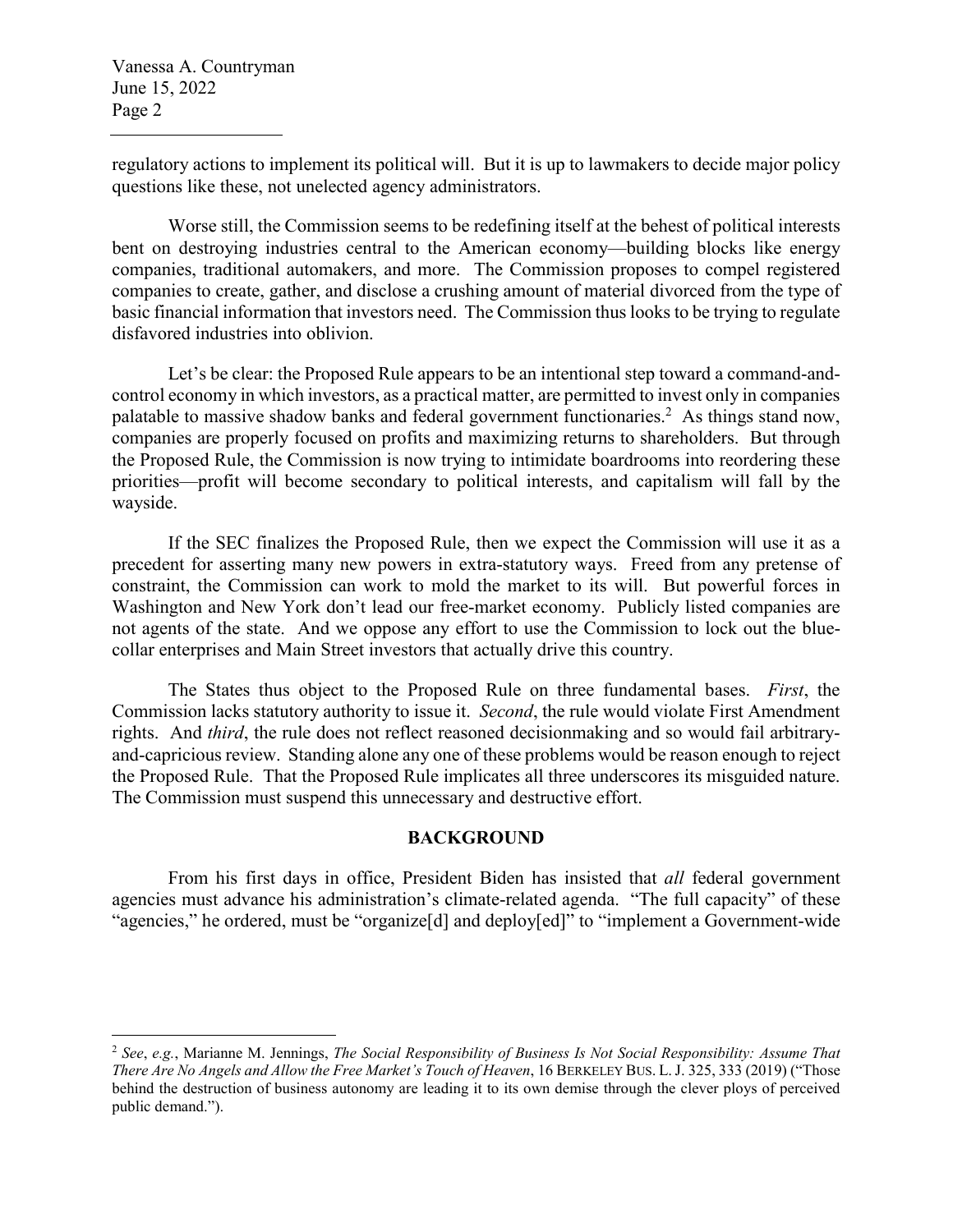regulatory actions to implement its political will. But it is up to lawmakers to decide major policy questions like these, not unelected agency administrators.

Worse still, the Commission seems to be redefining itself at the behest of political interests bent on destroying industries central to the American economy—building blocks like energy companies, traditional automakers, and more. The Commission proposes to compel registered companies to create, gather, and disclose a crushing amount of material divorced from the type of basic financial information that investors need. The Commission thus looks to be trying to regulate disfavored industries into oblivion.

Let's be clear: the Proposed Rule appears to be an intentional step toward a command-and-control economy in which investors, as a practical matter, are permitted to invest only in companies palatable to massive shadow banks and federal government functionaries.[2] As things stand now, companies are properly focused on profits and maximizing returns to shareholders. But through the Proposed Rule, the Commission is now trying to intimidate boardrooms into reordering these priorities—profit will become secondary to political interests, and capitalism will fall by the wayside.

If the SEC finalizes the Proposed Rule, then we expect the Commission will use it as a precedent for asserting many new powers in extra-statutory ways. Freed from any pretense of constraint, the Commission can work to mold the market to its will. But powerful forces in Washington and New York don't lead our free-market economy. Publicly listed companies are not agents of the state. And we oppose any effort to use the Commission to lock out the blue-collar enterprises and Main Street investors that actually drive this country.

The States thus object to the Proposed Rule on three fundamental bases. *First*, the Commission lacks statutory authority to issue it. *Second*, the rule would violate First Amendment rights. And *third*, the rule does not reflect reasoned decisionmaking and so would fail arbitrary-and-capricious review. Standing alone any one of these problems would be reason enough to reject the Proposed Rule. That the Proposed Rule implicates all three underscores its misguided nature. The Commission must suspend this unnecessary and destructive effort.

## BACKGROUND

From his first days in office, President Biden has insisted that *all* federal government agencies must advance his administration's climate-related agenda. "The full capacity" of these "agencies," he ordered, must be "organize[d] and deploy[ed]" to "implement a Government-wide

---

[2] *See*, *e.g.*, Marianne M. Jennings, *The Social Responsibility of Business Is Not Social Responsibility: Assume That There Are No Angels and Allow the Free Market's Touch of Heaven*, 16 BERKELEY BUS. L. J. 325, 333 (2019) ("Those behind the destruction of business autonomy are leading it to its own demise through the clever ploys of perceived public demand.").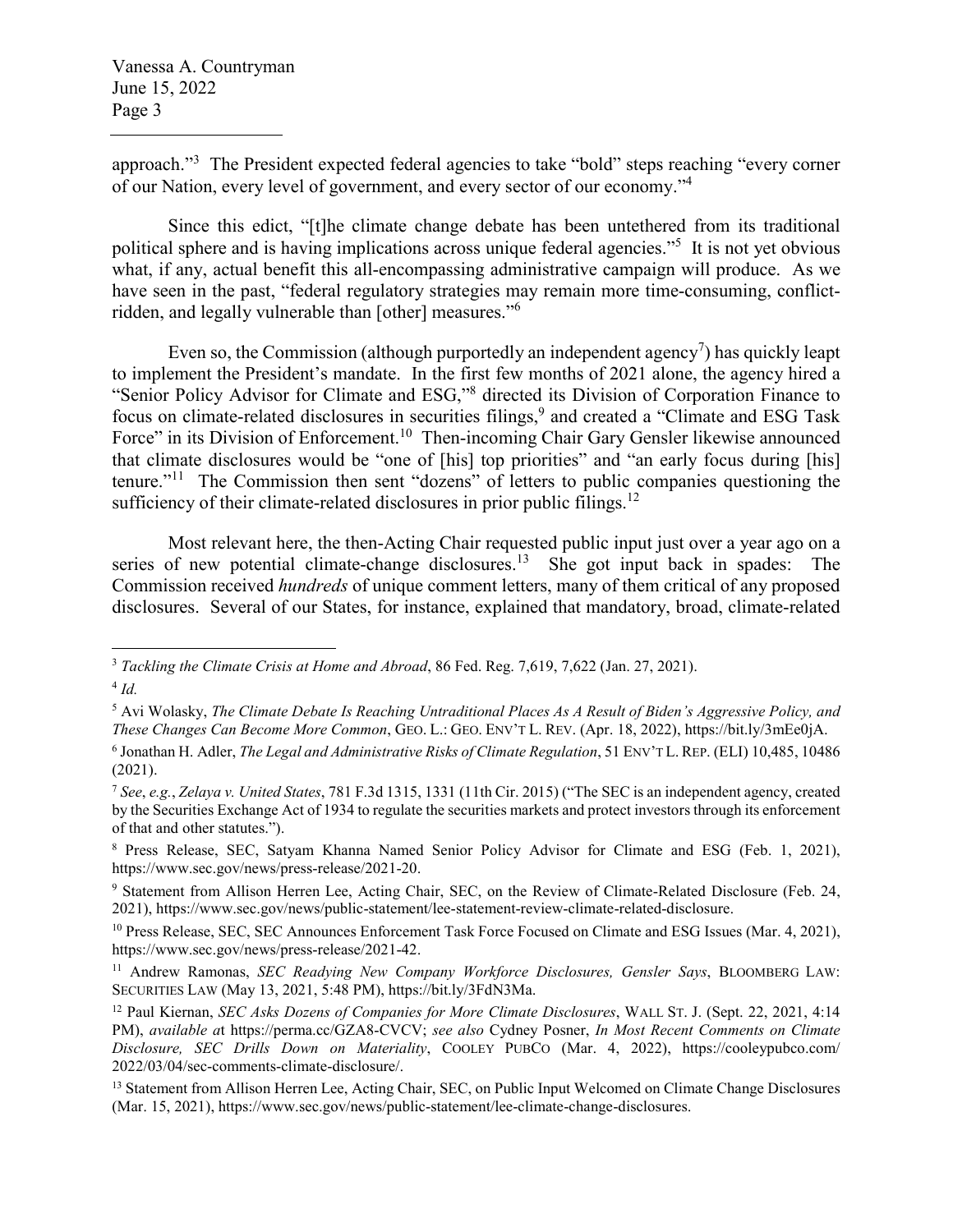approach."[3] The President expected federal agencies to take "bold" steps reaching "every corner of our Nation, every level of government, and every sector of our economy."[4]

Since this edict, "[t]he climate change debate has been untethered from its traditional political sphere and is having implications across unique federal agencies."[5] It is not yet obvious what, if any, actual benefit this all-encompassing administrative campaign will produce. As we have seen in the past, "federal regulatory strategies may remain more time-consuming, conflict-ridden, and legally vulnerable than [other] measures."[6]

Even so, the Commission (although purportedly an independent agency[7]) has quickly leapt to implement the President's mandate. In the first few months of 2021 alone, the agency hired a "Senior Policy Advisor for Climate and ESG,"[8] directed its Division of Corporation Finance to focus on climate-related disclosures in securities filings,[9] and created a "Climate and ESG Task Force" in its Division of Enforcement.[10] Then-incoming Chair Gary Gensler likewise announced that climate disclosures would be "one of [his] top priorities" and "an early focus during [his] tenure."[11] The Commission then sent "dozens" of letters to public companies questioning the sufficiency of their climate-related disclosures in prior public filings.[12]

Most relevant here, the then-Acting Chair requested public input just over a year ago on a series of new potential climate-change disclosures.[13] She got input back in spades: The Commission received *hundreds* of unique comment letters, many of them critical of any proposed disclosures. Several of our States, for instance, explained that mandatory, broad, climate-related

---

[3] *Tackling the Climate Crisis at Home and Abroad*, 86 Fed. Reg. 7,619, 7,622 (Jan. 27, 2021).

[4] *Id.*

[5] Avi Wolasky, *The Climate Debate Is Reaching Untraditional Places As A Result of Biden's Aggressive Policy, and These Changes Can Become More Common*, GEO. L.: GEO. ENV'T L. REV. (Apr. 18, 2022), https://bit.ly/3mEe0jA.

[6] Jonathan H. Adler, *The Legal and Administrative Risks of Climate Regulation*, 51 ENV'T L. REP. (ELI) 10,485, 10486 (2021).

[7] *See*, *e.g.*, *Zelaya v. United States*, 781 F.3d 1315, 1331 (11th Cir. 2015) ("The SEC is an independent agency, created by the Securities Exchange Act of 1934 to regulate the securities markets and protect investors through its enforcement of that and other statutes.").

[8] Press Release, SEC, Satyam Khanna Named Senior Policy Advisor for Climate and ESG (Feb. 1, 2021), https://www.sec.gov/news/press-release/2021-20.

[9] Statement from Allison Herren Lee, Acting Chair, SEC, on the Review of Climate-Related Disclosure (Feb. 24, 2021), https://www.sec.gov/news/public-statement/lee-statement-review-climate-related-disclosure.

[10] Press Release, SEC, SEC Announces Enforcement Task Force Focused on Climate and ESG Issues (Mar. 4, 2021), https://www.sec.gov/news/press-release/2021-42.

[11] Andrew Ramonas, *SEC Readying New Company Workforce Disclosures, Gensler Says*, BLOOMBERG LAW: SECURITIES LAW (May 13, 2021, 5:48 PM), https://bit.ly/3FdN3Ma.

[12] Paul Kiernan, *SEC Asks Dozens of Companies for More Climate Disclosures*, WALL ST. J. (Sept. 22, 2021, 4:14 PM), *available at* https://perma.cc/GZA8-CVCV; *see also* Cydney Posner, *In Most Recent Comments on Climate Disclosure, SEC Drills Down on Materiality*, COOLEY PUBCO (Mar. 4, 2022), https://cooleypubco.com/2022/03/04/sec-comments-climate-disclosure/.

[13] Statement from Allison Herren Lee, Acting Chair, SEC, on Public Input Welcomed on Climate Change Disclosures (Mar. 15, 2021), https://www.sec.gov/news/public-statement/lee-climate-change-disclosures.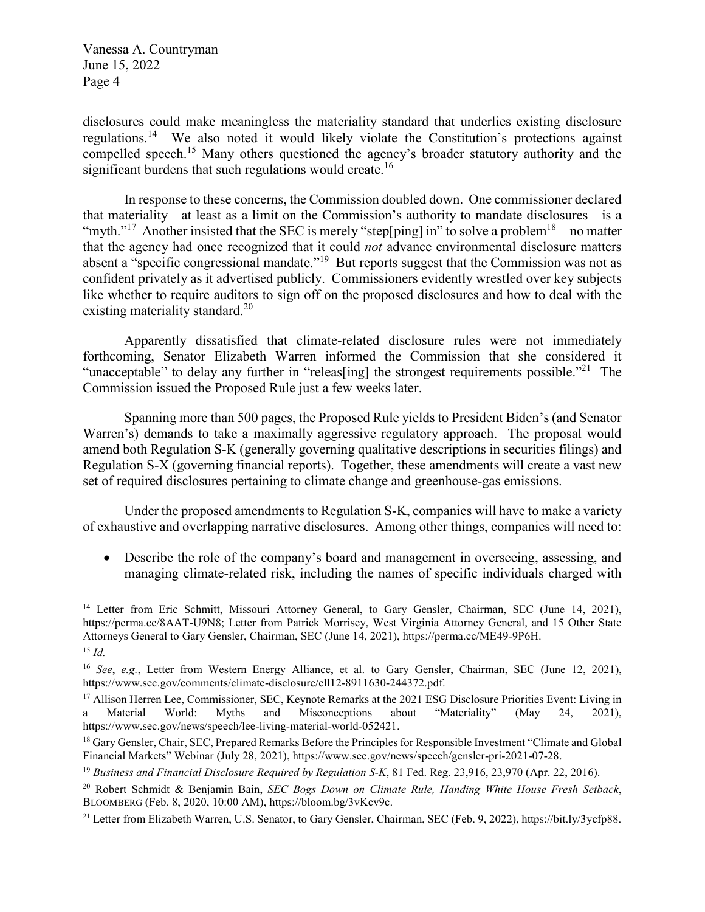disclosures could make meaningless the materiality standard that underlies existing disclosure regulations.[14] We also noted it would likely violate the Constitution's protections against compelled speech.[15] Many others questioned the agency's broader statutory authority and the significant burdens that such regulations would create.[16]

In response to these concerns, the Commission doubled down. One commissioner declared that materiality—at least as a limit on the Commission's authority to mandate disclosures—is a "myth."[17] Another insisted that the SEC is merely "step[ping] in" to solve a problem[18]—no matter that the agency had once recognized that it could *not* advance environmental disclosure matters absent a "specific congressional mandate."[19] But reports suggest that the Commission was not as confident privately as it advertised publicly. Commissioners evidently wrestled over key subjects like whether to require auditors to sign off on the proposed disclosures and how to deal with the existing materiality standard.[20]

Apparently dissatisfied that climate-related disclosure rules were not immediately forthcoming, Senator Elizabeth Warren informed the Commission that she considered it "unacceptable" to delay any further in "releas[ing] the strongest requirements possible."[21] The Commission issued the Proposed Rule just a few weeks later.

Spanning more than 500 pages, the Proposed Rule yields to President Biden's (and Senator Warren's) demands to take a maximally aggressive regulatory approach. The proposal would amend both Regulation S-K (generally governing qualitative descriptions in securities filings) and Regulation S-X (governing financial reports). Together, these amendments will create a vast new set of required disclosures pertaining to climate change and greenhouse-gas emissions.

Under the proposed amendments to Regulation S-K, companies will have to make a variety of exhaustive and overlapping narrative disclosures. Among other things, companies will need to:

- Describe the role of the company's board and management in overseeing, assessing, and managing climate-related risk, including the names of specific individuals charged with

---

[14] Letter from Eric Schmitt, Missouri Attorney General, to Gary Gensler, Chairman, SEC (June 14, 2021), https://perma.cc/8AAT-U9N8; Letter from Patrick Morrisey, West Virginia Attorney General, and 15 Other State Attorneys General to Gary Gensler, Chairman, SEC (June 14, 2021), https://perma.cc/ME49-9P6H.

[15] *Id.*

[16] *See*, *e.g.*, Letter from Western Energy Alliance, et al. to Gary Gensler, Chairman, SEC (June 12, 2021), https://www.sec.gov/comments/climate-disclosure/cll12-8911630-244372.pdf.

[17] Allison Herren Lee, Commissioner, SEC, Keynote Remarks at the 2021 ESG Disclosure Priorities Event: Living in a Material World: Myths and Misconceptions about "Materiality" (May 24, 2021), https://www.sec.gov/news/speech/lee-living-material-world-052421.

[18] Gary Gensler, Chair, SEC, Prepared Remarks Before the Principles for Responsible Investment "Climate and Global Financial Markets" Webinar (July 28, 2021), https://www.sec.gov/news/speech/gensler-pri-2021-07-28.

[19] *Business and Financial Disclosure Required by Regulation S-K*, 81 Fed. Reg. 23,916, 23,970 (Apr. 22, 2016).

[20] Robert Schmidt & Benjamin Bain, *SEC Bogs Down on Climate Rule, Handing White House Fresh Setback*, BLOOMBERG (Feb. 8, 2020, 10:00 AM), https://bloom.bg/3vKcv9c.

[21] Letter from Elizabeth Warren, U.S. Senator, to Gary Gensler, Chairman, SEC (Feb. 9, 2022), https://bit.ly/3ycfp88.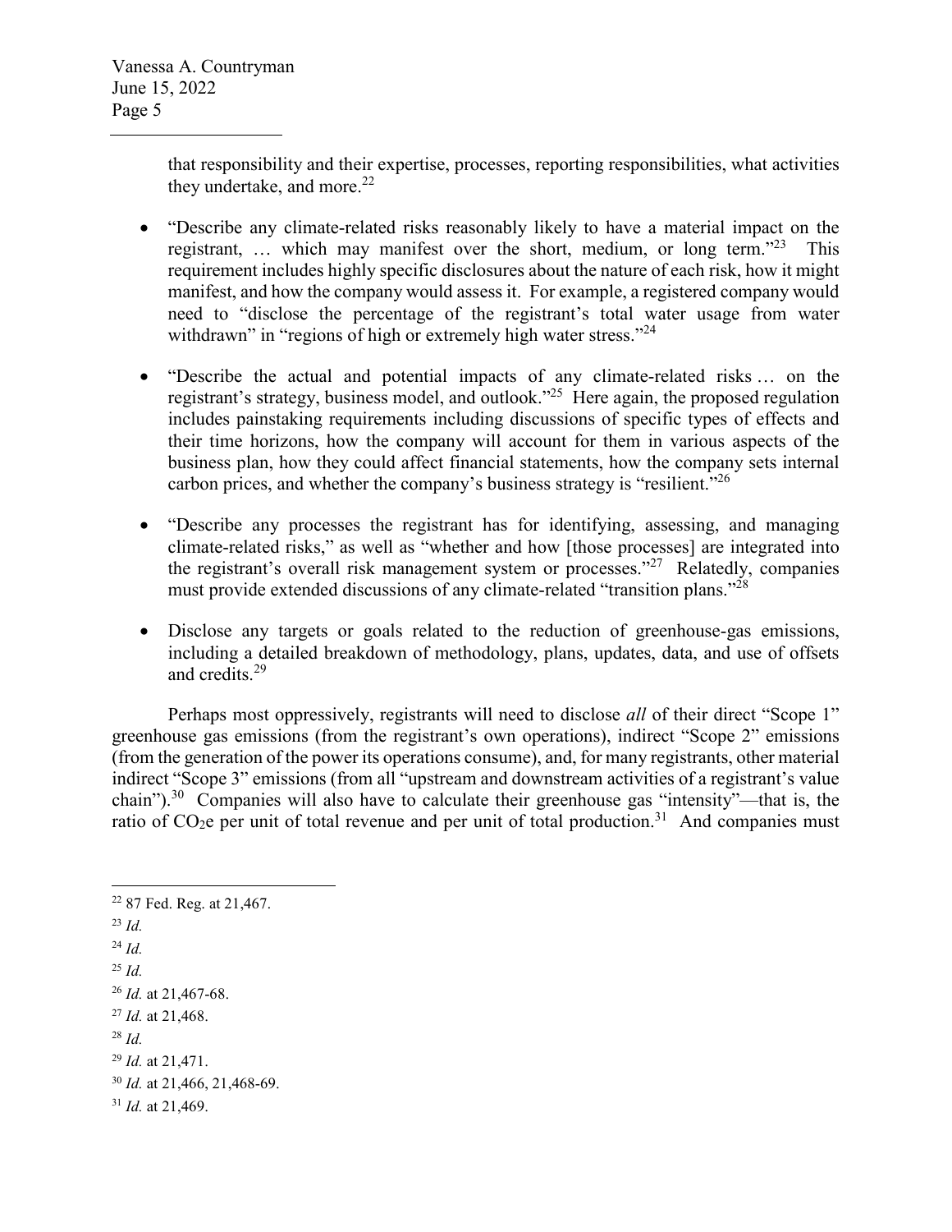that responsibility and their expertise, processes, reporting responsibilities, what activities they undertake, and more.[22]

- "Describe any climate-related risks reasonably likely to have a material impact on the registrant, … which may manifest over the short, medium, or long term."[23] This requirement includes highly specific disclosures about the nature of each risk, how it might manifest, and how the company would assess it. For example, a registered company would need to "disclose the percentage of the registrant's total water usage from water withdrawn" in "regions of high or extremely high water stress."[24]

- "Describe the actual and potential impacts of any climate-related risks … on the registrant's strategy, business model, and outlook."[25] Here again, the proposed regulation includes painstaking requirements including discussions of specific types of effects and their time horizons, how the company will account for them in various aspects of the business plan, how they could affect financial statements, how the company sets internal carbon prices, and whether the company's business strategy is "resilient."[26]

- "Describe any processes the registrant has for identifying, assessing, and managing climate-related risks," as well as "whether and how [those processes] are integrated into the registrant's overall risk management system or processes."[27] Relatedly, companies must provide extended discussions of any climate-related "transition plans."[28]

- Disclose any targets or goals related to the reduction of greenhouse-gas emissions, including a detailed breakdown of methodology, plans, updates, data, and use of offsets and credits.[29]

Perhaps most oppressively, registrants will need to disclose *all* of their direct "Scope 1" greenhouse gas emissions (from the registrant's own operations), indirect "Scope 2" emissions (from the generation of the power its operations consume), and, for many registrants, other material indirect "Scope 3" emissions (from all "upstream and downstream activities of a registrant's value chain").[30] Companies will also have to calculate their greenhouse gas "intensity"—that is, the ratio of $CO_2e$ per unit of total revenue and per unit of total production.[31] And companies must

[22] 87 Fed. Reg. at 21,467.

[23] *Id.*

[24] *Id.*

[25] *Id.*

[26] *Id.* at 21,467-68.

[27] *Id.* at 21,468.

[28] *Id.*

[29] *Id.* at 21,471.

[30] *Id.* at 21,466, 21,468-69.

[31] *Id.* at 21,469.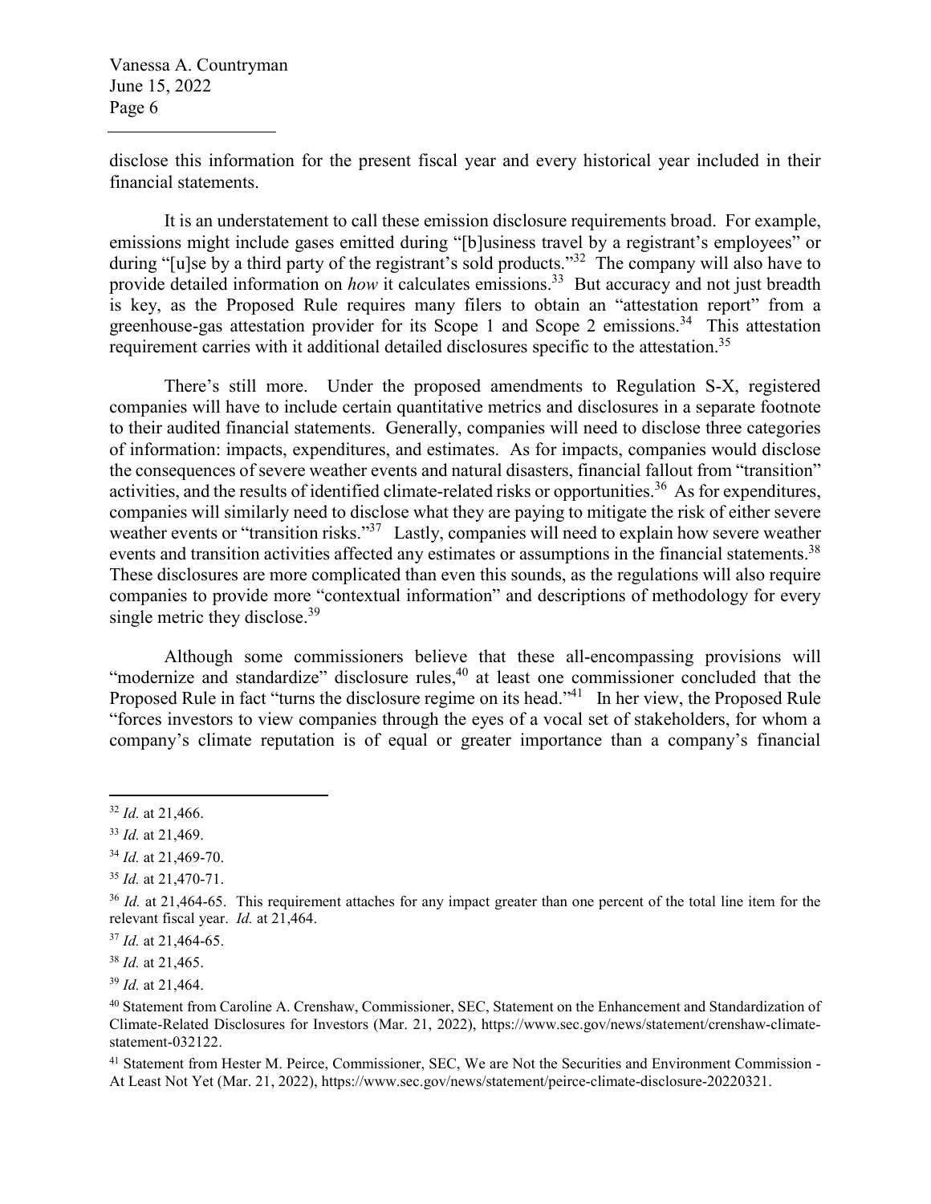disclose this information for the present fiscal year and every historical year included in their financial statements.

It is an understatement to call these emission disclosure requirements broad. For example, emissions might include gases emitted during "[b]usiness travel by a registrant's employees" or during "[u]se by a third party of the registrant's sold products."[32] The company will also have to provide detailed information on *how* it calculates emissions.[33] But accuracy and not just breadth is key, as the Proposed Rule requires many filers to obtain an "attestation report" from a greenhouse-gas attestation provider for its Scope 1 and Scope 2 emissions.[34] This attestation requirement carries with it additional detailed disclosures specific to the attestation.[35]

There's still more. Under the proposed amendments to Regulation S-X, registered companies will have to include certain quantitative metrics and disclosures in a separate footnote to their audited financial statements. Generally, companies will need to disclose three categories of information: impacts, expenditures, and estimates. As for impacts, companies would disclose the consequences of severe weather events and natural disasters, financial fallout from "transition" activities, and the results of identified climate-related risks or opportunities.[36] As for expenditures, companies will similarly need to disclose what they are paying to mitigate the risk of either severe weather events or "transition risks."[37] Lastly, companies will need to explain how severe weather events and transition activities affected any estimates or assumptions in the financial statements.[38] These disclosures are more complicated than even this sounds, as the regulations will also require companies to provide more "contextual information" and descriptions of methodology for every single metric they disclose.[39]

Although some commissioners believe that these all-encompassing provisions will "modernize and standardize" disclosure rules,[40] at least one commissioner concluded that the Proposed Rule in fact "turns the disclosure regime on its head."[41] In her view, the Proposed Rule "forces investors to view companies through the eyes of a vocal set of stakeholders, for whom a company's climate reputation is of equal or greater importance than a company's financial

---

[32] *Id.* at 21,466.

[33] *Id.* at 21,469.

[34] *Id.* at 21,469-70.

[35] *Id.* at 21,470-71.

[36] *Id.* at 21,464-65. This requirement attaches for any impact greater than one percent of the total line item for the relevant fiscal year. *Id.* at 21,464.

[37] *Id.* at 21,464-65.

[38] *Id.* at 21,465.

[39] *Id.* at 21,464.

[40] Statement from Caroline A. Crenshaw, Commissioner, SEC, Statement on the Enhancement and Standardization of Climate-Related Disclosures for Investors (Mar. 21, 2022), https://www.sec.gov/news/statement/crenshaw-climate-statement-032122.

[41] Statement from Hester M. Peirce, Commissioner, SEC, We are Not the Securities and Environment Commission - At Least Not Yet (Mar. 21, 2022), https://www.sec.gov/news/statement/peirce-climate-disclosure-20220321.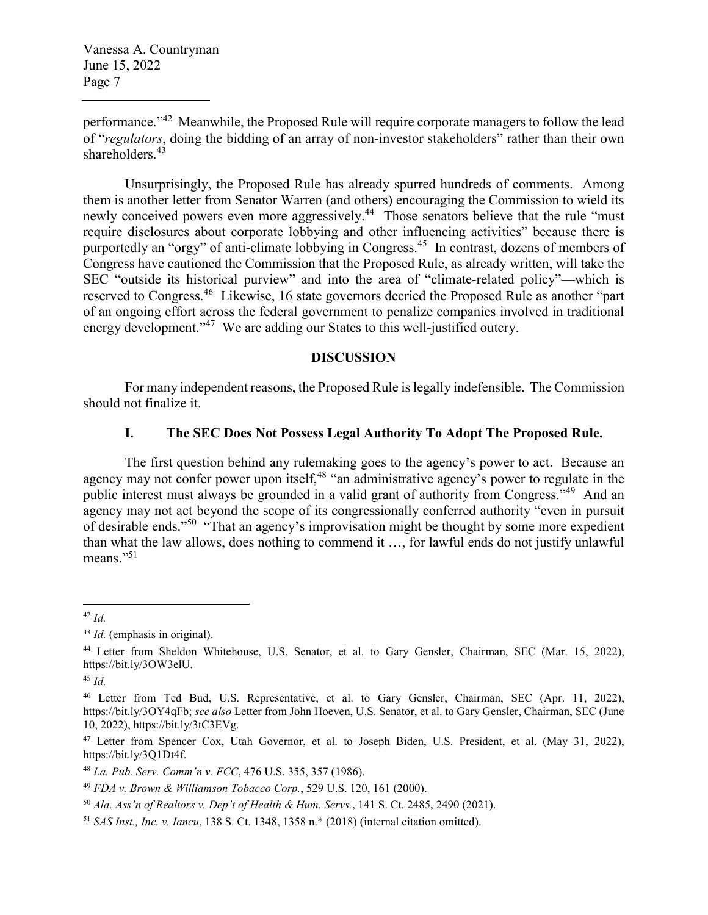performance."[42] Meanwhile, the Proposed Rule will require corporate managers to follow the lead of "*regulators*, doing the bidding of an array of non-investor stakeholders" rather than their own shareholders.[43]

Unsurprisingly, the Proposed Rule has already spurred hundreds of comments. Among them is another letter from Senator Warren (and others) encouraging the Commission to wield its newly conceived powers even more aggressively.[44] Those senators believe that the rule "must require disclosures about corporate lobbying and other influencing activities" because there is purportedly an "orgy" of anti-climate lobbying in Congress.[45] In contrast, dozens of members of Congress have cautioned the Commission that the Proposed Rule, as already written, will take the SEC "outside its historical purview" and into the area of "climate-related policy"—which is reserved to Congress.[46] Likewise, 16 state governors decried the Proposed Rule as another "part of an ongoing effort across the federal government to penalize companies involved in traditional energy development."[47] We are adding our States to this well-justified outcry.

## DISCUSSION

For many independent reasons, the Proposed Rule is legally indefensible. The Commission should not finalize it.

### I. The SEC Does Not Possess Legal Authority To Adopt The Proposed Rule.

The first question behind any rulemaking goes to the agency's power to act. Because an agency may not confer power upon itself,[48] "an administrative agency's power to regulate in the public interest must always be grounded in a valid grant of authority from Congress."[49] And an agency may not act beyond the scope of its congressionally conferred authority "even in pursuit of desirable ends."[50] "That an agency's improvisation might be thought by some more expedient than what the law allows, does nothing to commend it …, for lawful ends do not justify unlawful means."[51]

---

[42] *Id.*

[43] *Id.* (emphasis in original).

[44] Letter from Sheldon Whitehouse, U.S. Senator, et al. to Gary Gensler, Chairman, SEC (Mar. 15, 2022), https://bit.ly/3OW3elU.

[45] *Id.*

[46] Letter from Ted Bud, U.S. Representative, et al. to Gary Gensler, Chairman, SEC (Apr. 11, 2022), https://bit.ly/3OY4qFb; *see also* Letter from John Hoeven, U.S. Senator, et al. to Gary Gensler, Chairman, SEC (June 10, 2022), https://bit.ly/3tC3EVg.

[47] Letter from Spencer Cox, Utah Governor, et al. to Joseph Biden, U.S. President, et al. (May 31, 2022), https://bit.ly/3Q1Dt4f.

[48] *La. Pub. Serv. Comm'n v. FCC*, 476 U.S. 355, 357 (1986).

[49] *FDA v. Brown & Williamson Tobacco Corp.*, 529 U.S. 120, 161 (2000).

[50] *Ala. Ass'n of Realtors v. Dep't of Health & Hum. Servs.*, 141 S. Ct. 2485, 2490 (2021).

[51] *SAS Inst., Inc. v. Iancu*, 138 S. Ct. 1348, 1358 n.* (2018) (internal citation omitted).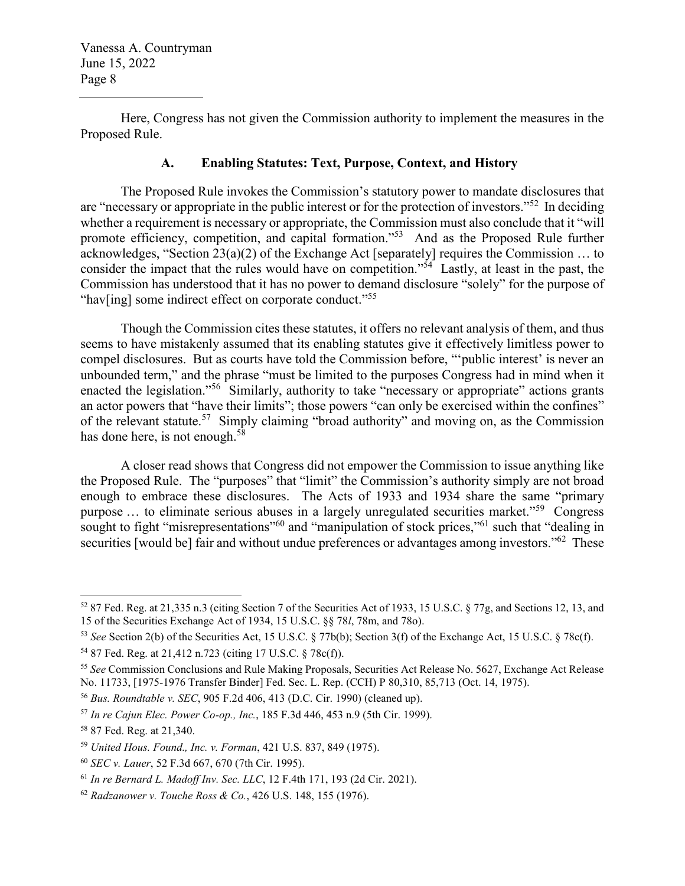Here, Congress has not given the Commission authority to implement the measures in the Proposed Rule.

### A. Enabling Statutes: Text, Purpose, Context, and History

The Proposed Rule invokes the Commission's statutory power to mandate disclosures that are "necessary or appropriate in the public interest or for the protection of investors."[52] In deciding whether a requirement is necessary or appropriate, the Commission must also conclude that it "will promote efficiency, competition, and capital formation."[53] And as the Proposed Rule further acknowledges, "Section 23(a)(2) of the Exchange Act [separately] requires the Commission … to consider the impact that the rules would have on competition."[54] Lastly, at least in the past, the Commission has understood that it has no power to demand disclosure "solely" for the purpose of "hav[ing] some indirect effect on corporate conduct."[55]

Though the Commission cites these statutes, it offers no relevant analysis of them, and thus seems to have mistakenly assumed that its enabling statutes give it effectively limitless power to compel disclosures. But as courts have told the Commission before, "'public interest' is never an unbounded term," and the phrase "must be limited to the purposes Congress had in mind when it enacted the legislation."[56] Similarly, authority to take "necessary or appropriate" actions grants an actor powers that "have their limits"; those powers "can only be exercised within the confines" of the relevant statute.[57] Simply claiming "broad authority" and moving on, as the Commission has done here, is not enough.[58]

A closer read shows that Congress did not empower the Commission to issue anything like the Proposed Rule. The "purposes" that "limit" the Commission's authority simply are not broad enough to embrace these disclosures. The Acts of 1933 and 1934 share the same "primary purpose … to eliminate serious abuses in a largely unregulated securities market."[59] Congress sought to fight "misrepresentations"[60] and "manipulation of stock prices,"[61] such that "dealing in securities [would be] fair and without undue preferences or advantages among investors."[62] These

---

[52] 87 Fed. Reg. at 21,335 n.3 (citing Section 7 of the Securities Act of 1933, 15 U.S.C. § 77g, and Sections 12, 13, and 15 of the Securities Exchange Act of 1934, 15 U.S.C. §§ 78*l*, 78m, and 78o).

[53] *See* Section 2(b) of the Securities Act, 15 U.S.C. § 77b(b); Section 3(f) of the Exchange Act, 15 U.S.C. § 78c(f).

[54] 87 Fed. Reg. at 21,412 n.723 (citing 17 U.S.C. § 78c(f)).

[55] *See* Commission Conclusions and Rule Making Proposals, Securities Act Release No. 5627, Exchange Act Release No. 11733, [1975-1976 Transfer Binder] Fed. Sec. L. Rep. (CCH) P 80,310, 85,713 (Oct. 14, 1975).

[56] *Bus. Roundtable v. SEC*, 905 F.2d 406, 413 (D.C. Cir. 1990) (cleaned up).

[57] *In re Cajun Elec. Power Co-op., Inc.*, 185 F.3d 446, 453 n.9 (5th Cir. 1999).

[58] 87 Fed. Reg. at 21,340.

[59] *United Hous. Found., Inc. v. Forman*, 421 U.S. 837, 849 (1975).

[60] *SEC v. Lauer*, 52 F.3d 667, 670 (7th Cir. 1995).

[61] *In re Bernard L. Madoff Inv. Sec. LLC*, 12 F.4th 171, 193 (2d Cir. 2021).

[62] *Radzanower v. Touche Ross & Co.*, 426 U.S. 148, 155 (1976).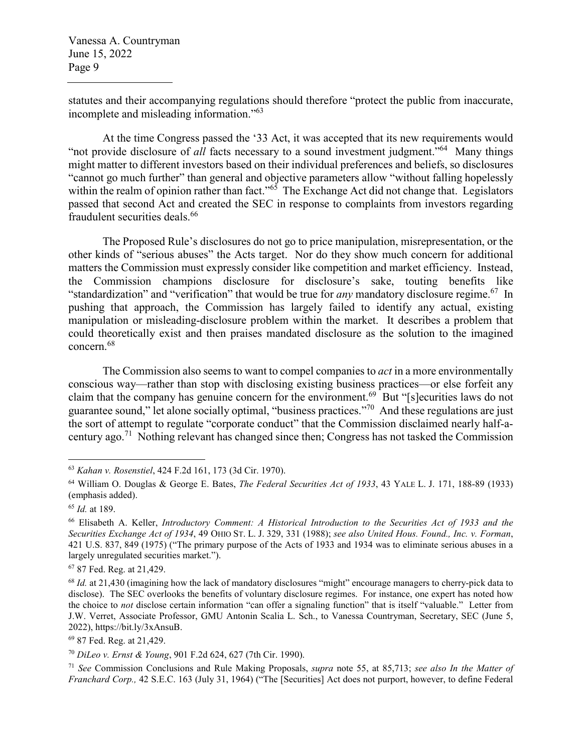statutes and their accompanying regulations should therefore "protect the public from inaccurate, incomplete and misleading information."[63]

At the time Congress passed the '33 Act, it was accepted that its new requirements would "not provide disclosure of *all* facts necessary to a sound investment judgment."[64] Many things might matter to different investors based on their individual preferences and beliefs, so disclosures "cannot go much further" than general and objective parameters allow "without falling hopelessly within the realm of opinion rather than fact."[65] The Exchange Act did not change that. Legislators passed that second Act and created the SEC in response to complaints from investors regarding fraudulent securities deals.[66]

The Proposed Rule's disclosures do not go to price manipulation, misrepresentation, or the other kinds of "serious abuses" the Acts target. Nor do they show much concern for additional matters the Commission must expressly consider like competition and market efficiency. Instead, the Commission champions disclosure for disclosure's sake, touting benefits like "standardization" and "verification" that would be true for *any* mandatory disclosure regime.[67] In pushing that approach, the Commission has largely failed to identify any actual, existing manipulation or misleading-disclosure problem within the market. It describes a problem that could theoretically exist and then praises mandated disclosure as the solution to the imagined concern.[68]

The Commission also seems to want to compel companies to *act* in a more environmentally conscious way—rather than stop with disclosing existing business practices—or else forfeit any claim that the company has genuine concern for the environment.[69] But "[s]ecurities laws do not guarantee sound," let alone socially optimal, "business practices."[70] And these regulations are just the sort of attempt to regulate "corporate conduct" that the Commission disclaimed nearly half-a-century ago.[71] Nothing relevant has changed since then; Congress has not tasked the Commission

---

[63] *Kahan v. Rosenstiel*, 424 F.2d 161, 173 (3d Cir. 1970).

[64] William O. Douglas & George E. Bates, *The Federal Securities Act of 1933*, 43 YALE L. J. 171, 188-89 (1933) (emphasis added).

[65] *Id.* at 189.

[66] Elisabeth A. Keller, *Introductory Comment: A Historical Introduction to the Securities Act of 1933 and the Securities Exchange Act of 1934*, 49 OHIO ST. L. J. 329, 331 (1988); *see also United Hous. Found., Inc. v. Forman*, 421 U.S. 837, 849 (1975) ("The primary purpose of the Acts of 1933 and 1934 was to eliminate serious abuses in a largely unregulated securities market.").

[67] 87 Fed. Reg. at 21,429.

[68] *Id.* at 21,430 (imagining how the lack of mandatory disclosures "might" encourage managers to cherry-pick data to disclose). The SEC overlooks the benefits of voluntary disclosure regimes. For instance, one expert has noted how the choice to *not* disclose certain information "can offer a signaling function" that is itself "valuable." Letter from J.W. Verret, Associate Professor, GMU Antonin Scalia L. Sch., to Vanessa Countryman, Secretary, SEC (June 5, 2022), https://bit.ly/3xAnsuB.

[69] 87 Fed. Reg. at 21,429.

[70] *DiLeo v. Ernst & Young*, 901 F.2d 624, 627 (7th Cir. 1990).

[71] *See* Commission Conclusions and Rule Making Proposals, *supra* note 55, at 85,713; *see also In the Matter of Franchard Corp.,* 42 S.E.C. 163 (July 31, 1964) ("The [Securities] Act does not purport, however, to define Federal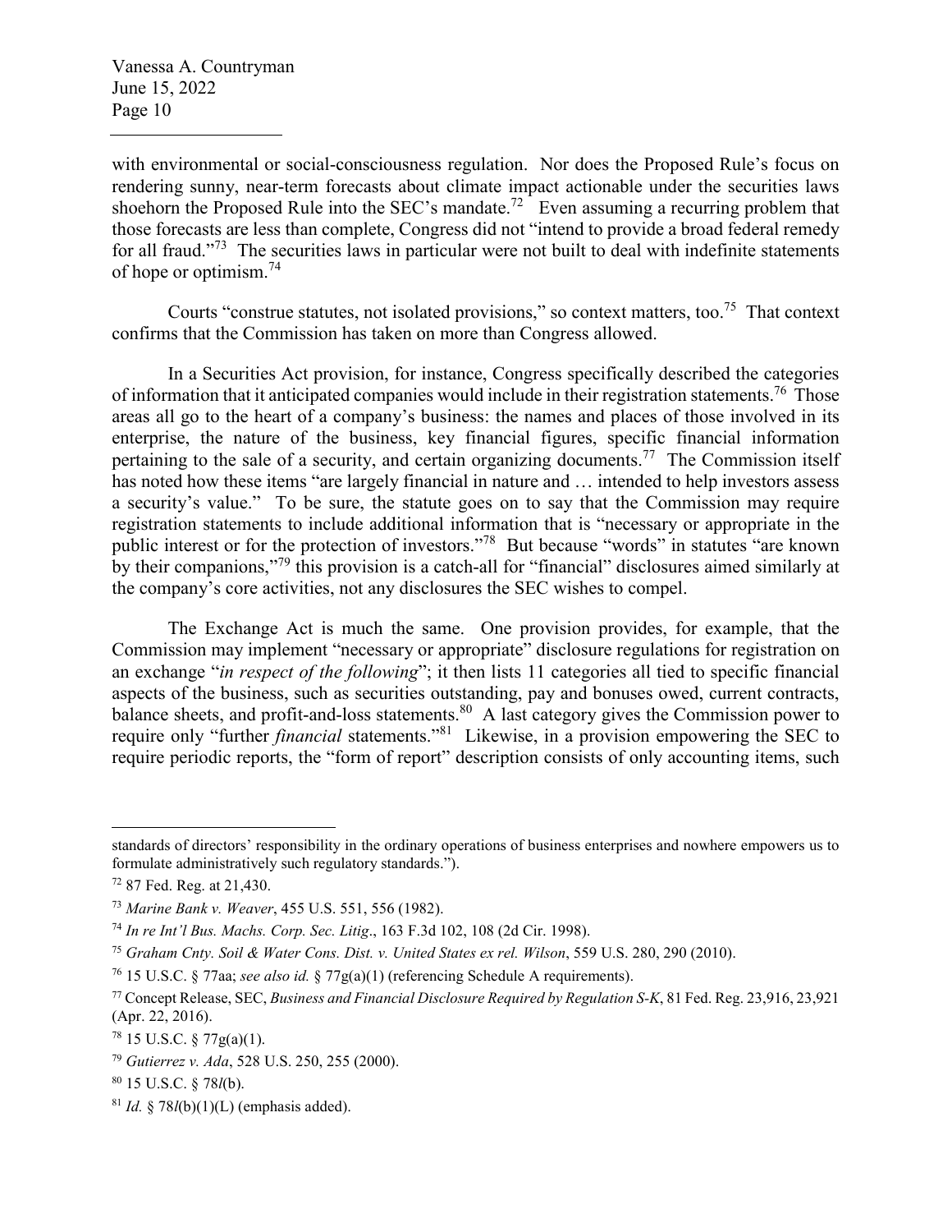with environmental or social-consciousness regulation. Nor does the Proposed Rule's focus on rendering sunny, near-term forecasts about climate impact actionable under the securities laws shoehorn the Proposed Rule into the SEC's mandate.[72] Even assuming a recurring problem that those forecasts are less than complete, Congress did not "intend to provide a broad federal remedy for all fraud."[73] The securities laws in particular were not built to deal with indefinite statements of hope or optimism.[74]

Courts "construe statutes, not isolated provisions," so context matters, too.[75] That context confirms that the Commission has taken on more than Congress allowed.

In a Securities Act provision, for instance, Congress specifically described the categories of information that it anticipated companies would include in their registration statements.[76] Those areas all go to the heart of a company's business: the names and places of those involved in its enterprise, the nature of the business, key financial figures, specific financial information pertaining to the sale of a security, and certain organizing documents.[77] The Commission itself has noted how these items "are largely financial in nature and … intended to help investors assess a security's value." To be sure, the statute goes on to say that the Commission may require registration statements to include additional information that is "necessary or appropriate in the public interest or for the protection of investors."[78] But because "words" in statutes "are known by their companions,"[79] this provision is a catch-all for "financial" disclosures aimed similarly at the company's core activities, not any disclosures the SEC wishes to compel.

The Exchange Act is much the same. One provision provides, for example, that the Commission may implement "necessary or appropriate" disclosure regulations for registration on an exchange "*in respect of the following*"; it then lists 11 categories all tied to specific financial aspects of the business, such as securities outstanding, pay and bonuses owed, current contracts, balance sheets, and profit-and-loss statements.[80] A last category gives the Commission power to require only "further *financial* statements."[81] Likewise, in a provision empowering the SEC to require periodic reports, the "form of report" description consists of only accounting items, such

---

standards of directors' responsibility in the ordinary operations of business enterprises and nowhere empowers us to formulate administratively such regulatory standards.").

[72] 87 Fed. Reg. at 21,430.

[73] *Marine Bank v. Weaver*, 455 U.S. 551, 556 (1982).

[74] *In re Int'l Bus. Machs. Corp. Sec. Litig*., 163 F.3d 102, 108 (2d Cir. 1998).

[75] *Graham Cnty. Soil & Water Cons. Dist. v. United States ex rel. Wilson*, 559 U.S. 280, 290 (2010).

[76] 15 U.S.C. § 77aa; *see also id.* § 77g(a)(1) (referencing Schedule A requirements).

[77] Concept Release, SEC, *Business and Financial Disclosure Required by Regulation S-K*, 81 Fed. Reg. 23,916, 23,921 (Apr. 22, 2016).

[78] 15 U.S.C. § 77g(a)(1).

[79] *Gutierrez v. Ada*, 528 U.S. 250, 255 (2000).

[80] 15 U.S.C. § 78*l*(b).

[81] *Id.* § 78*l*(b)(1)(L) (emphasis added).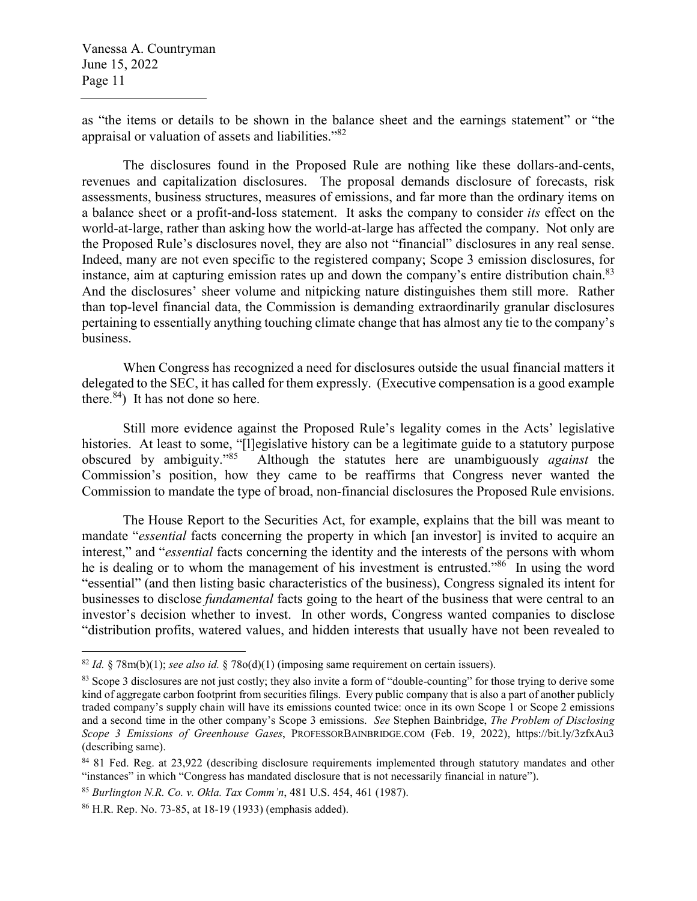as "the items or details to be shown in the balance sheet and the earnings statement" or "the appraisal or valuation of assets and liabilities."[82]

The disclosures found in the Proposed Rule are nothing like these dollars-and-cents, revenues and capitalization disclosures. The proposal demands disclosure of forecasts, risk assessments, business structures, measures of emissions, and far more than the ordinary items on a balance sheet or a profit-and-loss statement. It asks the company to consider *its* effect on the world-at-large, rather than asking how the world-at-large has affected the company. Not only are the Proposed Rule's disclosures novel, they are also not "financial" disclosures in any real sense. Indeed, many are not even specific to the registered company; Scope 3 emission disclosures, for instance, aim at capturing emission rates up and down the company's entire distribution chain.[83] And the disclosures' sheer volume and nitpicking nature distinguishes them still more. Rather than top-level financial data, the Commission is demanding extraordinarily granular disclosures pertaining to essentially anything touching climate change that has almost any tie to the company's business.

When Congress has recognized a need for disclosures outside the usual financial matters it delegated to the SEC, it has called for them expressly. (Executive compensation is a good example there.[84]) It has not done so here.

Still more evidence against the Proposed Rule's legality comes in the Acts' legislative histories. At least to some, "[l]egislative history can be a legitimate guide to a statutory purpose obscured by ambiguity."[85] Although the statutes here are unambiguously *against* the Commission's position, how they came to be reaffirms that Congress never wanted the Commission to mandate the type of broad, non-financial disclosures the Proposed Rule envisions.

The House Report to the Securities Act, for example, explains that the bill was meant to mandate "*essential* facts concerning the property in which [an investor] is invited to acquire an interest," and "*essential* facts concerning the identity and the interests of the persons with whom he is dealing or to whom the management of his investment is entrusted."[86] In using the word "essential" (and then listing basic characteristics of the business), Congress signaled its intent for businesses to disclose *fundamental* facts going to the heart of the business that were central to an investor's decision whether to invest. In other words, Congress wanted companies to disclose "distribution profits, watered values, and hidden interests that usually have not been revealed to

---

[82] *Id.* § 78m(b)(1); *see also id.* § 78o(d)(1) (imposing same requirement on certain issuers).

[83] Scope 3 disclosures are not just costly; they also invite a form of "double-counting" for those trying to derive some kind of aggregate carbon footprint from securities filings. Every public company that is also a part of another publicly traded company's supply chain will have its emissions counted twice: once in its own Scope 1 or Scope 2 emissions and a second time in the other company's Scope 3 emissions. *See* Stephen Bainbridge, *The Problem of Disclosing Scope 3 Emissions of Greenhouse Gases*, PROFESSORBAINBRIDGE.COM (Feb. 19, 2022), https://bit.ly/3zfxAu3 (describing same).

[84] 81 Fed. Reg. at 23,922 (describing disclosure requirements implemented through statutory mandates and other "instances" in which "Congress has mandated disclosure that is not necessarily financial in nature").

[85] *Burlington N.R. Co. v. Okla. Tax Comm'n*, 481 U.S. 454, 461 (1987).

[86] H.R. Rep. No. 73-85, at 18-19 (1933) (emphasis added).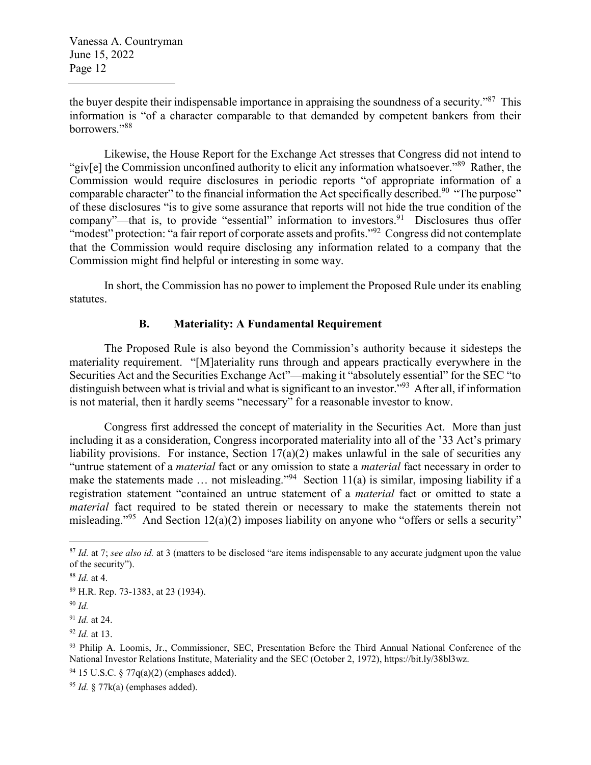the buyer despite their indispensable importance in appraising the soundness of a security."[87] This information is "of a character comparable to that demanded by competent bankers from their borrowers."[88]

Likewise, the House Report for the Exchange Act stresses that Congress did not intend to "giv[e] the Commission unconfined authority to elicit any information whatsoever."[89] Rather, the Commission would require disclosures in periodic reports "of appropriate information of a comparable character" to the financial information the Act specifically described.[90] "The purpose" of these disclosures "is to give some assurance that reports will not hide the true condition of the company"—that is, to provide "essential" information to investors.[91] Disclosures thus offer "modest" protection: "a fair report of corporate assets and profits."[92] Congress did not contemplate that the Commission would require disclosing any information related to a company that the Commission might find helpful or interesting in some way.

In short, the Commission has no power to implement the Proposed Rule under its enabling statutes.

### B. Materiality: A Fundamental Requirement

The Proposed Rule is also beyond the Commission's authority because it sidesteps the materiality requirement. "[M]ateriality runs through and appears practically everywhere in the Securities Act and the Securities Exchange Act"—making it "absolutely essential" for the SEC "to distinguish between what is trivial and what is significant to an investor."[93] After all, if information is not material, then it hardly seems "necessary" for a reasonable investor to know.

Congress first addressed the concept of materiality in the Securities Act. More than just including it as a consideration, Congress incorporated materiality into all of the '33 Act's primary liability provisions. For instance, Section 17(a)(2) makes unlawful in the sale of securities any "untrue statement of a *material* fact or any omission to state a *material* fact necessary in order to make the statements made … not misleading."[94] Section 11(a) is similar, imposing liability if a registration statement "contained an untrue statement of a *material* fact or omitted to state a *material* fact required to be stated therein or necessary to make the statements therein not misleading."[95] And Section 12(a)(2) imposes liability on anyone who "offers or sells a security"

---

[87] *Id.* at 7; *see also id.* at 3 (matters to be disclosed "are items indispensable to any accurate judgment upon the value of the security").

[88] *Id.* at 4.

[89] H.R. Rep. 73-1383, at 23 (1934).

[90] *Id.*

[91] *Id.* at 24.

[92] *Id.* at 13.

[93] Philip A. Loomis, Jr., Commissioner, SEC, Presentation Before the Third Annual National Conference of the National Investor Relations Institute, Materiality and the SEC (October 2, 1972), https://bit.ly/38bl3wz.

[94] 15 U.S.C. § 77q(a)(2) (emphases added).

[95] *Id.* § 77k(a) (emphases added).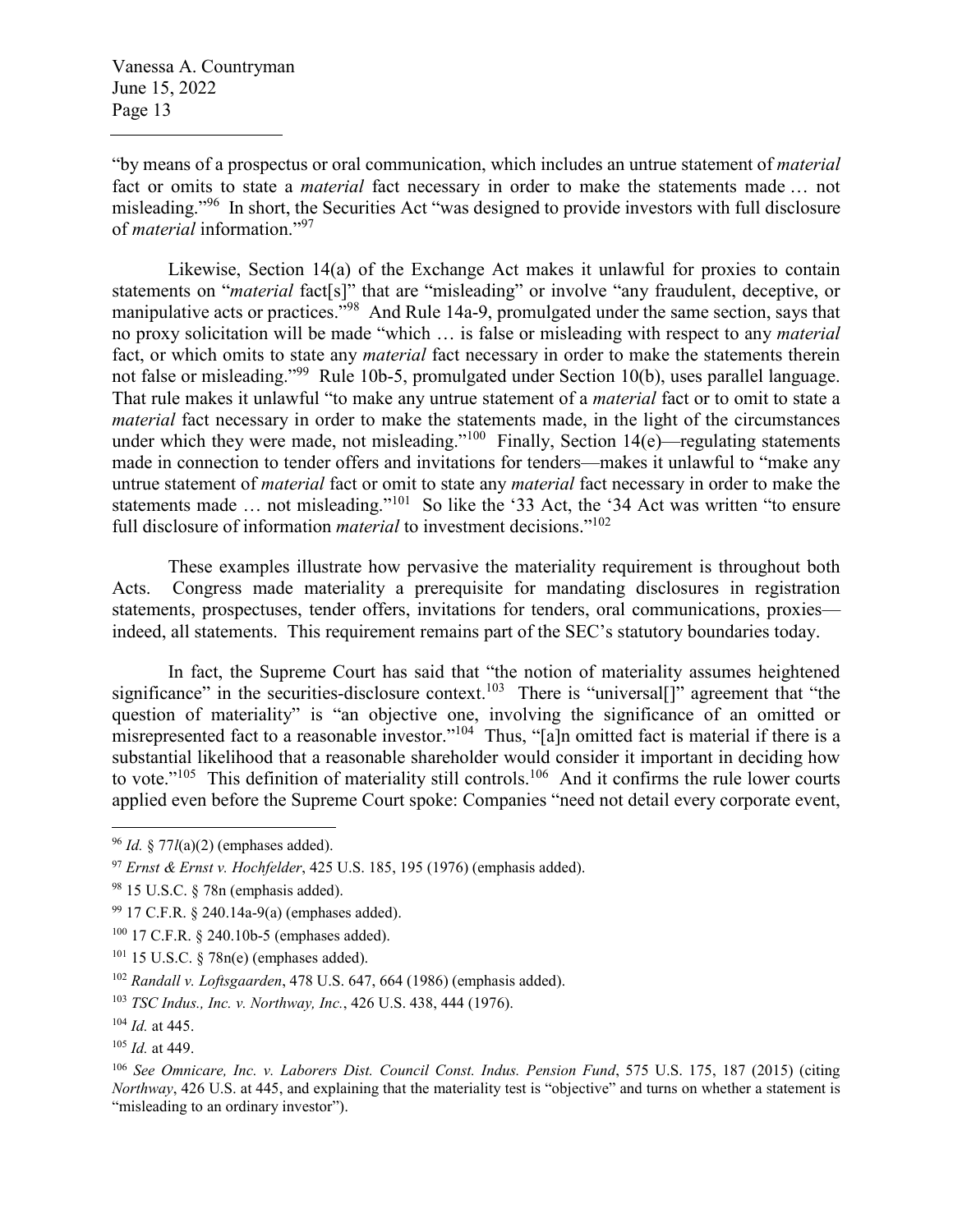"by means of a prospectus or oral communication, which includes an untrue statement of *material* fact or omits to state a *material* fact necessary in order to make the statements made … not misleading."[96] In short, the Securities Act "was designed to provide investors with full disclosure of *material* information."[97]

Likewise, Section 14(a) of the Exchange Act makes it unlawful for proxies to contain statements on "*material* fact[s]" that are "misleading" or involve "any fraudulent, deceptive, or manipulative acts or practices."[98] And Rule 14a-9, promulgated under the same section, says that no proxy solicitation will be made "which … is false or misleading with respect to any *material* fact, or which omits to state any *material* fact necessary in order to make the statements therein not false or misleading."[99] Rule 10b-5, promulgated under Section 10(b), uses parallel language. That rule makes it unlawful "to make any untrue statement of a *material* fact or to omit to state a *material* fact necessary in order to make the statements made, in the light of the circumstances under which they were made, not misleading."[100] Finally, Section 14(e)—regulating statements made in connection to tender offers and invitations for tenders—makes it unlawful to "make any untrue statement of *material* fact or omit to state any *material* fact necessary in order to make the statements made … not misleading."[101] So like the '33 Act, the '34 Act was written "to ensure full disclosure of information *material* to investment decisions."[102]

These examples illustrate how pervasive the materiality requirement is throughout both Acts. Congress made materiality a prerequisite for mandating disclosures in registration statements, prospectuses, tender offers, invitations for tenders, oral communications, proxies—indeed, all statements. This requirement remains part of the SEC's statutory boundaries today.

In fact, the Supreme Court has said that "the notion of materiality assumes heightened significance" in the securities-disclosure context.[103] There is "universal[]" agreement that "the question of materiality" is "an objective one, involving the significance of an omitted or misrepresented fact to a reasonable investor."[104] Thus, "[a]n omitted fact is material if there is a substantial likelihood that a reasonable shareholder would consider it important in deciding how to vote."[105] This definition of materiality still controls.[106] And it confirms the rule lower courts applied even before the Supreme Court spoke: Companies "need not detail every corporate event,

---

[96] *Id.* § 77*l*(a)(2) (emphases added).

[97] *Ernst & Ernst v. Hochfelder*, 425 U.S. 185, 195 (1976) (emphasis added).

[98] 15 U.S.C. § 78n (emphasis added).

[99] 17 C.F.R. § 240.14a-9(a) (emphases added).

[100] 17 C.F.R. § 240.10b-5 (emphases added).

[101] 15 U.S.C. § 78n(e) (emphases added).

[102] *Randall v. Loftsgaarden*, 478 U.S. 647, 664 (1986) (emphasis added).

[103] *TSC Indus., Inc. v. Northway, Inc.*, 426 U.S. 438, 444 (1976).

[104] *Id.* at 445.

[105] *Id.* at 449.

[106] *See Omnicare, Inc. v. Laborers Dist. Council Const. Indus. Pension Fund*, 575 U.S. 175, 187 (2015) (citing *Northway*, 426 U.S. at 445, and explaining that the materiality test is "objective" and turns on whether a statement is "misleading to an ordinary investor").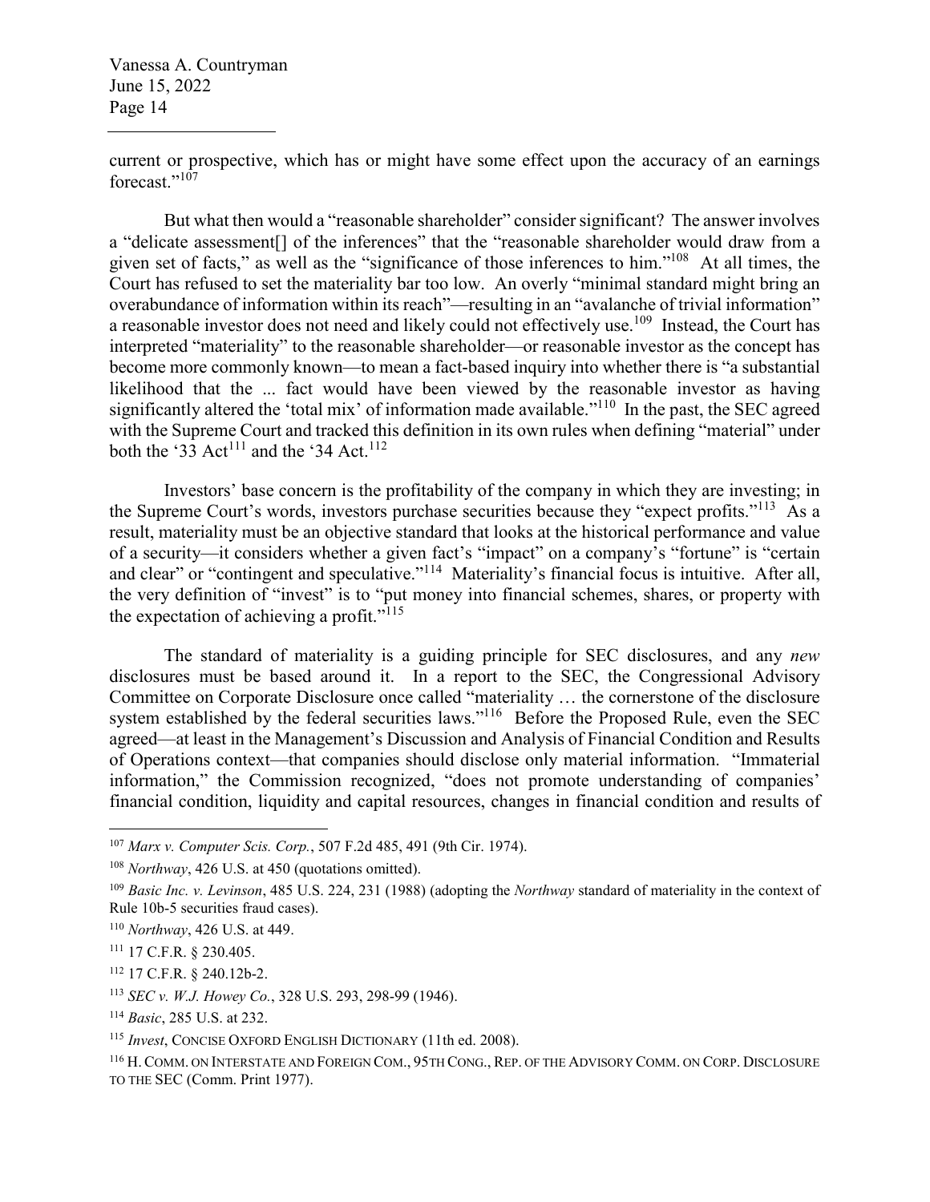current or prospective, which has or might have some effect upon the accuracy of an earnings forecast."[107]

But what then would a "reasonable shareholder" consider significant? The answer involves a "delicate assessment[] of the inferences" that the "reasonable shareholder would draw from a given set of facts," as well as the "significance of those inferences to him."[108] At all times, the Court has refused to set the materiality bar too low. An overly "minimal standard might bring an overabundance of information within its reach"—resulting in an "avalanche of trivial information" a reasonable investor does not need and likely could not effectively use.[109] Instead, the Court has interpreted "materiality" to the reasonable shareholder—or reasonable investor as the concept has become more commonly known—to mean a fact-based inquiry into whether there is "a substantial likelihood that the ... fact would have been viewed by the reasonable investor as having significantly altered the 'total mix' of information made available."[110] In the past, the SEC agreed with the Supreme Court and tracked this definition in its own rules when defining "material" under both the '33 Act[111] and the '34 Act.[112]

Investors' base concern is the profitability of the company in which they are investing; in the Supreme Court's words, investors purchase securities because they "expect profits."[113] As a result, materiality must be an objective standard that looks at the historical performance and value of a security—it considers whether a given fact's "impact" on a company's "fortune" is "certain and clear" or "contingent and speculative."[114] Materiality's financial focus is intuitive. After all, the very definition of "invest" is to "put money into financial schemes, shares, or property with the expectation of achieving a profit."[115]

The standard of materiality is a guiding principle for SEC disclosures, and any *new* disclosures must be based around it. In a report to the SEC, the Congressional Advisory Committee on Corporate Disclosure once called "materiality … the cornerstone of the disclosure system established by the federal securities laws."[116] Before the Proposed Rule, even the SEC agreed—at least in the Management's Discussion and Analysis of Financial Condition and Results of Operations context—that companies should disclose only material information. "Immaterial information," the Commission recognized, "does not promote understanding of companies' financial condition, liquidity and capital resources, changes in financial condition and results of

---

[107] *Marx v. Computer Scis. Corp.*, 507 F.2d 485, 491 (9th Cir. 1974).

[108] *Northway*, 426 U.S. at 450 (quotations omitted).

[109] *Basic Inc. v. Levinson*, 485 U.S. 224, 231 (1988) (adopting the *Northway* standard of materiality in the context of Rule 10b-5 securities fraud cases).

[110] *Northway*, 426 U.S. at 449.

[111] 17 C.F.R. § 230.405.

[112] 17 C.F.R. § 240.12b-2.

[113] *SEC v. W.J. Howey Co.*, 328 U.S. 293, 298-99 (1946).

[114] *Basic*, 285 U.S. at 232.

[115] *Invest*, CONCISE OXFORD ENGLISH DICTIONARY (11th ed. 2008).

[116] H. COMM. ON INTERSTATE AND FOREIGN COM., 95TH CONG., REP. OF THE ADVISORY COMM. ON CORP. DISCLOSURE TO THE SEC (Comm. Print 1977).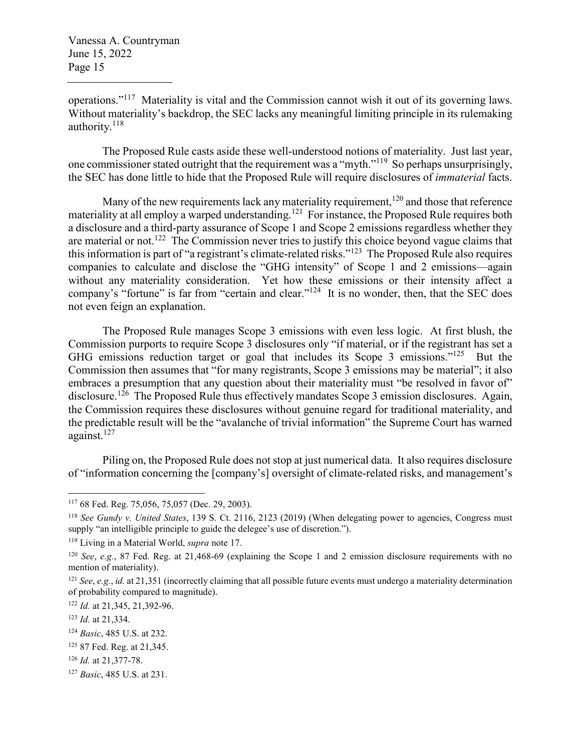operations."[117] Materiality is vital and the Commission cannot wish it out of its governing laws. Without materiality's backdrop, the SEC lacks any meaningful limiting principle in its rulemaking authority.[118]

The Proposed Rule casts aside these well-understood notions of materiality. Just last year, one commissioner stated outright that the requirement was a "myth."[119] So perhaps unsurprisingly, the SEC has done little to hide that the Proposed Rule will require disclosures of *immaterial* facts.

Many of the new requirements lack any materiality requirement,[120] and those that reference materiality at all employ a warped understanding.[121] For instance, the Proposed Rule requires both a disclosure and a third-party assurance of Scope 1 and Scope 2 emissions regardless whether they are material or not.[122] The Commission never tries to justify this choice beyond vague claims that this information is part of "a registrant's climate-related risks."[123] The Proposed Rule also requires companies to calculate and disclose the "GHG intensity" of Scope 1 and 2 emissions—again without any materiality consideration. Yet how these emissions or their intensity affect a company's "fortune" is far from "certain and clear."[124] It is no wonder, then, that the SEC does not even feign an explanation.

The Proposed Rule manages Scope 3 emissions with even less logic. At first blush, the Commission purports to require Scope 3 disclosures only "if material, or if the registrant has set a GHG emissions reduction target or goal that includes its Scope 3 emissions."[125] But the Commission then assumes that "for many registrants, Scope 3 emissions may be material"; it also embraces a presumption that any question about their materiality must "be resolved in favor of" disclosure.[126] The Proposed Rule thus effectively mandates Scope 3 emission disclosures. Again, the Commission requires these disclosures without genuine regard for traditional materiality, and the predictable result will be the "avalanche of trivial information" the Supreme Court has warned against.[127]

Piling on, the Proposed Rule does not stop at just numerical data. It also requires disclosure of "information concerning the [company's] oversight of climate-related risks, and management's

---

[117] 68 Fed. Reg. 75,056, 75,057 (Dec. 29, 2003).

[118] *See Gundy v. United States*, 139 S. Ct. 2116, 2123 (2019) (When delegating power to agencies, Congress must supply "an intelligible principle to guide the delegee's use of discretion.").

[119] Living in a Material World, *supra* note 17.

[120] *See*, *e.g.*, 87 Fed. Reg. at 21,468-69 (explaining the Scope 1 and 2 emission disclosure requirements with no mention of materiality).

[121] *See*, *e.g.*, *id.* at 21,351 (incorrectly claiming that all possible future events must undergo a materiality determination of probability compared to magnitude).

[122] *Id.* at 21,345, 21,392-96.

[123] *Id.* at 21,334.

[124] *Basic*, 485 U.S. at 232.

[125] 87 Fed. Reg. at 21,345.

[126] *Id.* at 21,377-78.

[127] *Basic*, 485 U.S. at 231.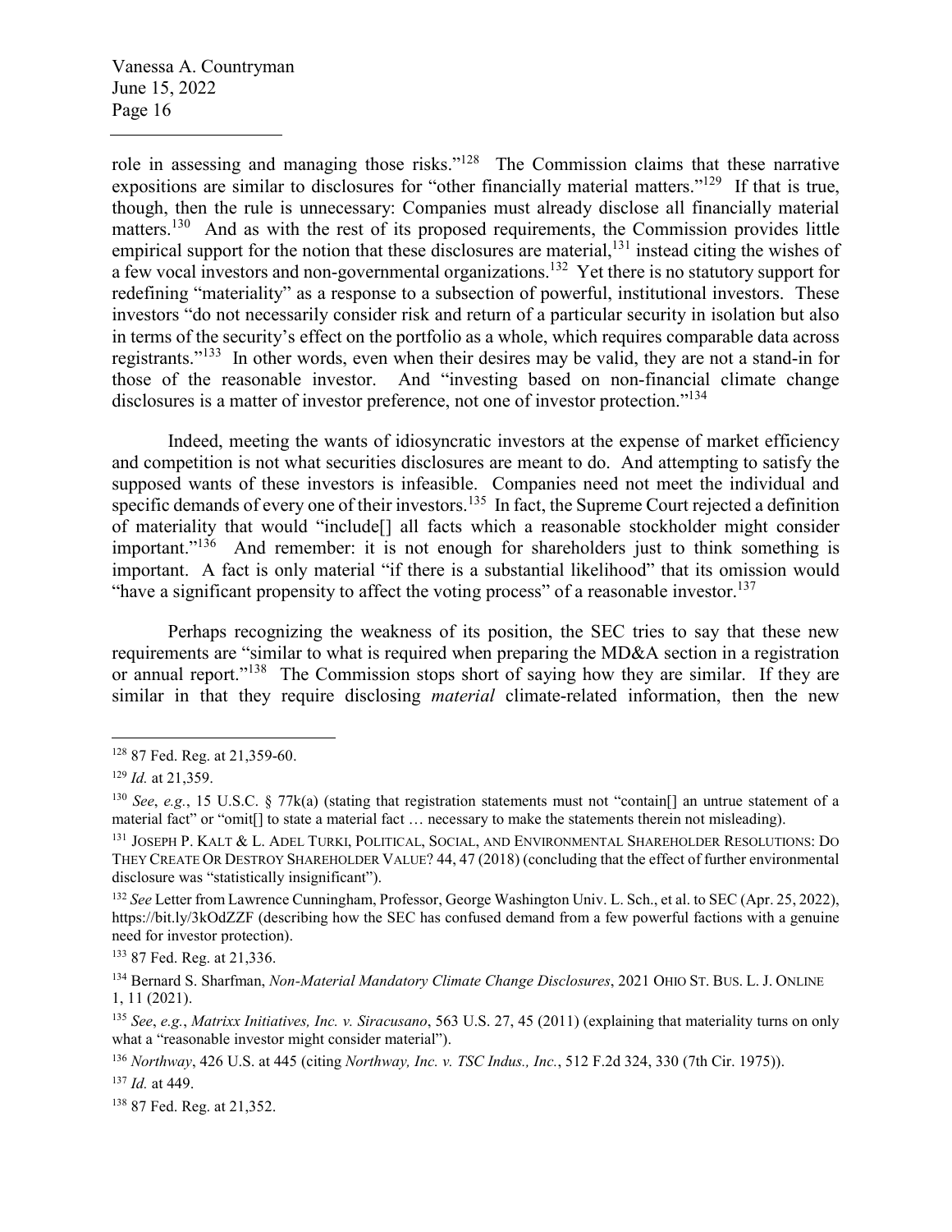role in assessing and managing those risks."[128] The Commission claims that these narrative expositions are similar to disclosures for "other financially material matters."[129] If that is true, though, then the rule is unnecessary: Companies must already disclose all financially material matters.[130] And as with the rest of its proposed requirements, the Commission provides little empirical support for the notion that these disclosures are material,[131] instead citing the wishes of a few vocal investors and non-governmental organizations.[132] Yet there is no statutory support for redefining "materiality" as a response to a subsection of powerful, institutional investors. These investors "do not necessarily consider risk and return of a particular security in isolation but also in terms of the security's effect on the portfolio as a whole, which requires comparable data across registrants."[133] In other words, even when their desires may be valid, they are not a stand-in for those of the reasonable investor. And "investing based on non-financial climate change disclosures is a matter of investor preference, not one of investor protection."[134]

Indeed, meeting the wants of idiosyncratic investors at the expense of market efficiency and competition is not what securities disclosures are meant to do. And attempting to satisfy the supposed wants of these investors is infeasible. Companies need not meet the individual and specific demands of every one of their investors.[135] In fact, the Supreme Court rejected a definition of materiality that would "include[] all facts which a reasonable stockholder might consider important."[136] And remember: it is not enough for shareholders just to think something is important. A fact is only material "if there is a substantial likelihood" that its omission would "have a significant propensity to affect the voting process" of a reasonable investor.[137]

Perhaps recognizing the weakness of its position, the SEC tries to say that these new requirements are "similar to what is required when preparing the MD&A section in a registration or annual report."[138] The Commission stops short of saying how they are similar. If they are similar in that they require disclosing *material* climate-related information, then the new

---

[128] 87 Fed. Reg. at 21,359-60.

[129] *Id.* at 21,359.

[130] *See*, *e.g.*, 15 U.S.C. § 77k(a) (stating that registration statements must not "contain[] an untrue statement of a material fact" or "omit[] to state a material fact … necessary to make the statements therein not misleading).

[131] Joseph P. Kalt & L. Adel Turki, Political, Social, and Environmental Shareholder Resolutions: Do They Create Or Destroy Shareholder Value? 44, 47 (2018) (concluding that the effect of further environmental disclosure was "statistically insignificant").

[132] *See* Letter from Lawrence Cunningham, Professor, George Washington Univ. L. Sch., et al. to SEC (Apr. 25, 2022), https://bit.ly/3kOdZZF (describing how the SEC has confused demand from a few powerful factions with a genuine need for investor protection).

[133] 87 Fed. Reg. at 21,336.

[134] Bernard S. Sharfman, *Non-Material Mandatory Climate Change Disclosures*, 2021 Ohio St. Bus. L. J. Online 1, 11 (2021).

[135] *See*, *e.g.*, *Matrixx Initiatives, Inc. v. Siracusano*, 563 U.S. 27, 45 (2011) (explaining that materiality turns on only what a "reasonable investor might consider material").

[136] *Northway*, 426 U.S. at 445 (citing *Northway, Inc. v. TSC Indus., Inc.*, 512 F.2d 324, 330 (7th Cir. 1975)).

[137] *Id.* at 449.

[138] 87 Fed. Reg. at 21,352.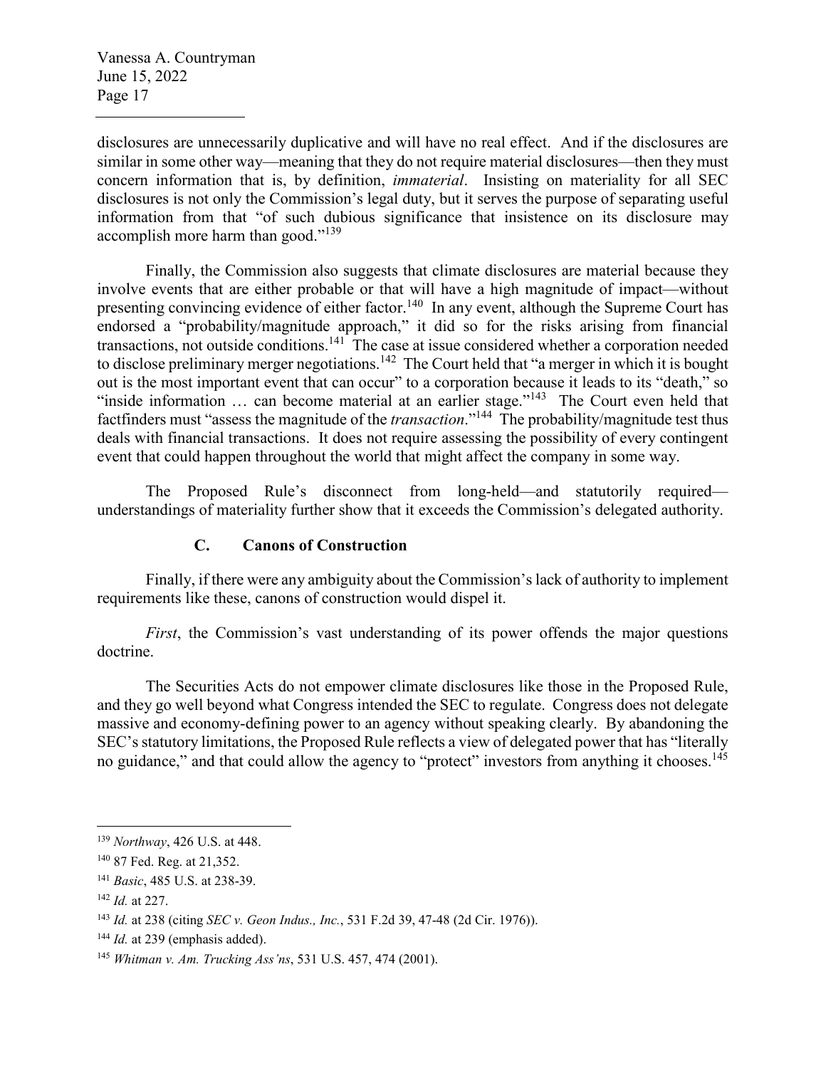disclosures are unnecessarily duplicative and will have no real effect. And if the disclosures are similar in some other way—meaning that they do not require material disclosures—then they must concern information that is, by definition, *immaterial*. Insisting on materiality for all SEC disclosures is not only the Commission's legal duty, but it serves the purpose of separating useful information from that "of such dubious significance that insistence on its disclosure may accomplish more harm than good."[139]

Finally, the Commission also suggests that climate disclosures are material because they involve events that are either probable or that will have a high magnitude of impact—without presenting convincing evidence of either factor.[140] In any event, although the Supreme Court has endorsed a "probability/magnitude approach," it did so for the risks arising from financial transactions, not outside conditions.[141] The case at issue considered whether a corporation needed to disclose preliminary merger negotiations.[142] The Court held that "a merger in which it is bought out is the most important event that can occur" to a corporation because it leads to its "death," so "inside information … can become material at an earlier stage."[143] The Court even held that factfinders must "assess the magnitude of the *transaction*."[144] The probability/magnitude test thus deals with financial transactions. It does not require assessing the possibility of every contingent event that could happen throughout the world that might affect the company in some way.

The Proposed Rule's disconnect from long-held—and statutorily required—understandings of materiality further show that it exceeds the Commission's delegated authority.

### C. Canons of Construction

Finally, if there were any ambiguity about the Commission's lack of authority to implement requirements like these, canons of construction would dispel it.

*First*, the Commission's vast understanding of its power offends the major questions doctrine.

The Securities Acts do not empower climate disclosures like those in the Proposed Rule, and they go well beyond what Congress intended the SEC to regulate. Congress does not delegate massive and economy-defining power to an agency without speaking clearly. By abandoning the SEC's statutory limitations, the Proposed Rule reflects a view of delegated power that has "literally no guidance," and that could allow the agency to "protect" investors from anything it chooses.[145]

---

[139] *Northway*, 426 U.S. at 448.

[140] 87 Fed. Reg. at 21,352.

[141] *Basic*, 485 U.S. at 238-39.

[142] *Id.* at 227.

[143] *Id.* at 238 (citing *SEC v. Geon Indus., Inc.*, 531 F.2d 39, 47-48 (2d Cir. 1976)).

[144] *Id.* at 239 (emphasis added).

[145] *Whitman v. Am. Trucking Ass'ns*, 531 U.S. 457, 474 (2001).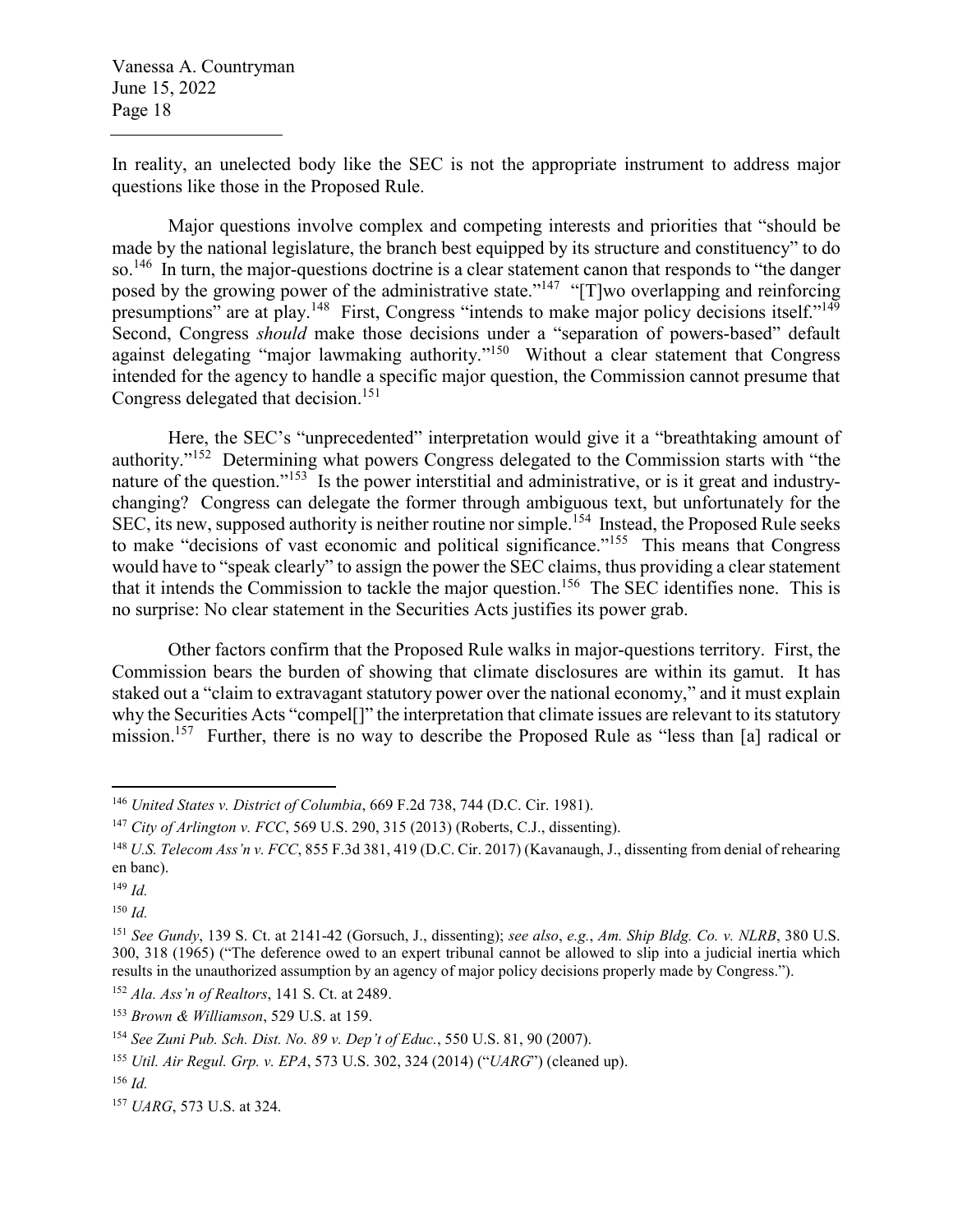In reality, an unelected body like the SEC is not the appropriate instrument to address major questions like those in the Proposed Rule.

Major questions involve complex and competing interests and priorities that "should be made by the national legislature, the branch best equipped by its structure and constituency" to do so.[146] In turn, the major-questions doctrine is a clear statement canon that responds to "the danger posed by the growing power of the administrative state."[147] "[T]wo overlapping and reinforcing presumptions" are at play.[148] First, Congress "intends to make major policy decisions itself."[149] Second, Congress *should* make those decisions under a "separation of powers-based" default against delegating "major lawmaking authority."[150] Without a clear statement that Congress intended for the agency to handle a specific major question, the Commission cannot presume that Congress delegated that decision.[151]

Here, the SEC's "unprecedented" interpretation would give it a "breathtaking amount of authority."[152] Determining what powers Congress delegated to the Commission starts with "the nature of the question."[153] Is the power interstitial and administrative, or is it great and industry-changing? Congress can delegate the former through ambiguous text, but unfortunately for the SEC, its new, supposed authority is neither routine nor simple.[154] Instead, the Proposed Rule seeks to make "decisions of vast economic and political significance."[155] This means that Congress would have to "speak clearly" to assign the power the SEC claims, thus providing a clear statement that it intends the Commission to tackle the major question.[156] The SEC identifies none. This is no surprise: No clear statement in the Securities Acts justifies its power grab.

Other factors confirm that the Proposed Rule walks in major-questions territory. First, the Commission bears the burden of showing that climate disclosures are within its gamut. It has staked out a "claim to extravagant statutory power over the national economy," and it must explain why the Securities Acts "compel[]" the interpretation that climate issues are relevant to its statutory mission.[157] Further, there is no way to describe the Proposed Rule as "less than [a] radical or

---

[146] *United States v. District of Columbia*, 669 F.2d 738, 744 (D.C. Cir. 1981).

[147] *City of Arlington v. FCC*, 569 U.S. 290, 315 (2013) (Roberts, C.J., dissenting).

[148] *U.S. Telecom Ass'n v. FCC*, 855 F.3d 381, 419 (D.C. Cir. 2017) (Kavanaugh, J., dissenting from denial of rehearing en banc).

[149] *Id.*

[150] *Id.*

[151] *See Gundy*, 139 S. Ct. at 2141-42 (Gorsuch, J., dissenting); *see also*, *e.g.*, *Am. Ship Bldg. Co. v. NLRB*, 380 U.S. 300, 318 (1965) ("The deference owed to an expert tribunal cannot be allowed to slip into a judicial inertia which results in the unauthorized assumption by an agency of major policy decisions properly made by Congress.").

[152] *Ala. Ass'n of Realtors*, 141 S. Ct. at 2489.

[153] *Brown & Williamson*, 529 U.S. at 159.

[154] *See Zuni Pub. Sch. Dist. No. 89 v. Dep't of Educ.*, 550 U.S. 81, 90 (2007).

[155] *Util. Air Regul. Grp. v. EPA*, 573 U.S. 302, 324 (2014) ("*UARG*") (cleaned up).

[156] *Id.*

[157] *UARG*, 573 U.S. at 324.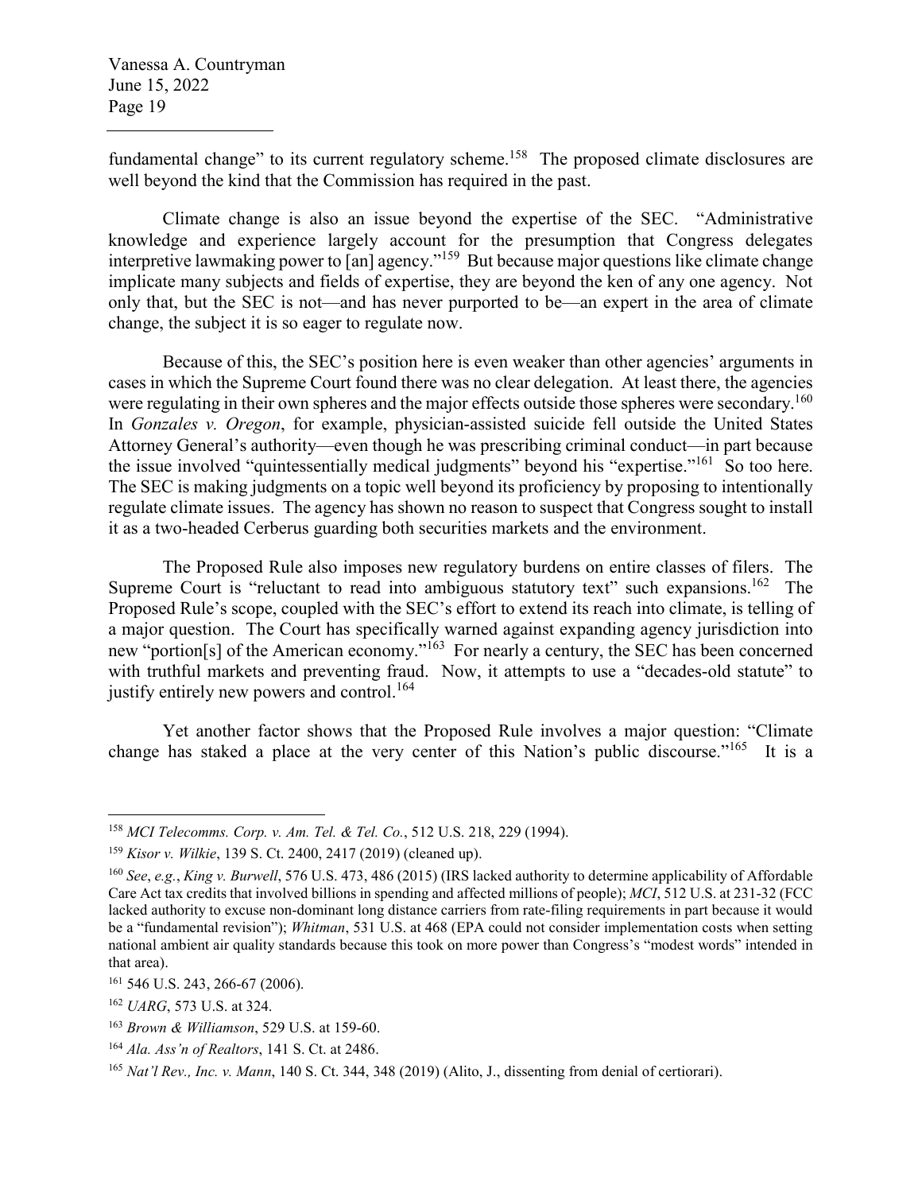fundamental change" to its current regulatory scheme.[158] The proposed climate disclosures are well beyond the kind that the Commission has required in the past.

Climate change is also an issue beyond the expertise of the SEC. "Administrative knowledge and experience largely account for the presumption that Congress delegates interpretive lawmaking power to [an] agency."[159] But because major questions like climate change implicate many subjects and fields of expertise, they are beyond the ken of any one agency. Not only that, but the SEC is not—and has never purported to be—an expert in the area of climate change, the subject it is so eager to regulate now.

Because of this, the SEC's position here is even weaker than other agencies' arguments in cases in which the Supreme Court found there was no clear delegation. At least there, the agencies were regulating in their own spheres and the major effects outside those spheres were secondary.[160] In *Gonzales v. Oregon*, for example, physician-assisted suicide fell outside the United States Attorney General's authority—even though he was prescribing criminal conduct—in part because the issue involved "quintessentially medical judgments" beyond his "expertise."[161] So too here. The SEC is making judgments on a topic well beyond its proficiency by proposing to intentionally regulate climate issues. The agency has shown no reason to suspect that Congress sought to install it as a two-headed Cerberus guarding both securities markets and the environment.

The Proposed Rule also imposes new regulatory burdens on entire classes of filers. The Supreme Court is "reluctant to read into ambiguous statutory text" such expansions.[162] The Proposed Rule's scope, coupled with the SEC's effort to extend its reach into climate, is telling of a major question. The Court has specifically warned against expanding agency jurisdiction into new "portion[s] of the American economy."[163] For nearly a century, the SEC has been concerned with truthful markets and preventing fraud. Now, it attempts to use a "decades-old statute" to justify entirely new powers and control.[164]

Yet another factor shows that the Proposed Rule involves a major question: "Climate change has staked a place at the very center of this Nation's public discourse."[165] It is a

---

[158] *MCI Telecomms. Corp. v. Am. Tel. & Tel. Co.*, 512 U.S. 218, 229 (1994).

[159] *Kisor v. Wilkie*, 139 S. Ct. 2400, 2417 (2019) (cleaned up).

[160] *See*, *e.g.*, *King v. Burwell*, 576 U.S. 473, 486 (2015) (IRS lacked authority to determine applicability of Affordable Care Act tax credits that involved billions in spending and affected millions of people); *MCI*, 512 U.S. at 231-32 (FCC lacked authority to excuse non-dominant long distance carriers from rate-filing requirements in part because it would be a "fundamental revision"); *Whitman*, 531 U.S. at 468 (EPA could not consider implementation costs when setting national ambient air quality standards because this took on more power than Congress's "modest words" intended in that area).

[161] 546 U.S. 243, 266-67 (2006).

[162] *UARG*, 573 U.S. at 324.

[163] *Brown & Williamson*, 529 U.S. at 159-60.

[164] *Ala. Ass'n of Realtors*, 141 S. Ct. at 2486.

[165] *Nat'l Rev., Inc. v. Mann*, 140 S. Ct. 344, 348 (2019) (Alito, J., dissenting from denial of certiorari).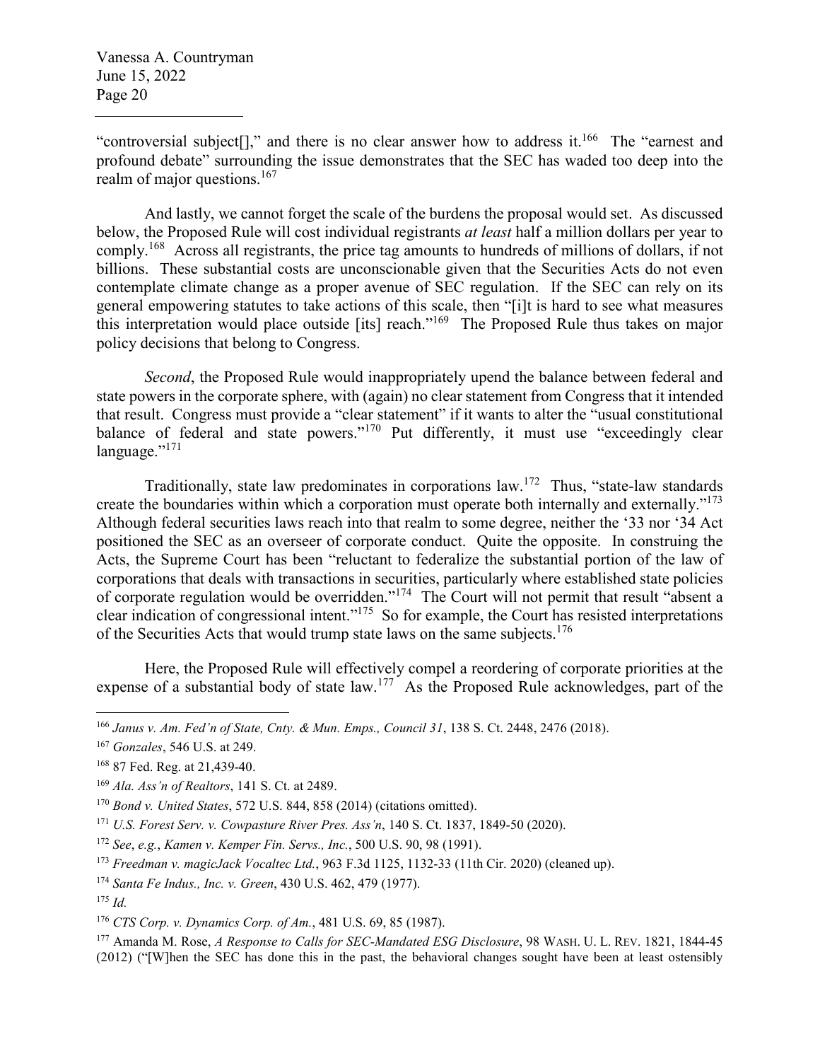"controversial subject[]," and there is no clear answer how to address it.[166] The "earnest and profound debate" surrounding the issue demonstrates that the SEC has waded too deep into the realm of major questions.[167]

And lastly, we cannot forget the scale of the burdens the proposal would set. As discussed below, the Proposed Rule will cost individual registrants *at least* half a million dollars per year to comply.[168] Across all registrants, the price tag amounts to hundreds of millions of dollars, if not billions. These substantial costs are unconscionable given that the Securities Acts do not even contemplate climate change as a proper avenue of SEC regulation. If the SEC can rely on its general empowering statutes to take actions of this scale, then "[i]t is hard to see what measures this interpretation would place outside [its] reach."[169] The Proposed Rule thus takes on major policy decisions that belong to Congress.

*Second*, the Proposed Rule would inappropriately upend the balance between federal and state powers in the corporate sphere, with (again) no clear statement from Congress that it intended that result. Congress must provide a "clear statement" if it wants to alter the "usual constitutional balance of federal and state powers."[170] Put differently, it must use "exceedingly clear language."[171]

Traditionally, state law predominates in corporations law.[172] Thus, "state-law standards create the boundaries within which a corporation must operate both internally and externally."[173] Although federal securities laws reach into that realm to some degree, neither the '33 nor '34 Act positioned the SEC as an overseer of corporate conduct. Quite the opposite. In construing the Acts, the Supreme Court has been "reluctant to federalize the substantial portion of the law of corporations that deals with transactions in securities, particularly where established state policies of corporate regulation would be overridden."[174] The Court will not permit that result "absent a clear indication of congressional intent."[175] So for example, the Court has resisted interpretations of the Securities Acts that would trump state laws on the same subjects.[176]

Here, the Proposed Rule will effectively compel a reordering of corporate priorities at the expense of a substantial body of state law.[177] As the Proposed Rule acknowledges, part of the

---

[166] *Janus v. Am. Fed'n of State, Cnty. & Mun. Emps., Council 31*, 138 S. Ct. 2448, 2476 (2018).

[167] *Gonzales*, 546 U.S. at 249.

[168] 87 Fed. Reg. at 21,439-40.

[169] *Ala. Ass'n of Realtors*, 141 S. Ct. at 2489.

[170] *Bond v. United States*, 572 U.S. 844, 858 (2014) (citations omitted).

[171] *U.S. Forest Serv. v. Cowpasture River Pres. Ass'n*, 140 S. Ct. 1837, 1849-50 (2020).

[172] *See*, *e.g.*, *Kamen v. Kemper Fin. Servs., Inc.*, 500 U.S. 90, 98 (1991).

[173] *Freedman v. magicJack Vocaltec Ltd.*, 963 F.3d 1125, 1132-33 (11th Cir. 2020) (cleaned up).

[174] *Santa Fe Indus., Inc. v. Green*, 430 U.S. 462, 479 (1977).

[175] *Id.*

[176] *CTS Corp. v. Dynamics Corp. of Am.*, 481 U.S. 69, 85 (1987).

[177] Amanda M. Rose, *A Response to Calls for SEC-Mandated ESG Disclosure*, 98 WASH. U. L. REV. 1821, 1844-45 (2012) ("[W]hen the SEC has done this in the past, the behavioral changes sought have been at least ostensibly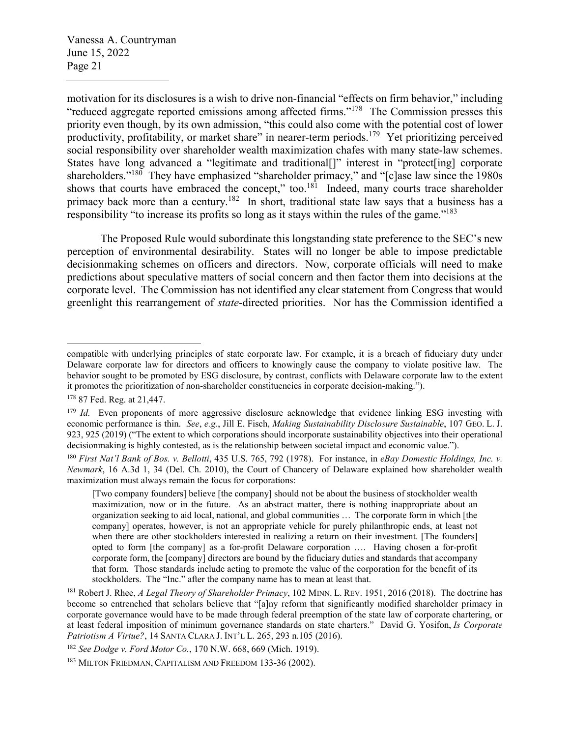motivation for its disclosures is a wish to drive non-financial "effects on firm behavior," including "reduced aggregate reported emissions among affected firms."[178] The Commission presses this priority even though, by its own admission, "this could also come with the potential cost of lower productivity, profitability, or market share" in nearer-term periods.[179] Yet prioritizing perceived social responsibility over shareholder wealth maximization chafes with many state-law schemes. States have long advanced a "legitimate and traditional[]" interest in "protect[ing] corporate shareholders."[180] They have emphasized "shareholder primacy," and "[c]ase law since the 1980s shows that courts have embraced the concept," too.[181] Indeed, many courts trace shareholder primacy back more than a century.[182] In short, traditional state law says that a business has a responsibility "to increase its profits so long as it stays within the rules of the game."[183]

The Proposed Rule would subordinate this longstanding state preference to the SEC's new perception of environmental desirability. States will no longer be able to impose predictable decisionmaking schemes on officers and directors. Now, corporate officials will need to make predictions about speculative matters of social concern and then factor them into decisions at the corporate level. The Commission has not identified any clear statement from Congress that would greenlight this rearrangement of *state*-directed priorities. Nor has the Commission identified a

---

compatible with underlying principles of state corporate law. For example, it is a breach of fiduciary duty under Delaware corporate law for directors and officers to knowingly cause the company to violate positive law. The behavior sought to be promoted by ESG disclosure, by contrast, conflicts with Delaware corporate law to the extent it promotes the prioritization of non-shareholder constituencies in corporate decision-making.").

[178] 87 Fed. Reg. at 21,447.

[179] *Id.* Even proponents of more aggressive disclosure acknowledge that evidence linking ESG investing with economic performance is thin. *See*, *e.g.*, Jill E. Fisch, *Making Sustainability Disclosure Sustainable*, 107 GEO. L. J. 923, 925 (2019) ("The extent to which corporations should incorporate sustainability objectives into their operational decisionmaking is highly contested, as is the relationship between societal impact and economic value.").

[180] *First Nat'l Bank of Bos. v. Bellotti*, 435 U.S. 765, 792 (1978). For instance, in *eBay Domestic Holdings, Inc. v. Newmark*, 16 A.3d 1, 34 (Del. Ch. 2010), the Court of Chancery of Delaware explained how shareholder wealth maximization must always remain the focus for corporations:

> [Two company founders] believe [the company] should not be about the business of stockholder wealth maximization, now or in the future. As an abstract matter, there is nothing inappropriate about an organization seeking to aid local, national, and global communities … The corporate form in which [the company] operates, however, is not an appropriate vehicle for purely philanthropic ends, at least not when there are other stockholders interested in realizing a return on their investment. [The founders] opted to form [the company] as a for-profit Delaware corporation …. Having chosen a for-profit corporate form, the [company] directors are bound by the fiduciary duties and standards that accompany that form. Those standards include acting to promote the value of the corporation for the benefit of its stockholders. The "Inc." after the company name has to mean at least that.

[181] Robert J. Rhee, *A Legal Theory of Shareholder Primacy*, 102 MINN. L. REV. 1951, 2016 (2018). The doctrine has become so entrenched that scholars believe that "[a]ny reform that significantly modified shareholder primacy in corporate governance would have to be made through federal preemption of the state law of corporate chartering, or at least federal imposition of minimum governance standards on state charters." David G. Yosifon, *Is Corporate Patriotism A Virtue?*, 14 SANTA CLARA J. INT'L L. 265, 293 n.105 (2016).

[182] *See Dodge v. Ford Motor Co.*, 170 N.W. 668, 669 (Mich. 1919).

[183] MILTON FRIEDMAN, CAPITALISM AND FREEDOM 133-36 (2002).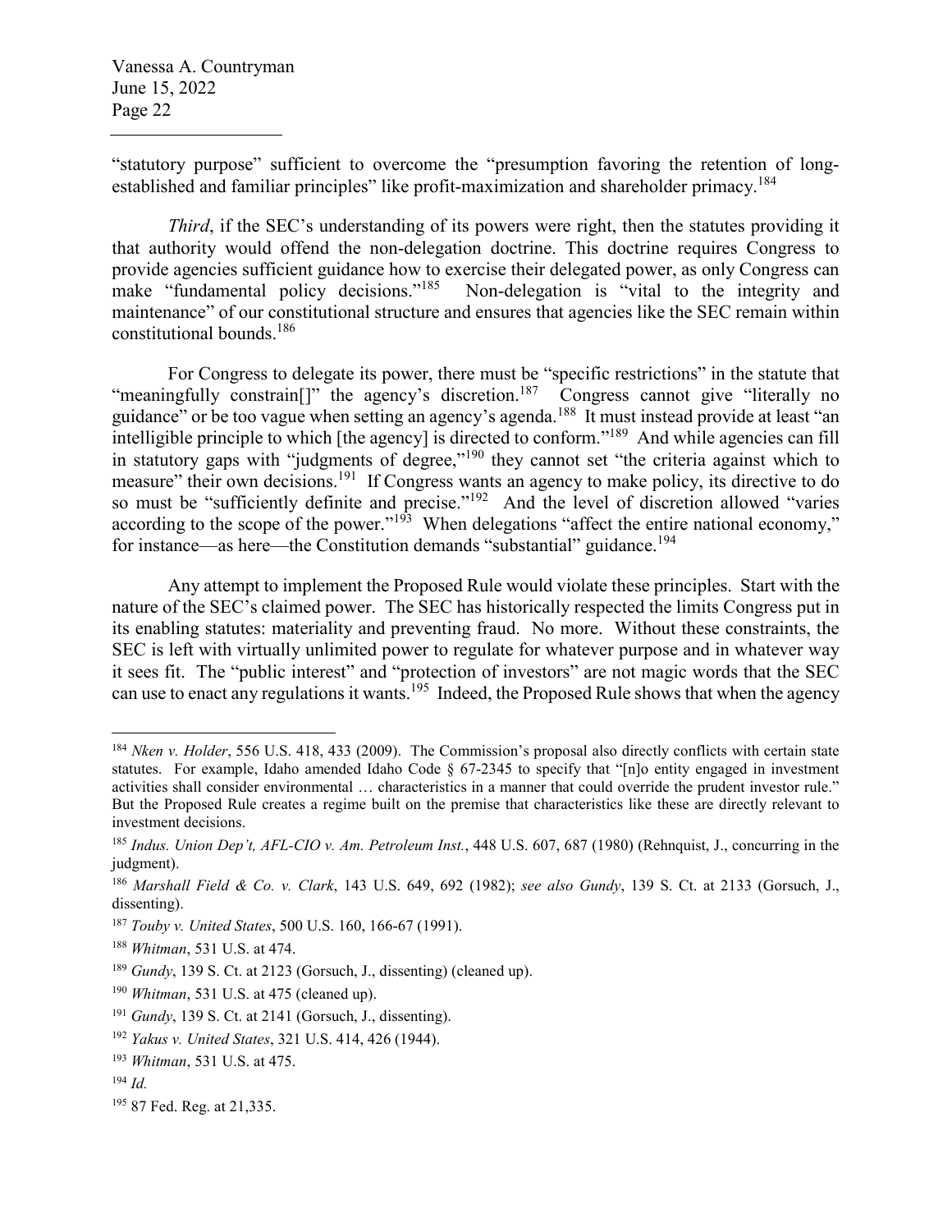"statutory purpose" sufficient to overcome the "presumption favoring the retention of long-established and familiar principles" like profit-maximization and shareholder primacy.[184]

*Third*, if the SEC's understanding of its powers were right, then the statutes providing it that authority would offend the non-delegation doctrine. This doctrine requires Congress to provide agencies sufficient guidance how to exercise their delegated power, as only Congress can make "fundamental policy decisions."[185] Non-delegation is "vital to the integrity and maintenance" of our constitutional structure and ensures that agencies like the SEC remain within constitutional bounds.[186]

For Congress to delegate its power, there must be "specific restrictions" in the statute that "meaningfully constrain[]" the agency's discretion.[187] Congress cannot give "literally no guidance" or be too vague when setting an agency's agenda.[188] It must instead provide at least "an intelligible principle to which [the agency] is directed to conform."[189] And while agencies can fill in statutory gaps with "judgments of degree,"[190] they cannot set "the criteria against which to measure" their own decisions.[191] If Congress wants an agency to make policy, its directive to do so must be "sufficiently definite and precise."[192] And the level of discretion allowed "varies according to the scope of the power."[193] When delegations "affect the entire national economy," for instance—as here—the Constitution demands "substantial" guidance.[194]

Any attempt to implement the Proposed Rule would violate these principles. Start with the nature of the SEC's claimed power. The SEC has historically respected the limits Congress put in its enabling statutes: materiality and preventing fraud. No more. Without these constraints, the SEC is left with virtually unlimited power to regulate for whatever purpose and in whatever way it sees fit. The "public interest" and "protection of investors" are not magic words that the SEC can use to enact any regulations it wants.[195] Indeed, the Proposed Rule shows that when the agency

---

[184] *Nken v. Holder*, 556 U.S. 418, 433 (2009). The Commission's proposal also directly conflicts with certain state statutes. For example, Idaho amended Idaho Code § 67-2345 to specify that "[n]o entity engaged in investment activities shall consider environmental … characteristics in a manner that could override the prudent investor rule." But the Proposed Rule creates a regime built on the premise that characteristics like these are directly relevant to investment decisions.

[185] *Indus. Union Dep't, AFL-CIO v. Am. Petroleum Inst.*, 448 U.S. 607, 687 (1980) (Rehnquist, J., concurring in the judgment).

[186] *Marshall Field & Co. v. Clark*, 143 U.S. 649, 692 (1982); *see also Gundy*, 139 S. Ct. at 2133 (Gorsuch, J., dissenting).

[187] *Touby v. United States*, 500 U.S. 160, 166-67 (1991).

[188] *Whitman*, 531 U.S. at 474.

[189] *Gundy*, 139 S. Ct. at 2123 (Gorsuch, J., dissenting) (cleaned up).

[190] *Whitman*, 531 U.S. at 475 (cleaned up).

[191] *Gundy*, 139 S. Ct. at 2141 (Gorsuch, J., dissenting).

[192] *Yakus v. United States*, 321 U.S. 414, 426 (1944).

[193] *Whitman*, 531 U.S. at 475.

[194] *Id.*

[195] 87 Fed. Reg. at 21,335.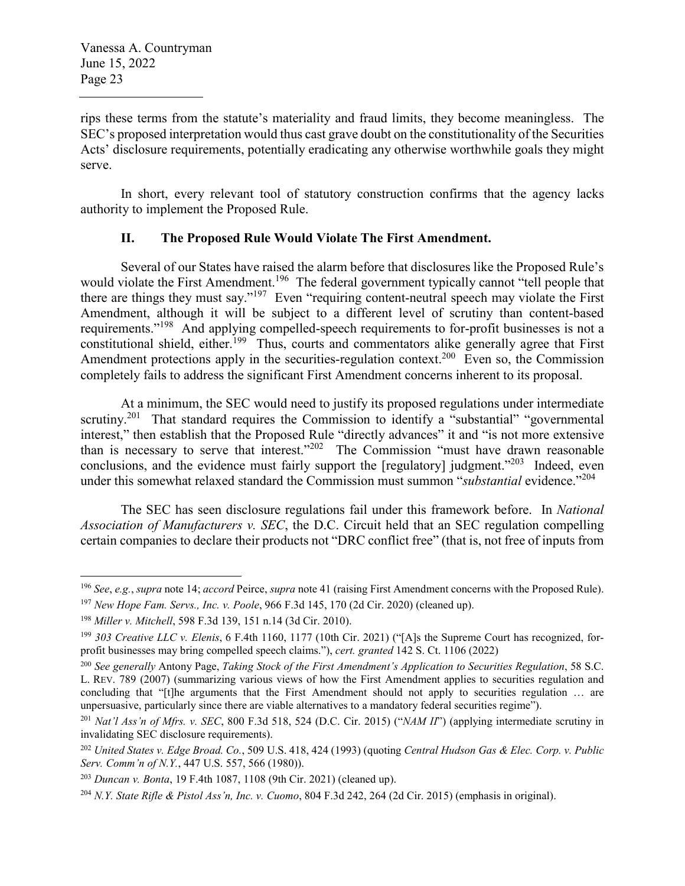rips these terms from the statute's materiality and fraud limits, they become meaningless. The SEC's proposed interpretation would thus cast grave doubt on the constitutionality of the Securities Acts' disclosure requirements, potentially eradicating any otherwise worthwhile goals they might serve.

In short, every relevant tool of statutory construction confirms that the agency lacks authority to implement the Proposed Rule.

## II. The Proposed Rule Would Violate The First Amendment.

Several of our States have raised the alarm before that disclosures like the Proposed Rule's would violate the First Amendment.[196] The federal government typically cannot "tell people that there are things they must say."[197] Even "requiring content-neutral speech may violate the First Amendment, although it will be subject to a different level of scrutiny than content-based requirements."[198] And applying compelled-speech requirements to for-profit businesses is not a constitutional shield, either.[199] Thus, courts and commentators alike generally agree that First Amendment protections apply in the securities-regulation context.[200] Even so, the Commission completely fails to address the significant First Amendment concerns inherent to its proposal.

At a minimum, the SEC would need to justify its proposed regulations under intermediate scrutiny.[201] That standard requires the Commission to identify a "substantial" "governmental interest," then establish that the Proposed Rule "directly advances" it and "is not more extensive than is necessary to serve that interest."[202] The Commission "must have drawn reasonable conclusions, and the evidence must fairly support the [regulatory] judgment."[203] Indeed, even under this somewhat relaxed standard the Commission must summon "*substantial* evidence."[204]

The SEC has seen disclosure regulations fail under this framework before. In *National Association of Manufacturers v. SEC*, the D.C. Circuit held that an SEC regulation compelling certain companies to declare their products not "DRC conflict free" (that is, not free of inputs from

---

[196] *See*, *e.g.*, *supra* note 14; *accord* Peirce, *supra* note 41 (raising First Amendment concerns with the Proposed Rule).

[197] *New Hope Fam. Servs., Inc. v. Poole*, 966 F.3d 145, 170 (2d Cir. 2020) (cleaned up).

[198] *Miller v. Mitchell*, 598 F.3d 139, 151 n.14 (3d Cir. 2010).

[199] *303 Creative LLC v. Elenis*, 6 F.4th 1160, 1177 (10th Cir. 2021) ("[A]s the Supreme Court has recognized, for-profit businesses may bring compelled speech claims."), *cert. granted* 142 S. Ct. 1106 (2022)

[200] *See generally* Antony Page, *Taking Stock of the First Amendment's Application to Securities Regulation*, 58 S.C. L. REV. 789 (2007) (summarizing various views of how the First Amendment applies to securities regulation and concluding that "[t]he arguments that the First Amendment should not apply to securities regulation … are unpersuasive, particularly since there are viable alternatives to a mandatory federal securities regime").

[201] *Nat'l Ass'n of Mfrs. v. SEC*, 800 F.3d 518, 524 (D.C. Cir. 2015) ("*NAM II*") (applying intermediate scrutiny in invalidating SEC disclosure requirements).

[202] *United States v. Edge Broad. Co.*, 509 U.S. 418, 424 (1993) (quoting *Central Hudson Gas & Elec. Corp. v. Public Serv. Comm'n of N.Y.*, 447 U.S. 557, 566 (1980)).

[203] *Duncan v. Bonta*, 19 F.4th 1087, 1108 (9th Cir. 2021) (cleaned up).

[204] *N.Y. State Rifle & Pistol Ass'n, Inc. v. Cuomo*, 804 F.3d 242, 264 (2d Cir. 2015) (emphasis in original).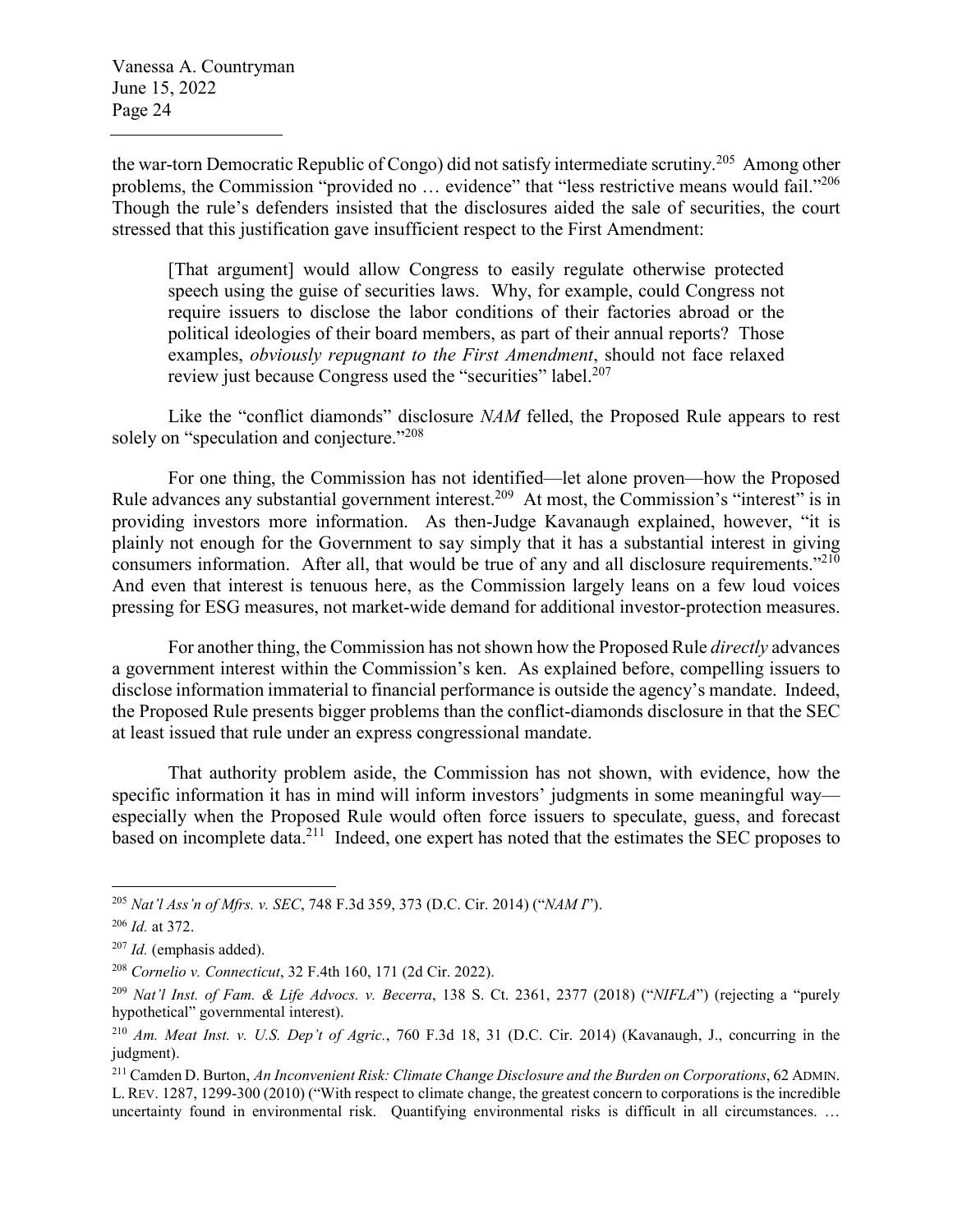the war-torn Democratic Republic of Congo) did not satisfy intermediate scrutiny.[205] Among other problems, the Commission "provided no … evidence" that "less restrictive means would fail."[206] Though the rule's defenders insisted that the disclosures aided the sale of securities, the court stressed that this justification gave insufficient respect to the First Amendment:

> [That argument] would allow Congress to easily regulate otherwise protected speech using the guise of securities laws. Why, for example, could Congress not require issuers to disclose the labor conditions of their factories abroad or the political ideologies of their board members, as part of their annual reports? Those examples, *obviously repugnant to the First Amendment*, should not face relaxed review just because Congress used the "securities" label.[207]

Like the "conflict diamonds" disclosure *NAM* felled, the Proposed Rule appears to rest solely on "speculation and conjecture."[208]

For one thing, the Commission has not identified—let alone proven—how the Proposed Rule advances any substantial government interest.[209] At most, the Commission's "interest" is in providing investors more information. As then-Judge Kavanaugh explained, however, "it is plainly not enough for the Government to say simply that it has a substantial interest in giving consumers information. After all, that would be true of any and all disclosure requirements."[210] And even that interest is tenuous here, as the Commission largely leans on a few loud voices pressing for ESG measures, not market-wide demand for additional investor-protection measures.

For another thing, the Commission has not shown how the Proposed Rule *directly* advances a government interest within the Commission's ken. As explained before, compelling issuers to disclose information immaterial to financial performance is outside the agency's mandate. Indeed, the Proposed Rule presents bigger problems than the conflict-diamonds disclosure in that the SEC at least issued that rule under an express congressional mandate.

That authority problem aside, the Commission has not shown, with evidence, how the specific information it has in mind will inform investors' judgments in some meaningful way—especially when the Proposed Rule would often force issuers to speculate, guess, and forecast based on incomplete data.[211] Indeed, one expert has noted that the estimates the SEC proposes to

---

[205] *Nat'l Ass'n of Mfrs. v. SEC*, 748 F.3d 359, 373 (D.C. Cir. 2014) ("*NAM I*").

[206] *Id.* at 372.

[207] *Id.* (emphasis added).

[208] *Cornelio v. Connecticut*, 32 F.4th 160, 171 (2d Cir. 2022).

[209] *Nat'l Inst. of Fam. & Life Advocs. v. Becerra*, 138 S. Ct. 2361, 2377 (2018) ("*NIFLA*") (rejecting a "purely hypothetical" governmental interest).

[210] *Am. Meat Inst. v. U.S. Dep't of Agric.*, 760 F.3d 18, 31 (D.C. Cir. 2014) (Kavanaugh, J., concurring in the judgment).

[211] Camden D. Burton, *An Inconvenient Risk: Climate Change Disclosure and the Burden on Corporations*, 62 ADMIN. L. REV. 1287, 1299-300 (2010) ("With respect to climate change, the greatest concern to corporations is the incredible uncertainty found in environmental risk. Quantifying environmental risks is difficult in all circumstances. …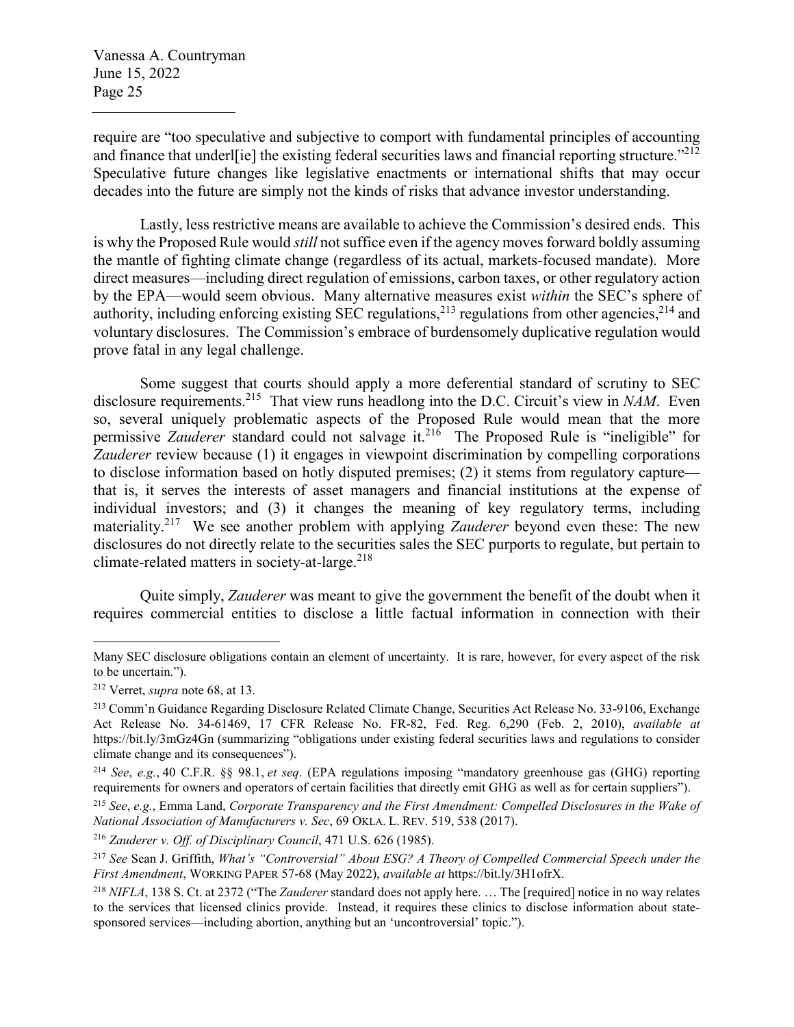require are "too speculative and subjective to comport with fundamental principles of accounting and finance that underl[ie] the existing federal securities laws and financial reporting structure."[212] Speculative future changes like legislative enactments or international shifts that may occur decades into the future are simply not the kinds of risks that advance investor understanding.

Lastly, less restrictive means are available to achieve the Commission's desired ends. This is why the Proposed Rule would *still* not suffice even if the agency moves forward boldly assuming the mantle of fighting climate change (regardless of its actual, markets-focused mandate). More direct measures—including direct regulation of emissions, carbon taxes, or other regulatory action by the EPA—would seem obvious. Many alternative measures exist *within* the SEC's sphere of authority, including enforcing existing SEC regulations,[213] regulations from other agencies,[214] and voluntary disclosures. The Commission's embrace of burdensomely duplicative regulation would prove fatal in any legal challenge.

Some suggest that courts should apply a more deferential standard of scrutiny to SEC disclosure requirements.[215] That view runs headlong into the D.C. Circuit's view in *NAM*. Even so, several uniquely problematic aspects of the Proposed Rule would mean that the more permissive *Zauderer* standard could not salvage it.[216] The Proposed Rule is "ineligible" for *Zauderer* review because (1) it engages in viewpoint discrimination by compelling corporations to disclose information based on hotly disputed premises; (2) it stems from regulatory capture—that is, it serves the interests of asset managers and financial institutions at the expense of individual investors; and (3) it changes the meaning of key regulatory terms, including materiality.[217] We see another problem with applying *Zauderer* beyond even these: The new disclosures do not directly relate to the securities sales the SEC purports to regulate, but pertain to climate-related matters in society-at-large.[218]

Quite simply, *Zauderer* was meant to give the government the benefit of the doubt when it requires commercial entities to disclose a little factual information in connection with their

---

Many SEC disclosure obligations contain an element of uncertainty. It is rare, however, for every aspect of the risk to be uncertain.").

[212] Verret, *supra* note 68, at 13.

[213] Comm'n Guidance Regarding Disclosure Related Climate Change, Securities Act Release No. 33-9106, Exchange Act Release No. 34-61469, 17 CFR Release No. FR-82, Fed. Reg. 6,290 (Feb. 2, 2010), *available at* https://bit.ly/3mGz4Gn (summarizing "obligations under existing federal securities laws and regulations to consider climate change and its consequences").

[214] *See*, *e.g.*, 40 C.F.R. §§ 98.1, *et seq*. (EPA regulations imposing "mandatory greenhouse gas (GHG) reporting requirements for owners and operators of certain facilities that directly emit GHG as well as for certain suppliers").

[215] *See*, *e.g.*, Emma Land, *Corporate Transparency and the First Amendment: Compelled Disclosures in the Wake of National Association of Manufacturers v. Sec*, 69 OKLA. L. REV. 519, 538 (2017).

[216] *Zauderer v. Off. of Disciplinary Council*, 471 U.S. 626 (1985).

[217] *See* Sean J. Griffith, *What's "Controversial" About ESG? A Theory of Compelled Commercial Speech under the First Amendment*, WORKING PAPER 57-68 (May 2022), *available at* https://bit.ly/3H1ofrX.

[218] *NIFLA*, 138 S. Ct. at 2372 ("The *Zauderer* standard does not apply here. … The [required] notice in no way relates to the services that licensed clinics provide. Instead, it requires these clinics to disclose information about state-sponsored services—including abortion, anything but an 'uncontroversial' topic.").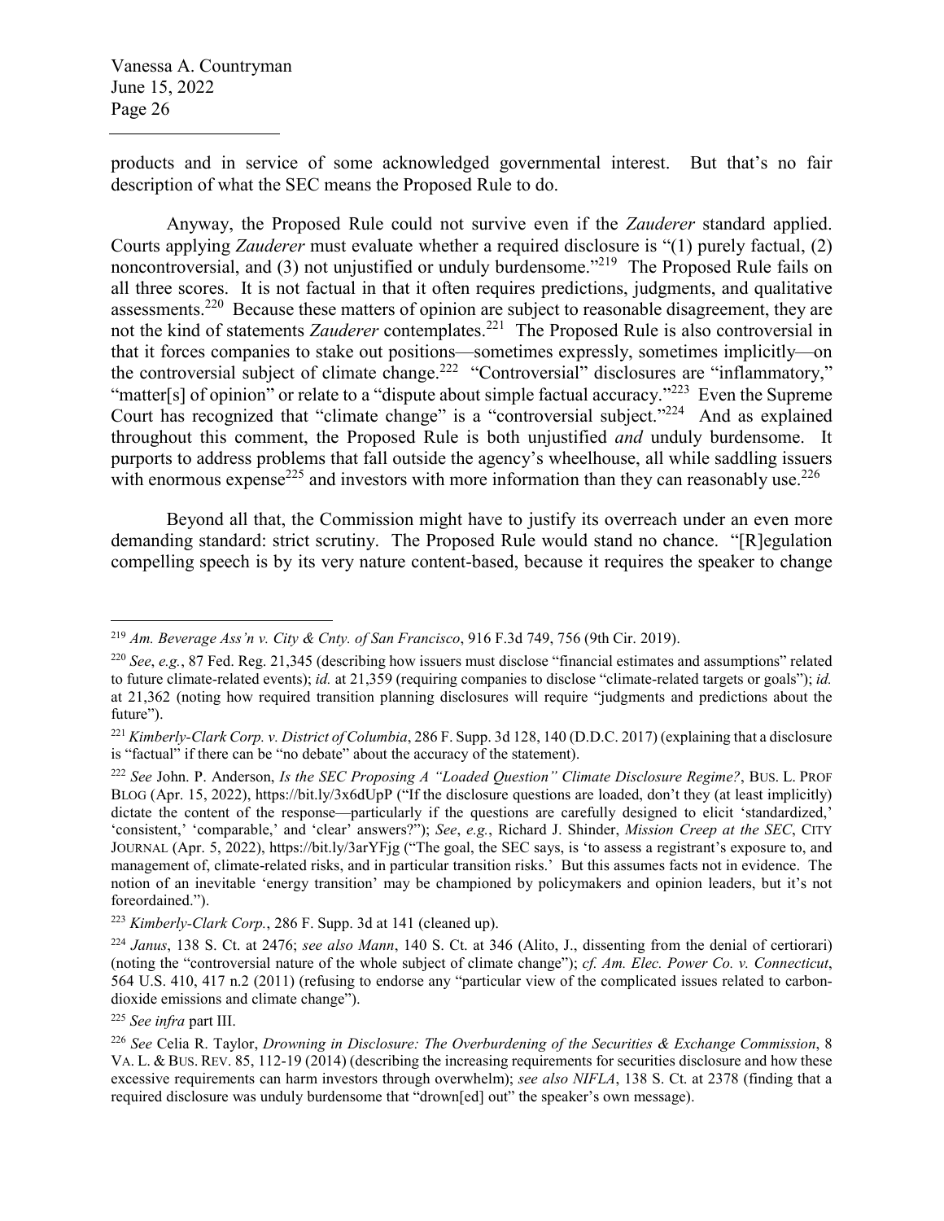products and in service of some acknowledged governmental interest. But that's no fair description of what the SEC means the Proposed Rule to do.

Anyway, the Proposed Rule could not survive even if the *Zauderer* standard applied. Courts applying *Zauderer* must evaluate whether a required disclosure is "(1) purely factual, (2) noncontroversial, and (3) not unjustified or unduly burdensome."[219] The Proposed Rule fails on all three scores. It is not factual in that it often requires predictions, judgments, and qualitative assessments.[220] Because these matters of opinion are subject to reasonable disagreement, they are not the kind of statements *Zauderer* contemplates.[221] The Proposed Rule is also controversial in that it forces companies to stake out positions—sometimes expressly, sometimes implicitly—on the controversial subject of climate change.[222] "Controversial" disclosures are "inflammatory," "matter[s] of opinion" or relate to a "dispute about simple factual accuracy."[223] Even the Supreme Court has recognized that "climate change" is a "controversial subject."[224] And as explained throughout this comment, the Proposed Rule is both unjustified *and* unduly burdensome. It purports to address problems that fall outside the agency's wheelhouse, all while saddling issuers with enormous expense[225] and investors with more information than they can reasonably use.[226]

Beyond all that, the Commission might have to justify its overreach under an even more demanding standard: strict scrutiny. The Proposed Rule would stand no chance. "[R]egulation compelling speech is by its very nature content-based, because it requires the speaker to change

---

[219] *Am. Beverage Ass'n v. City & Cnty. of San Francisco*, 916 F.3d 749, 756 (9th Cir. 2019).

[220] *See*, *e.g.*, 87 Fed. Reg. 21,345 (describing how issuers must disclose "financial estimates and assumptions" related to future climate-related events); *id.* at 21,359 (requiring companies to disclose "climate-related targets or goals"); *id.* at 21,362 (noting how required transition planning disclosures will require "judgments and predictions about the future").

[221] *Kimberly-Clark Corp. v. District of Columbia*, 286 F. Supp. 3d 128, 140 (D.D.C. 2017) (explaining that a disclosure is "factual" if there can be "no debate" about the accuracy of the statement).

[222] *See* John. P. Anderson, *Is the SEC Proposing A "Loaded Question" Climate Disclosure Regime?*, BUS. L. PROF BLOG (Apr. 15, 2022), https://bit.ly/3x6dUpP ("If the disclosure questions are loaded, don't they (at least implicitly) dictate the content of the response—particularly if the questions are carefully designed to elicit 'standardized,' 'consistent,' 'comparable,' and 'clear' answers?"); *See*, *e.g.*, Richard J. Shinder, *Mission Creep at the SEC*, CITY JOURNAL (Apr. 5, 2022), https://bit.ly/3arYFjg ("The goal, the SEC says, is 'to assess a registrant's exposure to, and management of, climate-related risks, and in particular transition risks.' But this assumes facts not in evidence. The notion of an inevitable 'energy transition' may be championed by policymakers and opinion leaders, but it's not foreordained.").

[223] *Kimberly-Clark Corp.*, 286 F. Supp. 3d at 141 (cleaned up).

[224] *Janus*, 138 S. Ct. at 2476; *see also Mann*, 140 S. Ct. at 346 (Alito, J., dissenting from the denial of certiorari) (noting the "controversial nature of the whole subject of climate change"); *cf. Am. Elec. Power Co. v. Connecticut*, 564 U.S. 410, 417 n.2 (2011) (refusing to endorse any "particular view of the complicated issues related to carbon-dioxide emissions and climate change").

[225] *See infra* part III.

[226] *See* Celia R. Taylor, *Drowning in Disclosure: The Overburdening of the Securities & Exchange Commission*, 8 VA. L. & BUS. REV. 85, 112-19 (2014) (describing the increasing requirements for securities disclosure and how these excessive requirements can harm investors through overwhelm); *see also NIFLA*, 138 S. Ct. at 2378 (finding that a required disclosure was unduly burdensome that "drown[ed] out" the speaker's own message).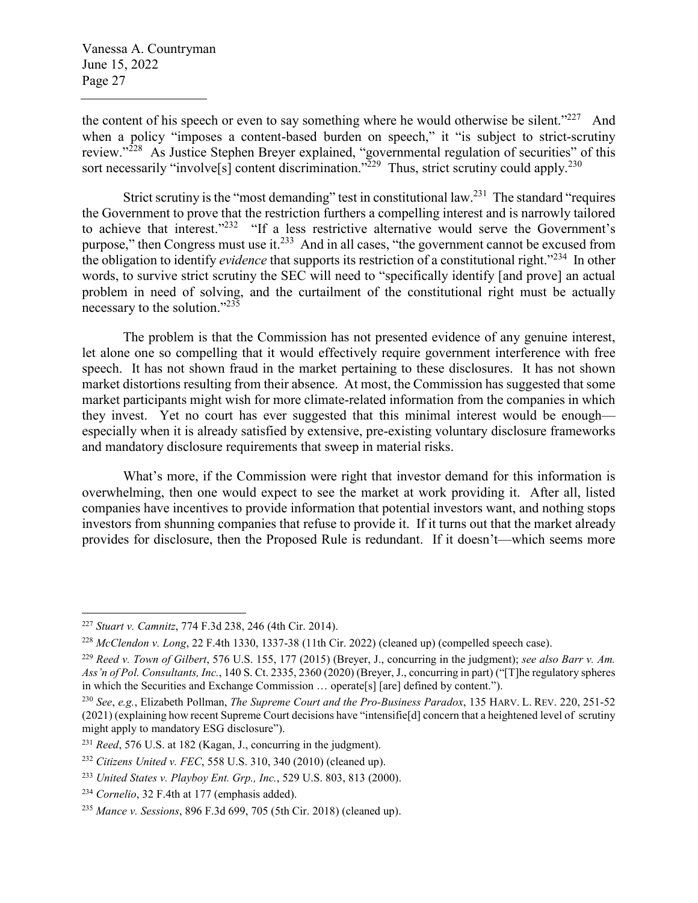the content of his speech or even to say something where he would otherwise be silent."[227] And when a policy "imposes a content-based burden on speech," it "is subject to strict-scrutiny review."[228] As Justice Stephen Breyer explained, "governmental regulation of securities" of this sort necessarily "involve[s] content discrimination."[229] Thus, strict scrutiny could apply.[230]

Strict scrutiny is the "most demanding" test in constitutional law.[231] The standard "requires the Government to prove that the restriction furthers a compelling interest and is narrowly tailored to achieve that interest."[232] "If a less restrictive alternative would serve the Government's purpose," then Congress must use it.[233] And in all cases, "the government cannot be excused from the obligation to identify *evidence* that supports its restriction of a constitutional right."[234] In other words, to survive strict scrutiny the SEC will need to "specifically identify [and prove] an actual problem in need of solving, and the curtailment of the constitutional right must be actually necessary to the solution."[235]

The problem is that the Commission has not presented evidence of any genuine interest, let alone one so compelling that it would effectively require government interference with free speech. It has not shown fraud in the market pertaining to these disclosures. It has not shown market distortions resulting from their absence. At most, the Commission has suggested that some market participants might wish for more climate-related information from the companies in which they invest. Yet no court has ever suggested that this minimal interest would be enough—especially when it is already satisfied by extensive, pre-existing voluntary disclosure frameworks and mandatory disclosure requirements that sweep in material risks.

What's more, if the Commission were right that investor demand for this information is overwhelming, then one would expect to see the market at work providing it. After all, listed companies have incentives to provide information that potential investors want, and nothing stops investors from shunning companies that refuse to provide it. If it turns out that the market already provides for disclosure, then the Proposed Rule is redundant. If it doesn't—which seems more

---

[227] *Stuart v. Camnitz*, 774 F.3d 238, 246 (4th Cir. 2014).

[228] *McClendon v. Long*, 22 F.4th 1330, 1337-38 (11th Cir. 2022) (cleaned up) (compelled speech case).

[229] *Reed v. Town of Gilbert*, 576 U.S. 155, 177 (2015) (Breyer, J., concurring in the judgment); *see also Barr v. Am. Ass'n of Pol. Consultants, Inc.*, 140 S. Ct. 2335, 2360 (2020) (Breyer, J., concurring in part) ("[T]he regulatory spheres in which the Securities and Exchange Commission … operate[s] [are] defined by content.").

[230] *See*, *e.g.*, Elizabeth Pollman, *The Supreme Court and the Pro-Business Paradox*, 135 HARV. L. REV. 220, 251-52 (2021) (explaining how recent Supreme Court decisions have "intensifie[d] concern that a heightened level of scrutiny might apply to mandatory ESG disclosure").

[231] *Reed*, 576 U.S. at 182 (Kagan, J., concurring in the judgment).

[232] *Citizens United v. FEC*, 558 U.S. 310, 340 (2010) (cleaned up).

[233] *United States v. Playboy Ent. Grp., Inc.*, 529 U.S. 803, 813 (2000).

[234] *Cornelio*, 32 F.4th at 177 (emphasis added).

[235] *Mance v. Sessions*, 896 F.3d 699, 705 (5th Cir. 2018) (cleaned up).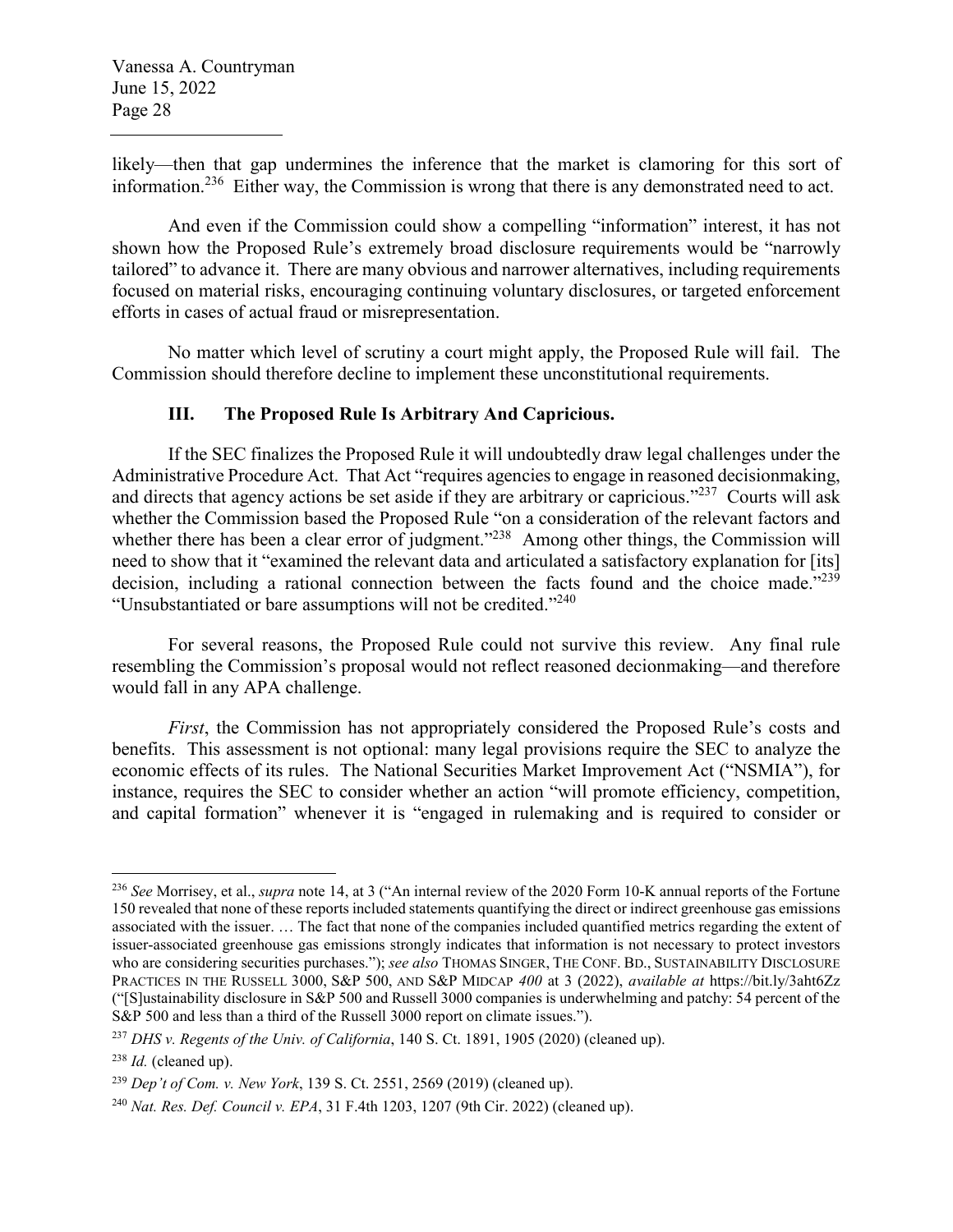likely—then that gap undermines the inference that the market is clamoring for this sort of information.[236] Either way, the Commission is wrong that there is any demonstrated need to act.

And even if the Commission could show a compelling "information" interest, it has not shown how the Proposed Rule's extremely broad disclosure requirements would be "narrowly tailored" to advance it. There are many obvious and narrower alternatives, including requirements focused on material risks, encouraging continuing voluntary disclosures, or targeted enforcement efforts in cases of actual fraud or misrepresentation.

No matter which level of scrutiny a court might apply, the Proposed Rule will fail. The Commission should therefore decline to implement these unconstitutional requirements.

### III. The Proposed Rule Is Arbitrary And Capricious.

If the SEC finalizes the Proposed Rule it will undoubtedly draw legal challenges under the Administrative Procedure Act. That Act "requires agencies to engage in reasoned decisionmaking, and directs that agency actions be set aside if they are arbitrary or capricious."[237] Courts will ask whether the Commission based the Proposed Rule "on a consideration of the relevant factors and whether there has been a clear error of judgment."[238] Among other things, the Commission will need to show that it "examined the relevant data and articulated a satisfactory explanation for [its] decision, including a rational connection between the facts found and the choice made."[239] "Unsubstantiated or bare assumptions will not be credited."[240]

For several reasons, the Proposed Rule could not survive this review. Any final rule resembling the Commission's proposal would not reflect reasoned decionmaking—and therefore would fall in any APA challenge.

*First*, the Commission has not appropriately considered the Proposed Rule's costs and benefits. This assessment is not optional: many legal provisions require the SEC to analyze the economic effects of its rules. The National Securities Market Improvement Act ("NSMIA"), for instance, requires the SEC to consider whether an action "will promote efficiency, competition, and capital formation" whenever it is "engaged in rulemaking and is required to consider or

---

[236] *See* Morrisey, et al., *supra* note 14, at 3 ("An internal review of the 2020 Form 10-K annual reports of the Fortune 150 revealed that none of these reports included statements quantifying the direct or indirect greenhouse gas emissions associated with the issuer. … The fact that none of the companies included quantified metrics regarding the extent of issuer-associated greenhouse gas emissions strongly indicates that information is not necessary to protect investors who are considering securities purchases."); *see also* THOMAS SINGER, THE CONF. BD., SUSTAINABILITY DISCLOSURE PRACTICES IN THE RUSSELL 3000, S&P 500, AND S&P MIDCAP *400* at 3 (2022), *available at* https://bit.ly/3aht6Zz ("[S]ustainability disclosure in S&P 500 and Russell 3000 companies is underwhelming and patchy: 54 percent of the S&P 500 and less than a third of the Russell 3000 report on climate issues.").

[237] *DHS v. Regents of the Univ. of California*, 140 S. Ct. 1891, 1905 (2020) (cleaned up).

[238] *Id.* (cleaned up).

[239] *Dep't of Com. v. New York*, 139 S. Ct. 2551, 2569 (2019) (cleaned up).

[240] *Nat. Res. Def. Council v. EPA*, 31 F.4th 1203, 1207 (9th Cir. 2022) (cleaned up).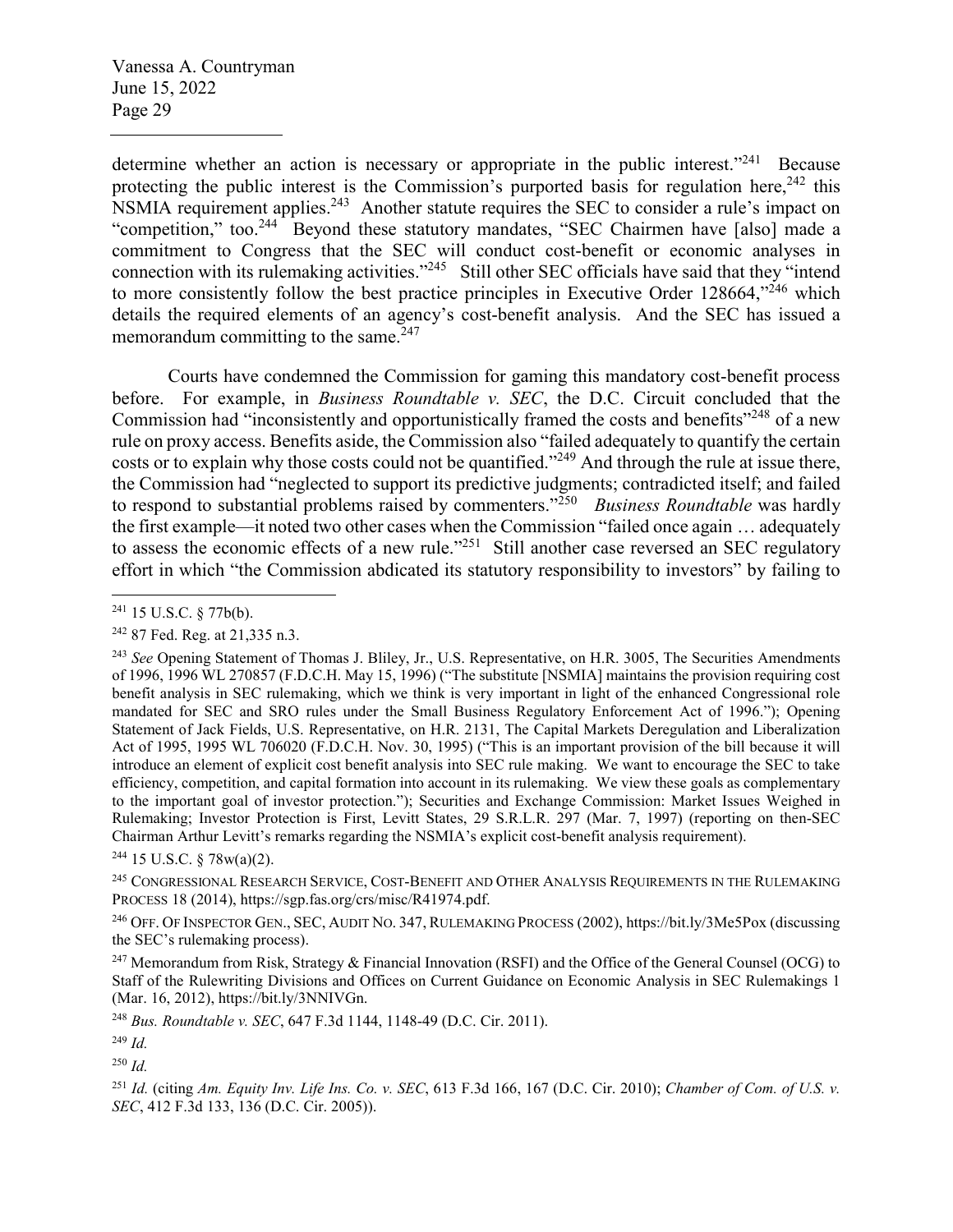determine whether an action is necessary or appropriate in the public interest."[241] Because protecting the public interest is the Commission's purported basis for regulation here,[242] this NSMIA requirement applies.[243] Another statute requires the SEC to consider a rule's impact on "competition," too.[244] Beyond these statutory mandates, "SEC Chairmen have [also] made a commitment to Congress that the SEC will conduct cost-benefit or economic analyses in connection with its rulemaking activities."[245] Still other SEC officials have said that they "intend to more consistently follow the best practice principles in Executive Order 128664,"[246] which details the required elements of an agency's cost-benefit analysis. And the SEC has issued a memorandum committing to the same.[247]

Courts have condemned the Commission for gaming this mandatory cost-benefit process before. For example, in *Business Roundtable v. SEC*, the D.C. Circuit concluded that the Commission had "inconsistently and opportunistically framed the costs and benefits"[248] of a new rule on proxy access. Benefits aside, the Commission also "failed adequately to quantify the certain costs or to explain why those costs could not be quantified."[249] And through the rule at issue there, the Commission had "neglected to support its predictive judgments; contradicted itself; and failed to respond to substantial problems raised by commenters."[250] *Business Roundtable* was hardly the first example—it noted two other cases when the Commission "failed once again … adequately to assess the economic effects of a new rule."[251] Still another case reversed an SEC regulatory effort in which "the Commission abdicated its statutory responsibility to investors" by failing to

---

[241] 15 U.S.C. § 77b(b).

[242] 87 Fed. Reg. at 21,335 n.3.

[243] *See* Opening Statement of Thomas J. Bliley, Jr., U.S. Representative, on H.R. 3005, The Securities Amendments of 1996, 1996 WL 270857 (F.D.C.H. May 15, 1996) ("The substitute [NSMIA] maintains the provision requiring cost benefit analysis in SEC rulemaking, which we think is very important in light of the enhanced Congressional role mandated for SEC and SRO rules under the Small Business Regulatory Enforcement Act of 1996."); Opening Statement of Jack Fields, U.S. Representative, on H.R. 2131, The Capital Markets Deregulation and Liberalization Act of 1995, 1995 WL 706020 (F.D.C.H. Nov. 30, 1995) ("This is an important provision of the bill because it will introduce an element of explicit cost benefit analysis into SEC rule making. We want to encourage the SEC to take efficiency, competition, and capital formation into account in its rulemaking. We view these goals as complementary to the important goal of investor protection."); Securities and Exchange Commission: Market Issues Weighed in Rulemaking; Investor Protection is First, Levitt States, 29 S.R.L.R. 297 (Mar. 7, 1997) (reporting on then-SEC Chairman Arthur Levitt's remarks regarding the NSMIA's explicit cost-benefit analysis requirement).

[244] 15 U.S.C. § 78w(a)(2).

[245] Congressional Research Service, Cost-Benefit and Other Analysis Requirements in the Rulemaking Process 18 (2014), https://sgp.fas.org/crs/misc/R41974.pdf.

[246] Off. of Inspector Gen., SEC, Audit No. 347, Rulemaking Process (2002), https://bit.ly/3Me5Pox (discussing the SEC's rulemaking process).

[247] Memorandum from Risk, Strategy & Financial Innovation (RSFI) and the Office of the General Counsel (OCG) to Staff of the Rulewriting Divisions and Offices on Current Guidance on Economic Analysis in SEC Rulemakings 1 (Mar. 16, 2012), https://bit.ly/3NNIVGn.

[248] *Bus. Roundtable v. SEC*, 647 F.3d 1144, 1148-49 (D.C. Cir. 2011).

[249] *Id.*

[250] *Id.*

[251] *Id.* (citing *Am. Equity Inv. Life Ins. Co. v. SEC*, 613 F.3d 166, 167 (D.C. Cir. 2010); *Chamber of Com. of U.S. v. SEC*, 412 F.3d 133, 136 (D.C. Cir. 2005)).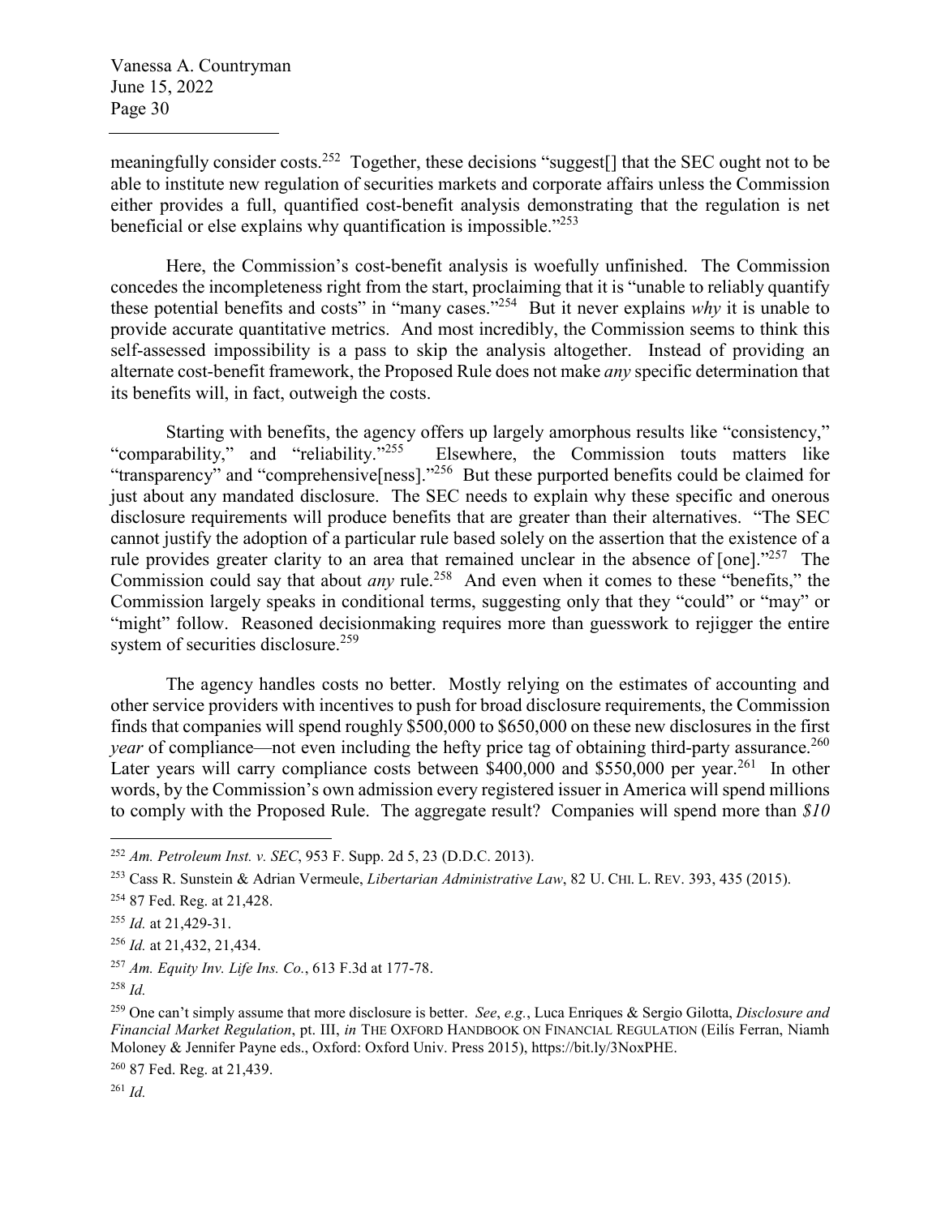meaningfully consider costs.[252] Together, these decisions "suggest[] that the SEC ought not to be able to institute new regulation of securities markets and corporate affairs unless the Commission either provides a full, quantified cost-benefit analysis demonstrating that the regulation is net beneficial or else explains why quantification is impossible."[253]

Here, the Commission's cost-benefit analysis is woefully unfinished. The Commission concedes the incompleteness right from the start, proclaiming that it is "unable to reliably quantify these potential benefits and costs" in "many cases."[254] But it never explains *why* it is unable to provide accurate quantitative metrics. And most incredibly, the Commission seems to think this self-assessed impossibility is a pass to skip the analysis altogether. Instead of providing an alternate cost-benefit framework, the Proposed Rule does not make *any* specific determination that its benefits will, in fact, outweigh the costs.

Starting with benefits, the agency offers up largely amorphous results like "consistency," "comparability," and "reliability."[255] Elsewhere, the Commission touts matters like "transparency" and "comprehensive[ness]."[256] But these purported benefits could be claimed for just about any mandated disclosure. The SEC needs to explain why these specific and onerous disclosure requirements will produce benefits that are greater than their alternatives. "The SEC cannot justify the adoption of a particular rule based solely on the assertion that the existence of a rule provides greater clarity to an area that remained unclear in the absence of [one]."[257] The Commission could say that about *any* rule.[258] And even when it comes to these "benefits," the Commission largely speaks in conditional terms, suggesting only that they "could" or "may" or "might" follow. Reasoned decisionmaking requires more than guesswork to rejigger the entire system of securities disclosure.[259]

The agency handles costs no better. Mostly relying on the estimates of accounting and other service providers with incentives to push for broad disclosure requirements, the Commission finds that companies will spend roughly $500,000 to $650,000 on these new disclosures in the first *year* of compliance—not even including the hefty price tag of obtaining third-party assurance.[260] Later years will carry compliance costs between $400,000 and $550,000 per year.[261] In other words, by the Commission's own admission every registered issuer in America will spend millions to comply with the Proposed Rule. The aggregate result? Companies will spend more than *$10*

---

[252] *Am. Petroleum Inst. v. SEC*, 953 F. Supp. 2d 5, 23 (D.D.C. 2013).

[253] Cass R. Sunstein & Adrian Vermeule, *Libertarian Administrative Law*, 82 U. CHI. L. REV. 393, 435 (2015).

[254] 87 Fed. Reg. at 21,428.

[255] *Id.* at 21,429-31.

[256] *Id.* at 21,432, 21,434.

[257] *Am. Equity Inv. Life Ins. Co.*, 613 F.3d at 177-78.

[258] *Id.*

[259] One can't simply assume that more disclosure is better. *See*, *e.g.*, Luca Enriques & Sergio Gilotta, *Disclosure and Financial Market Regulation*, pt. III, *in* THE OXFORD HANDBOOK ON FINANCIAL REGULATION (Eilís Ferran, Niamh Moloney & Jennifer Payne eds., Oxford: Oxford Univ. Press 2015), https://bit.ly/3NoxPHE.

[260] 87 Fed. Reg. at 21,439.

[261] *Id.*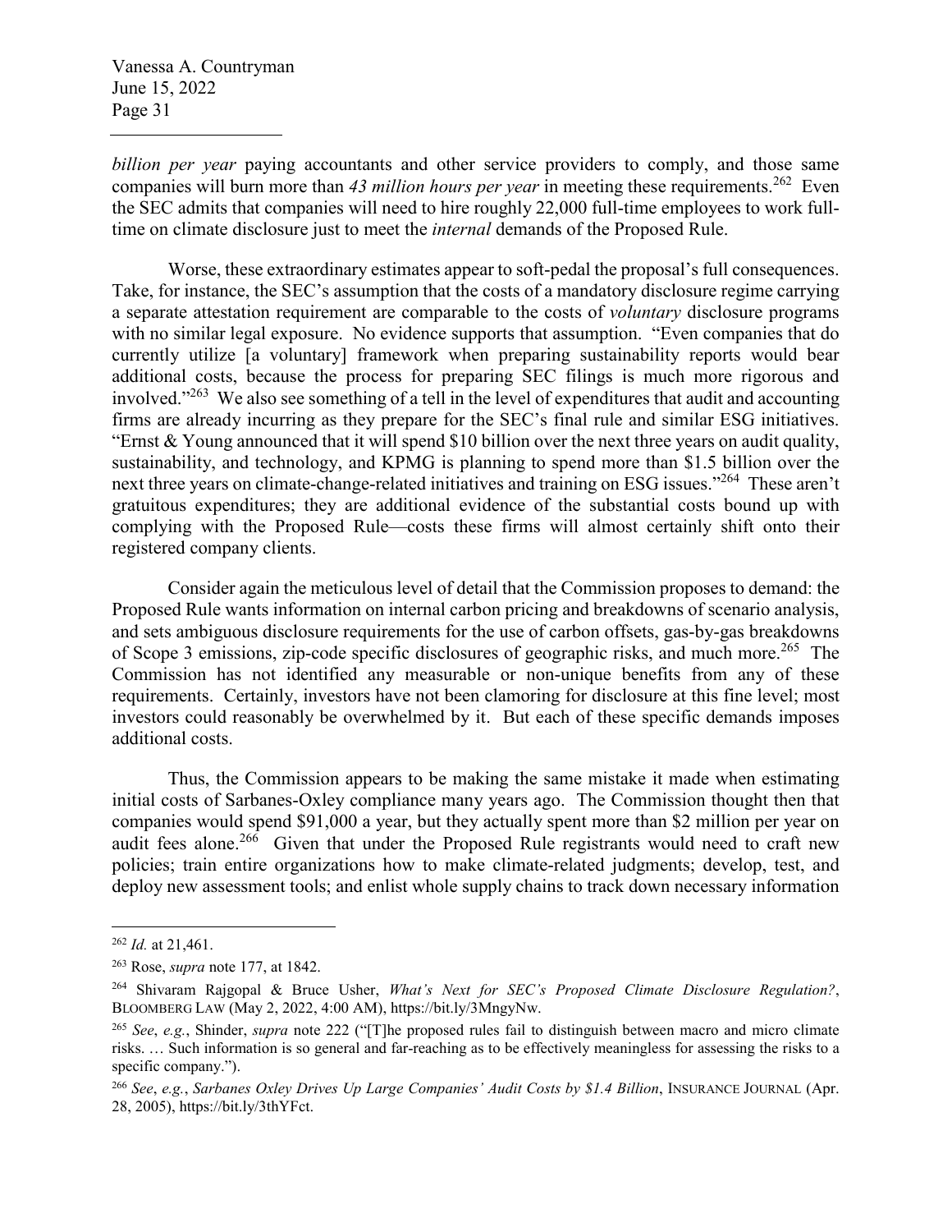*billion per year* paying accountants and other service providers to comply, and those same companies will burn more than *43 million hours per year* in meeting these requirements.[262] Even the SEC admits that companies will need to hire roughly 22,000 full-time employees to work full-time on climate disclosure just to meet the *internal* demands of the Proposed Rule.

Worse, these extraordinary estimates appear to soft-pedal the proposal's full consequences. Take, for instance, the SEC's assumption that the costs of a mandatory disclosure regime carrying a separate attestation requirement are comparable to the costs of *voluntary* disclosure programs with no similar legal exposure. No evidence supports that assumption. "Even companies that do currently utilize [a voluntary] framework when preparing sustainability reports would bear additional costs, because the process for preparing SEC filings is much more rigorous and involved."[263] We also see something of a tell in the level of expenditures that audit and accounting firms are already incurring as they prepare for the SEC's final rule and similar ESG initiatives. "Ernst & Young announced that it will spend $10 billion over the next three years on audit quality, sustainability, and technology, and KPMG is planning to spend more than $1.5 billion over the next three years on climate-change-related initiatives and training on ESG issues."[264] These aren't gratuitous expenditures; they are additional evidence of the substantial costs bound up with complying with the Proposed Rule—costs these firms will almost certainly shift onto their registered company clients.

Consider again the meticulous level of detail that the Commission proposes to demand: the Proposed Rule wants information on internal carbon pricing and breakdowns of scenario analysis, and sets ambiguous disclosure requirements for the use of carbon offsets, gas-by-gas breakdowns of Scope 3 emissions, zip-code specific disclosures of geographic risks, and much more.[265] The Commission has not identified any measurable or non-unique benefits from any of these requirements. Certainly, investors have not been clamoring for disclosure at this fine level; most investors could reasonably be overwhelmed by it. But each of these specific demands imposes additional costs.

Thus, the Commission appears to be making the same mistake it made when estimating initial costs of Sarbanes-Oxley compliance many years ago. The Commission thought then that companies would spend $91,000 a year, but they actually spent more than $2 million per year on audit fees alone.[266] Given that under the Proposed Rule registrants would need to craft new policies; train entire organizations how to make climate-related judgments; develop, test, and deploy new assessment tools; and enlist whole supply chains to track down necessary information

---

[262] *Id.* at 21,461.

[263] Rose, *supra* note 177, at 1842.

[264] Shivaram Rajgopal & Bruce Usher, *What's Next for SEC's Proposed Climate Disclosure Regulation?*, BLOOMBERG LAW (May 2, 2022, 4:00 AM), https://bit.ly/3MngyNw.

[265] *See*, *e.g.*, Shinder, *supra* note 222 ("[T]he proposed rules fail to distinguish between macro and micro climate risks. … Such information is so general and far-reaching as to be effectively meaningless for assessing the risks to a specific company.").

[266] *See*, *e.g.*, *Sarbanes Oxley Drives Up Large Companies' Audit Costs by $1.4 Billion*, INSURANCE JOURNAL (Apr. 28, 2005), https://bit.ly/3thYFct.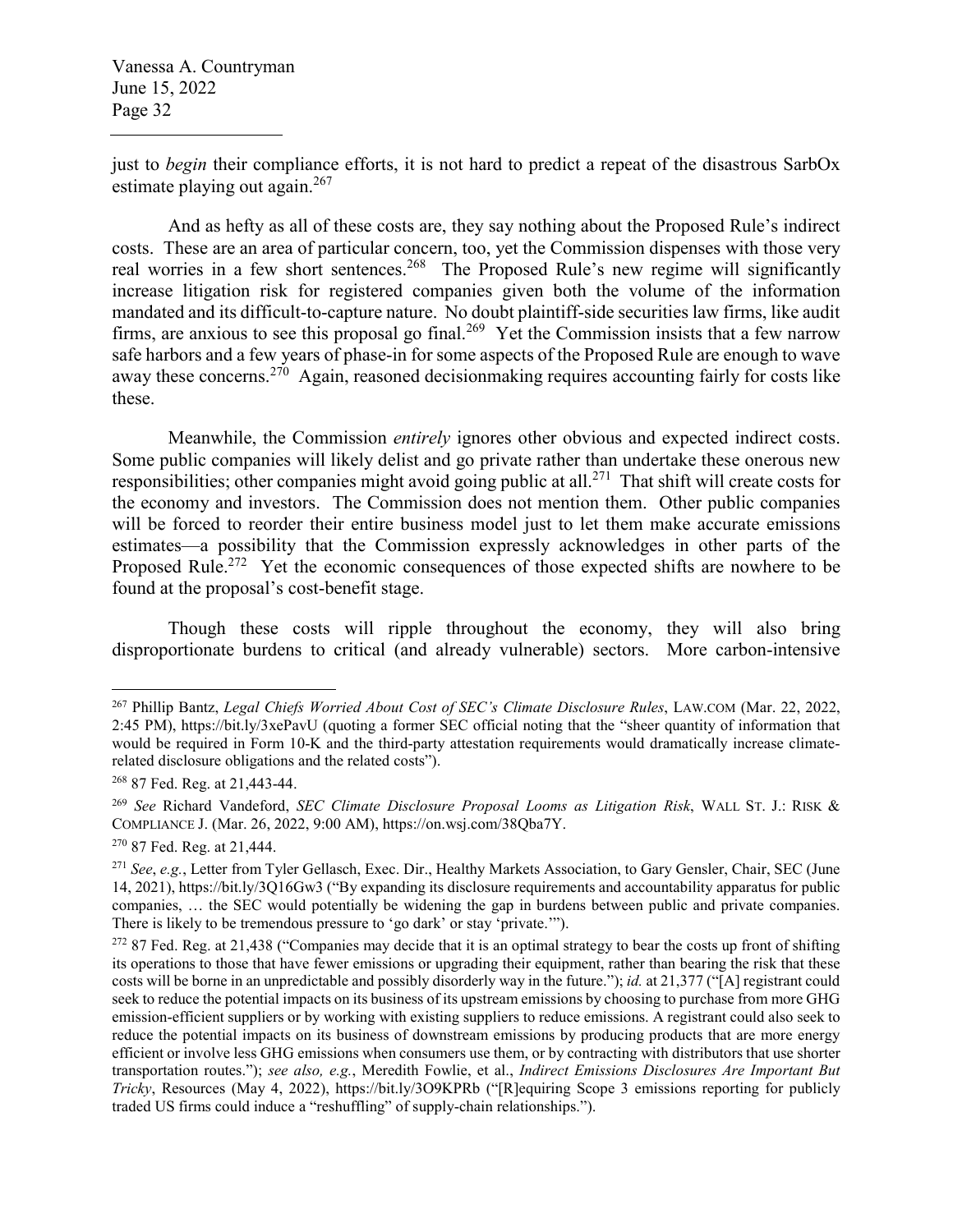just to *begin* their compliance efforts, it is not hard to predict a repeat of the disastrous SarbOx estimate playing out again.[267]

And as hefty as all of these costs are, they say nothing about the Proposed Rule's indirect costs. These are an area of particular concern, too, yet the Commission dispenses with those very real worries in a few short sentences.[268] The Proposed Rule's new regime will significantly increase litigation risk for registered companies given both the volume of the information mandated and its difficult-to-capture nature. No doubt plaintiff-side securities law firms, like audit firms, are anxious to see this proposal go final.[269] Yet the Commission insists that a few narrow safe harbors and a few years of phase-in for some aspects of the Proposed Rule are enough to wave away these concerns.[270] Again, reasoned decisionmaking requires accounting fairly for costs like these.

Meanwhile, the Commission *entirely* ignores other obvious and expected indirect costs. Some public companies will likely delist and go private rather than undertake these onerous new responsibilities; other companies might avoid going public at all.[271] That shift will create costs for the economy and investors. The Commission does not mention them. Other public companies will be forced to reorder their entire business model just to let them make accurate emissions estimates—a possibility that the Commission expressly acknowledges in other parts of the Proposed Rule.[272] Yet the economic consequences of those expected shifts are nowhere to be found at the proposal's cost-benefit stage.

Though these costs will ripple throughout the economy, they will also bring disproportionate burdens to critical (and already vulnerable) sectors. More carbon-intensive

---

[267] Phillip Bantz, *Legal Chiefs Worried About Cost of SEC's Climate Disclosure Rules*, LAW.COM (Mar. 22, 2022, 2:45 PM), https://bit.ly/3xePavU (quoting a former SEC official noting that the "sheer quantity of information that would be required in Form 10-K and the third-party attestation requirements would dramatically increase climate-related disclosure obligations and the related costs").

[268] 87 Fed. Reg. at 21,443-44.

[269] *See* Richard Vandeford, *SEC Climate Disclosure Proposal Looms as Litigation Risk*, WALL ST. J.: RISK & COMPLIANCE J. (Mar. 26, 2022, 9:00 AM), https://on.wsj.com/38Qba7Y.

[270] 87 Fed. Reg. at 21,444.

[271] *See*, *e.g.*, Letter from Tyler Gellasch, Exec. Dir., Healthy Markets Association, to Gary Gensler, Chair, SEC (June 14, 2021), https://bit.ly/3Q16Gw3 ("By expanding its disclosure requirements and accountability apparatus for public companies, … the SEC would potentially be widening the gap in burdens between public and private companies. There is likely to be tremendous pressure to 'go dark' or stay 'private.'").

[272] 87 Fed. Reg. at 21,438 ("Companies may decide that it is an optimal strategy to bear the costs up front of shifting its operations to those that have fewer emissions or upgrading their equipment, rather than bearing the risk that these costs will be borne in an unpredictable and possibly disorderly way in the future."); *id.* at 21,377 ("[A] registrant could seek to reduce the potential impacts on its business of its upstream emissions by choosing to purchase from more GHG emission-efficient suppliers or by working with existing suppliers to reduce emissions. A registrant could also seek to reduce the potential impacts on its business of downstream emissions by producing products that are more energy efficient or involve less GHG emissions when consumers use them, or by contracting with distributors that use shorter transportation routes."); *see also, e.g.*, Meredith Fowlie, et al., *Indirect Emissions Disclosures Are Important But Tricky*, Resources (May 4, 2022), https://bit.ly/3O9KPRb ("[R]equiring Scope 3 emissions reporting for publicly traded US firms could induce a "reshuffling" of supply-chain relationships.").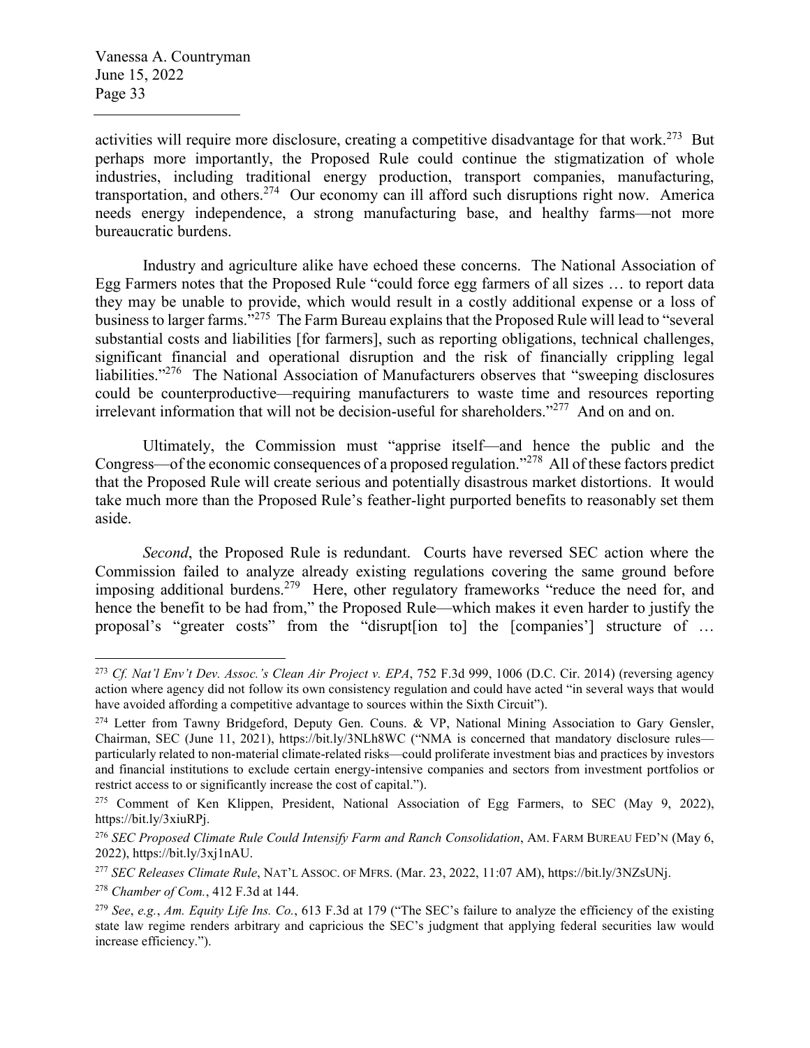activities will require more disclosure, creating a competitive disadvantage for that work.[273] But perhaps more importantly, the Proposed Rule could continue the stigmatization of whole industries, including traditional energy production, transport companies, manufacturing, transportation, and others.[274] Our economy can ill afford such disruptions right now. America needs energy independence, a strong manufacturing base, and healthy farms—not more bureaucratic burdens.

Industry and agriculture alike have echoed these concerns. The National Association of Egg Farmers notes that the Proposed Rule "could force egg farmers of all sizes … to report data they may be unable to provide, which would result in a costly additional expense or a loss of business to larger farms."[275] The Farm Bureau explains that the Proposed Rule will lead to "several substantial costs and liabilities [for farmers], such as reporting obligations, technical challenges, significant financial and operational disruption and the risk of financially crippling legal liabilities."[276] The National Association of Manufacturers observes that "sweeping disclosures could be counterproductive—requiring manufacturers to waste time and resources reporting irrelevant information that will not be decision-useful for shareholders."[277] And on and on.

Ultimately, the Commission must "apprise itself—and hence the public and the Congress—of the economic consequences of a proposed regulation."[278] All of these factors predict that the Proposed Rule will create serious and potentially disastrous market distortions. It would take much more than the Proposed Rule's feather-light purported benefits to reasonably set them aside.

*Second*, the Proposed Rule is redundant. Courts have reversed SEC action where the Commission failed to analyze already existing regulations covering the same ground before imposing additional burdens.[279] Here, other regulatory frameworks "reduce the need for, and hence the benefit to be had from," the Proposed Rule—which makes it even harder to justify the proposal's "greater costs" from the "disrupt[ion to] the [companies'] structure of …

---

[273] *Cf. Nat'l Env't Dev. Assoc.'s Clean Air Project v. EPA*, 752 F.3d 999, 1006 (D.C. Cir. 2014) (reversing agency action where agency did not follow its own consistency regulation and could have acted "in several ways that would have avoided affording a competitive advantage to sources within the Sixth Circuit").

[274] Letter from Tawny Bridgeford, Deputy Gen. Couns. & VP, National Mining Association to Gary Gensler, Chairman, SEC (June 11, 2021), https://bit.ly/3NLh8WC ("NMA is concerned that mandatory disclosure rules—particularly related to non-material climate-related risks—could proliferate investment bias and practices by investors and financial institutions to exclude certain energy-intensive companies and sectors from investment portfolios or restrict access to or significantly increase the cost of capital.").

[275] Comment of Ken Klippen, President, National Association of Egg Farmers, to SEC (May 9, 2022), https://bit.ly/3xiuRPj.

[276] *SEC Proposed Climate Rule Could Intensify Farm and Ranch Consolidation*, AM. FARM BUREAU FED'N (May 6, 2022), https://bit.ly/3xj1nAU.

[277] *SEC Releases Climate Rule*, NAT'L ASSOC. OF MFRS. (Mar. 23, 2022, 11:07 AM), https://bit.ly/3NZsUNj.

[278] *Chamber of Com.*, 412 F.3d at 144.

[279] *See*, *e.g.*, *Am. Equity Life Ins. Co.*, 613 F.3d at 179 ("The SEC's failure to analyze the efficiency of the existing state law regime renders arbitrary and capricious the SEC's judgment that applying federal securities law would increase efficiency.").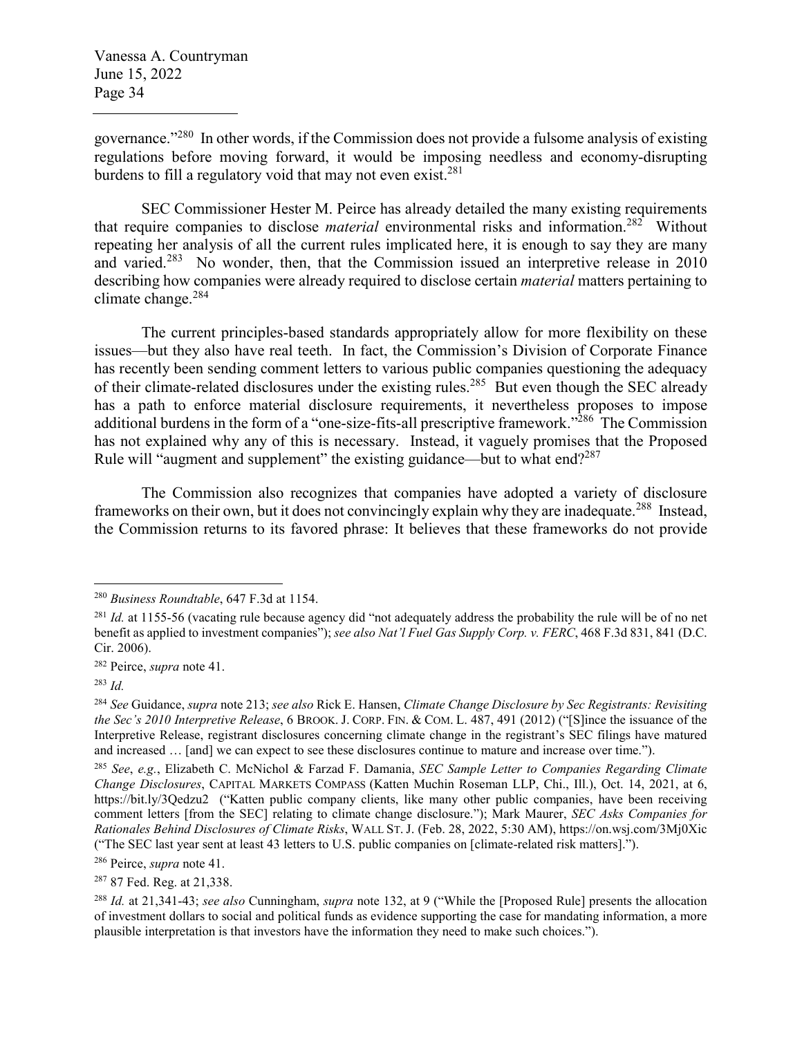governance."[280] In other words, if the Commission does not provide a fulsome analysis of existing regulations before moving forward, it would be imposing needless and economy-disrupting burdens to fill a regulatory void that may not even exist.[281]

SEC Commissioner Hester M. Peirce has already detailed the many existing requirements that require companies to disclose *material* environmental risks and information.[282] Without repeating her analysis of all the current rules implicated here, it is enough to say they are many and varied.[283] No wonder, then, that the Commission issued an interpretive release in 2010 describing how companies were already required to disclose certain *material* matters pertaining to climate change.[284]

The current principles-based standards appropriately allow for more flexibility on these issues—but they also have real teeth. In fact, the Commission's Division of Corporate Finance has recently been sending comment letters to various public companies questioning the adequacy of their climate-related disclosures under the existing rules.[285] But even though the SEC already has a path to enforce material disclosure requirements, it nevertheless proposes to impose additional burdens in the form of a "one-size-fits-all prescriptive framework."[286] The Commission has not explained why any of this is necessary. Instead, it vaguely promises that the Proposed Rule will "augment and supplement" the existing guidance—but to what end?[287]

The Commission also recognizes that companies have adopted a variety of disclosure frameworks on their own, but it does not convincingly explain why they are inadequate.[288] Instead, the Commission returns to its favored phrase: It believes that these frameworks do not provide

---

[280] *Business Roundtable*, 647 F.3d at 1154.

[281] *Id.* at 1155-56 (vacating rule because agency did "not adequately address the probability the rule will be of no net benefit as applied to investment companies"); *see also Nat'l Fuel Gas Supply Corp. v. FERC*, 468 F.3d 831, 841 (D.C. Cir. 2006).

[282] Peirce, *supra* note 41.

[283] *Id.*

[284] *See* Guidance, *supra* note 213; *see also* Rick E. Hansen, *Climate Change Disclosure by Sec Registrants: Revisiting the Sec's 2010 Interpretive Release*, 6 BROOK. J. CORP. FIN. & COM. L. 487, 491 (2012) ("[S]ince the issuance of the Interpretive Release, registrant disclosures concerning climate change in the registrant's SEC filings have matured and increased … [and] we can expect to see these disclosures continue to mature and increase over time.").

[285] *See*, *e.g.*, Elizabeth C. McNichol & Farzad F. Damania, *SEC Sample Letter to Companies Regarding Climate Change Disclosures*, CAPITAL MARKETS COMPASS (Katten Muchin Roseman LLP, Chi., Ill.), Oct. 14, 2021, at 6, https://bit.ly/3Qedzu2 ("Katten public company clients, like many other public companies, have been receiving comment letters [from the SEC] relating to climate change disclosure."); Mark Maurer, *SEC Asks Companies for Rationales Behind Disclosures of Climate Risks*, WALL ST. J. (Feb. 28, 2022, 5:30 AM), https://on.wsj.com/3Mj0Xic ("The SEC last year sent at least 43 letters to U.S. public companies on [climate-related risk matters].").

[286] Peirce, *supra* note 41.

[287] 87 Fed. Reg. at 21,338.

[288] *Id.* at 21,341-43; *see also* Cunningham, *supra* note 132, at 9 ("While the [Proposed Rule] presents the allocation of investment dollars to social and political funds as evidence supporting the case for mandating information, a more plausible interpretation is that investors have the information they need to make such choices.").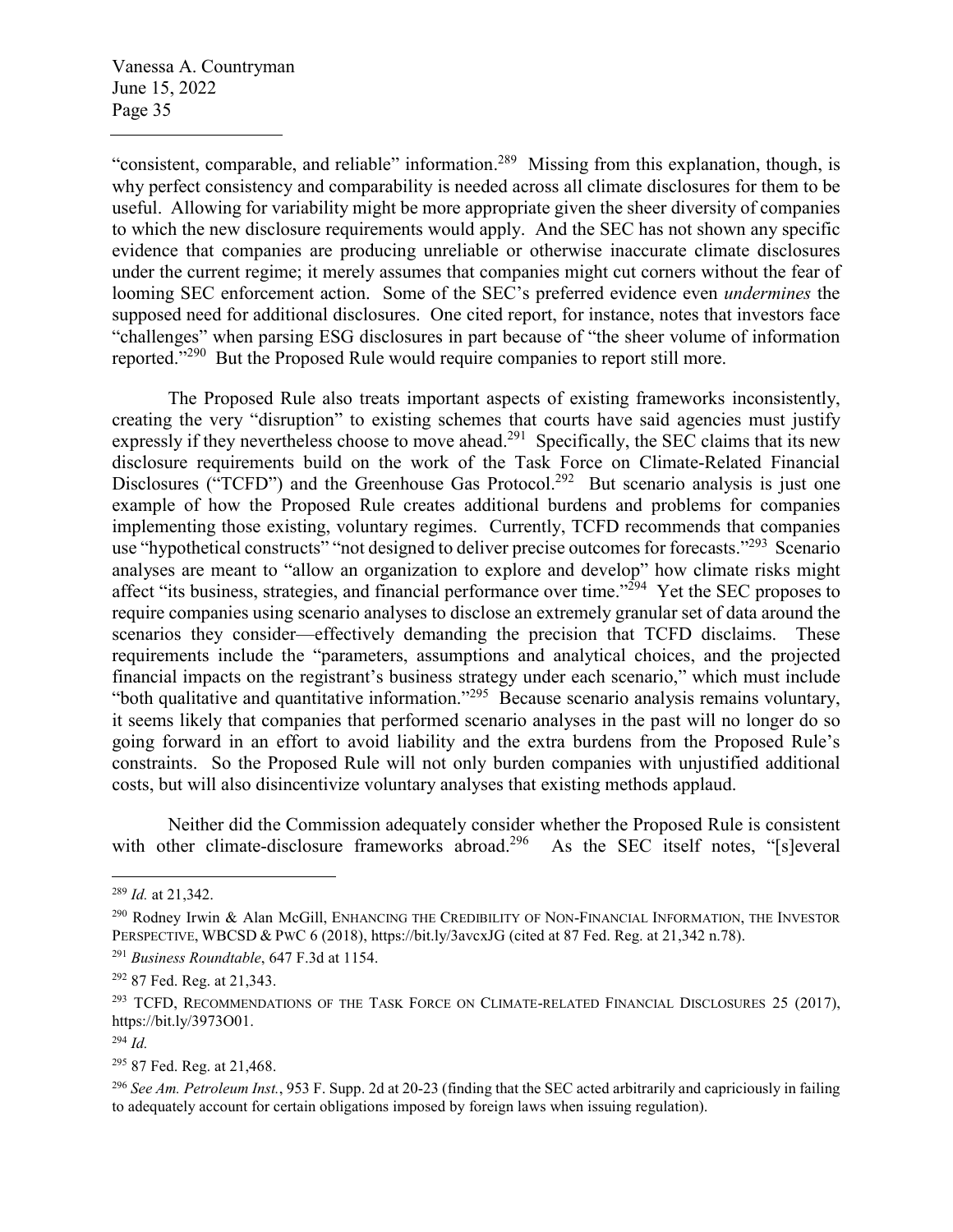"consistent, comparable, and reliable" information.[289] Missing from this explanation, though, is why perfect consistency and comparability is needed across all climate disclosures for them to be useful. Allowing for variability might be more appropriate given the sheer diversity of companies to which the new disclosure requirements would apply. And the SEC has not shown any specific evidence that companies are producing unreliable or otherwise inaccurate climate disclosures under the current regime; it merely assumes that companies might cut corners without the fear of looming SEC enforcement action. Some of the SEC's preferred evidence even *undermines* the supposed need for additional disclosures. One cited report, for instance, notes that investors face "challenges" when parsing ESG disclosures in part because of "the sheer volume of information reported."[290] But the Proposed Rule would require companies to report still more.

The Proposed Rule also treats important aspects of existing frameworks inconsistently, creating the very "disruption" to existing schemes that courts have said agencies must justify expressly if they nevertheless choose to move ahead.[291] Specifically, the SEC claims that its new disclosure requirements build on the work of the Task Force on Climate-Related Financial Disclosures ("TCFD") and the Greenhouse Gas Protocol.[292] But scenario analysis is just one example of how the Proposed Rule creates additional burdens and problems for companies implementing those existing, voluntary regimes. Currently, TCFD recommends that companies use "hypothetical constructs" "not designed to deliver precise outcomes for forecasts."[293] Scenario analyses are meant to "allow an organization to explore and develop" how climate risks might affect "its business, strategies, and financial performance over time."[294] Yet the SEC proposes to require companies using scenario analyses to disclose an extremely granular set of data around the scenarios they consider—effectively demanding the precision that TCFD disclaims. These requirements include the "parameters, assumptions and analytical choices, and the projected financial impacts on the registrant's business strategy under each scenario," which must include "both qualitative and quantitative information."[295] Because scenario analysis remains voluntary, it seems likely that companies that performed scenario analyses in the past will no longer do so going forward in an effort to avoid liability and the extra burdens from the Proposed Rule's constraints. So the Proposed Rule will not only burden companies with unjustified additional costs, but will also disincentivize voluntary analyses that existing methods applaud.

Neither did the Commission adequately consider whether the Proposed Rule is consistent with other climate-disclosure frameworks abroad.[296] As the SEC itself notes, "[s]everal

---

[289] *Id.* at 21,342.

[290] Rodney Irwin & Alan McGill, ENHANCING THE CREDIBILITY OF NON-FINANCIAL INFORMATION, THE INVESTOR PERSPECTIVE, WBCSD & PWC 6 (2018), https://bit.ly/3avcxJG (cited at 87 Fed. Reg. at 21,342 n.78).

[291] *Business Roundtable*, 647 F.3d at 1154.

[292] 87 Fed. Reg. at 21,343.

[293] TCFD, RECOMMENDATIONS OF THE TASK FORCE ON CLIMATE-RELATED FINANCIAL DISCLOSURES 25 (2017), https://bit.ly/3973O01.

[294] *Id.*

[295] 87 Fed. Reg. at 21,468.

[296] *See Am. Petroleum Inst.*, 953 F. Supp. 2d at 20-23 (finding that the SEC acted arbitrarily and capriciously in failing to adequately account for certain obligations imposed by foreign laws when issuing regulation).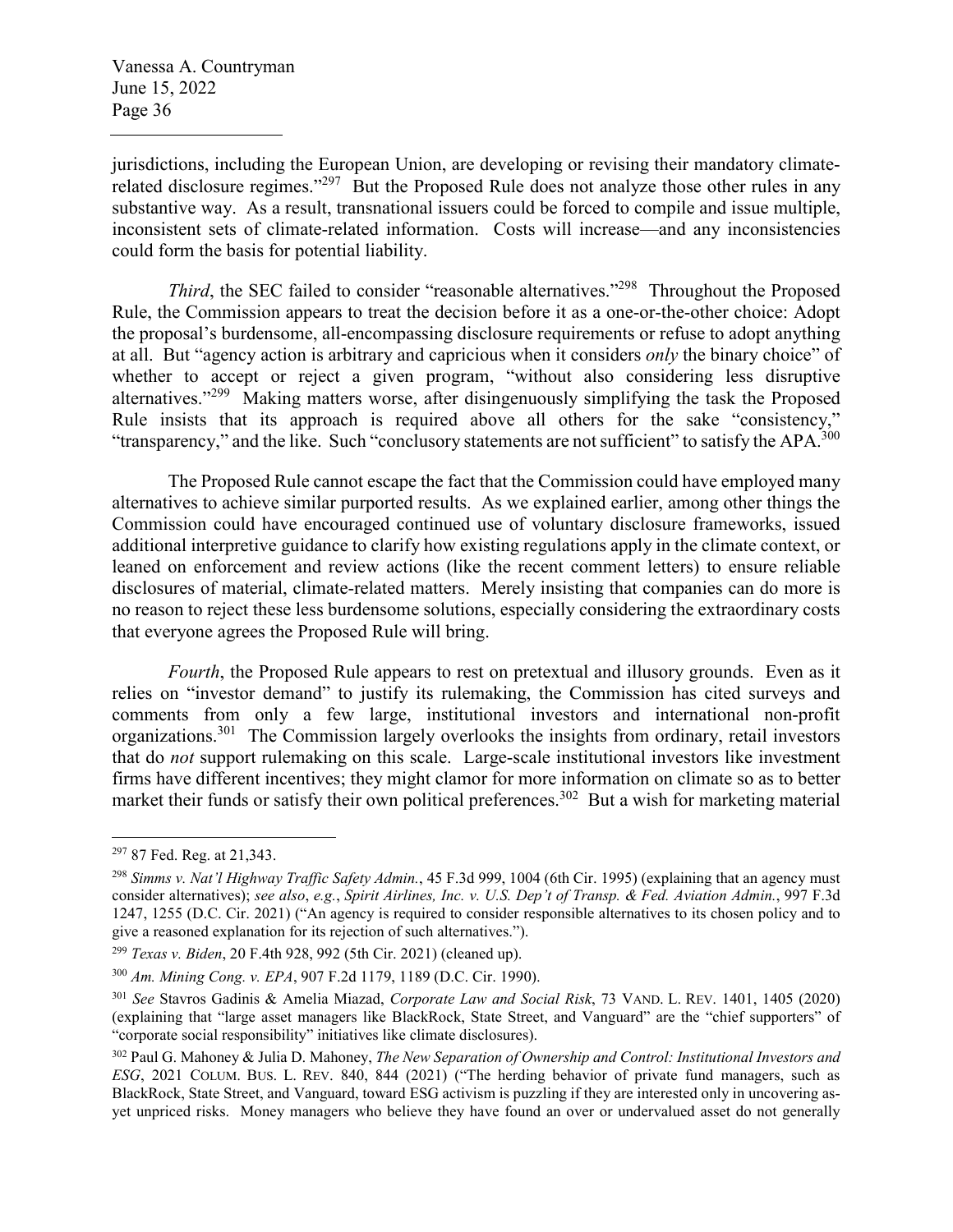jurisdictions, including the European Union, are developing or revising their mandatory climate-related disclosure regimes."[297] But the Proposed Rule does not analyze those other rules in any substantive way. As a result, transnational issuers could be forced to compile and issue multiple, inconsistent sets of climate-related information. Costs will increase—and any inconsistencies could form the basis for potential liability.

*Third*, the SEC failed to consider "reasonable alternatives."[298] Throughout the Proposed Rule, the Commission appears to treat the decision before it as a one-or-the-other choice: Adopt the proposal's burdensome, all-encompassing disclosure requirements or refuse to adopt anything at all. But "agency action is arbitrary and capricious when it considers *only* the binary choice" of whether to accept or reject a given program, "without also considering less disruptive alternatives."[299] Making matters worse, after disingenuously simplifying the task the Proposed Rule insists that its approach is required above all others for the sake "consistency," "transparency," and the like. Such "conclusory statements are not sufficient" to satisfy the APA.[300]

The Proposed Rule cannot escape the fact that the Commission could have employed many alternatives to achieve similar purported results. As we explained earlier, among other things the Commission could have encouraged continued use of voluntary disclosure frameworks, issued additional interpretive guidance to clarify how existing regulations apply in the climate context, or leaned on enforcement and review actions (like the recent comment letters) to ensure reliable disclosures of material, climate-related matters. Merely insisting that companies can do more is no reason to reject these less burdensome solutions, especially considering the extraordinary costs that everyone agrees the Proposed Rule will bring.

*Fourth*, the Proposed Rule appears to rest on pretextual and illusory grounds. Even as it relies on "investor demand" to justify its rulemaking, the Commission has cited surveys and comments from only a few large, institutional investors and international non-profit organizations.[301] The Commission largely overlooks the insights from ordinary, retail investors that do *not* support rulemaking on this scale. Large-scale institutional investors like investment firms have different incentives; they might clamor for more information on climate so as to better market their funds or satisfy their own political preferences.[302] But a wish for marketing material

---

[297] 87 Fed. Reg. at 21,343.

[298] *Simms v. Nat'l Highway Traffic Safety Admin.*, 45 F.3d 999, 1004 (6th Cir. 1995) (explaining that an agency must consider alternatives); *see also*, *e.g.*, *Spirit Airlines, Inc. v. U.S. Dep't of Transp. & Fed. Aviation Admin.*, 997 F.3d 1247, 1255 (D.C. Cir. 2021) ("An agency is required to consider responsible alternatives to its chosen policy and to give a reasoned explanation for its rejection of such alternatives.").

[299] *Texas v. Biden*, 20 F.4th 928, 992 (5th Cir. 2021) (cleaned up).

[300] *Am. Mining Cong. v. EPA*, 907 F.2d 1179, 1189 (D.C. Cir. 1990).

[301] *See* Stavros Gadinis & Amelia Miazad, *Corporate Law and Social Risk*, 73 VAND. L. REV. 1401, 1405 (2020) (explaining that "large asset managers like BlackRock, State Street, and Vanguard" are the "chief supporters" of "corporate social responsibility" initiatives like climate disclosures).

[302] Paul G. Mahoney & Julia D. Mahoney, *The New Separation of Ownership and Control: Institutional Investors and ESG*, 2021 COLUM. BUS. L. REV. 840, 844 (2021) ("The herding behavior of private fund managers, such as BlackRock, State Street, and Vanguard, toward ESG activism is puzzling if they are interested only in uncovering as-yet unpriced risks. Money managers who believe they have found an over or undervalued asset do not generally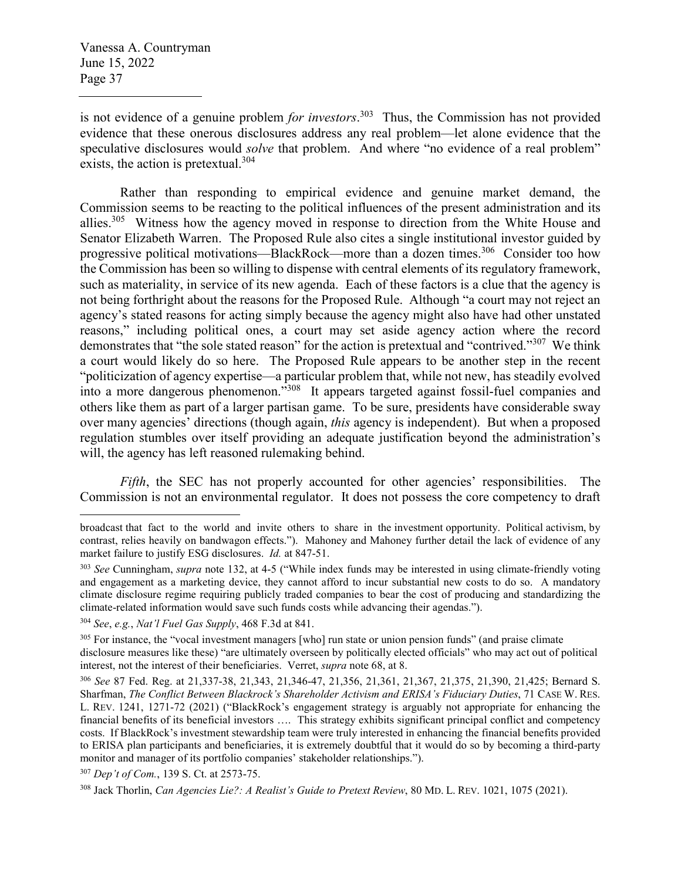is not evidence of a genuine problem *for investors*.[303] Thus, the Commission has not provided evidence that these onerous disclosures address any real problem—let alone evidence that the speculative disclosures would *solve* that problem. And where "no evidence of a real problem" exists, the action is pretextual.[304]

Rather than responding to empirical evidence and genuine market demand, the Commission seems to be reacting to the political influences of the present administration and its allies.[305] Witness how the agency moved in response to direction from the White House and Senator Elizabeth Warren. The Proposed Rule also cites a single institutional investor guided by progressive political motivations—BlackRock—more than a dozen times.[306] Consider too how the Commission has been so willing to dispense with central elements of its regulatory framework, such as materiality, in service of its new agenda. Each of these factors is a clue that the agency is not being forthright about the reasons for the Proposed Rule. Although "a court may not reject an agency's stated reasons for acting simply because the agency might also have had other unstated reasons," including political ones, a court may set aside agency action where the record demonstrates that "the sole stated reason" for the action is pretextual and "contrived."[307] We think a court would likely do so here. The Proposed Rule appears to be another step in the recent "politicization of agency expertise—a particular problem that, while not new, has steadily evolved into a more dangerous phenomenon."[308] It appears targeted against fossil-fuel companies and others like them as part of a larger partisan game. To be sure, presidents have considerable sway over many agencies' directions (though again, *this* agency is independent). But when a proposed regulation stumbles over itself providing an adequate justification beyond the administration's will, the agency has left reasoned rulemaking behind.

*Fifth*, the SEC has not properly accounted for other agencies' responsibilities. The Commission is not an environmental regulator. It does not possess the core competency to draft

---

broadcast that fact to the world and invite others to share in the investment opportunity. Political activism, by contrast, relies heavily on bandwagon effects."). Mahoney and Mahoney further detail the lack of evidence of any market failure to justify ESG disclosures. *Id.* at 847-51.

[303] *See* Cunningham, *supra* note 132, at 4-5 ("While index funds may be interested in using climate-friendly voting and engagement as a marketing device, they cannot afford to incur substantial new costs to do so. A mandatory climate disclosure regime requiring publicly traded companies to bear the cost of producing and standardizing the climate-related information would save such funds costs while advancing their agendas.").

[304] *See*, *e.g.*, *Nat'l Fuel Gas Supply*, 468 F.3d at 841.

[305] For instance, the "vocal investment managers [who] run state or union pension funds" (and praise climate disclosure measures like these) "are ultimately overseen by politically elected officials" who may act out of political interest, not the interest of their beneficiaries. Verret, *supra* note 68, at 8.

[306] *See* 87 Fed. Reg. at 21,337-38, 21,343, 21,346-47, 21,356, 21,361, 21,367, 21,375, 21,390, 21,425; Bernard S. Sharfman, *The Conflict Between Blackrock's Shareholder Activism and ERISA's Fiduciary Duties*, 71 CASE W. RES. L. REV. 1241, 1271-72 (2021) ("BlackRock's engagement strategy is arguably not appropriate for enhancing the financial benefits of its beneficial investors …. This strategy exhibits significant principal conflict and competency costs. If BlackRock's investment stewardship team were truly interested in enhancing the financial benefits provided to ERISA plan participants and beneficiaries, it is extremely doubtful that it would do so by becoming a third-party monitor and manager of its portfolio companies' stakeholder relationships.").

[307] *Dep't of Com.*, 139 S. Ct. at 2573-75.

[308] Jack Thorlin, *Can Agencies Lie?: A Realist's Guide to Pretext Review*, 80 MD. L. REV. 1021, 1075 (2021).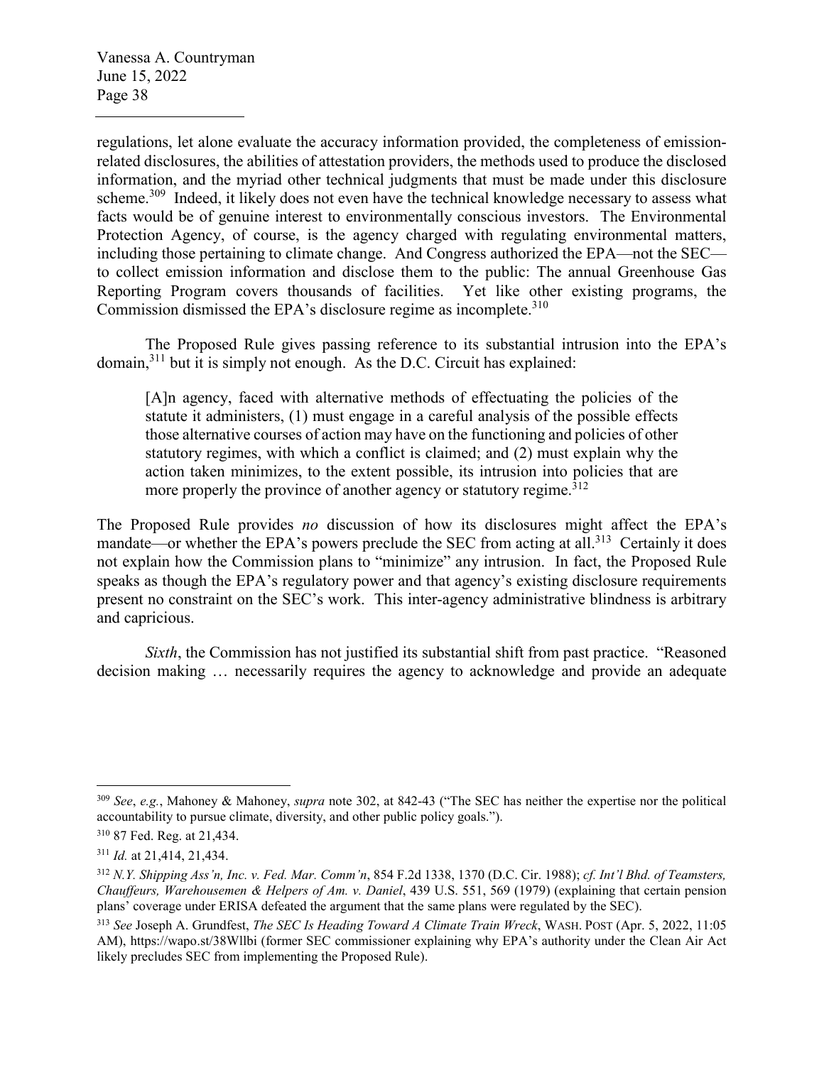regulations, let alone evaluate the accuracy information provided, the completeness of emission-related disclosures, the abilities of attestation providers, the methods used to produce the disclosed information, and the myriad other technical judgments that must be made under this disclosure scheme.[309] Indeed, it likely does not even have the technical knowledge necessary to assess what facts would be of genuine interest to environmentally conscious investors. The Environmental Protection Agency, of course, is the agency charged with regulating environmental matters, including those pertaining to climate change. And Congress authorized the EPA—not the SEC—to collect emission information and disclose them to the public: The annual Greenhouse Gas Reporting Program covers thousands of facilities. Yet like other existing programs, the Commission dismissed the EPA's disclosure regime as incomplete.[310]

The Proposed Rule gives passing reference to its substantial intrusion into the EPA's domain,[311] but it is simply not enough. As the D.C. Circuit has explained:

> [A]n agency, faced with alternative methods of effectuating the policies of the statute it administers, (1) must engage in a careful analysis of the possible effects those alternative courses of action may have on the functioning and policies of other statutory regimes, with which a conflict is claimed; and (2) must explain why the action taken minimizes, to the extent possible, its intrusion into policies that are more properly the province of another agency or statutory regime.[312]

The Proposed Rule provides *no* discussion of how its disclosures might affect the EPA's mandate—or whether the EPA's powers preclude the SEC from acting at all.[313] Certainly it does not explain how the Commission plans to "minimize" any intrusion. In fact, the Proposed Rule speaks as though the EPA's regulatory power and that agency's existing disclosure requirements present no constraint on the SEC's work. This inter-agency administrative blindness is arbitrary and capricious.

*Sixth*, the Commission has not justified its substantial shift from past practice. "Reasoned decision making … necessarily requires the agency to acknowledge and provide an adequate

---

[309] *See*, *e.g.*, Mahoney & Mahoney, *supra* note 302, at 842-43 ("The SEC has neither the expertise nor the political accountability to pursue climate, diversity, and other public policy goals.").

[310] 87 Fed. Reg. at 21,434.

[311] *Id.* at 21,414, 21,434.

[312] *N.Y. Shipping Ass'n, Inc. v. Fed. Mar. Comm'n*, 854 F.2d 1338, 1370 (D.C. Cir. 1988); *cf. Int'l Bhd. of Teamsters, Chauffeurs, Warehousemen & Helpers of Am. v. Daniel*, 439 U.S. 551, 569 (1979) (explaining that certain pension plans' coverage under ERISA defeated the argument that the same plans were regulated by the SEC).

[313] *See* Joseph A. Grundfest, *The SEC Is Heading Toward A Climate Train Wreck*, WASH. POST (Apr. 5, 2022, 11:05 AM), https://wapo.st/38Wllbi (former SEC commissioner explaining why EPA's authority under the Clean Air Act likely precludes SEC from implementing the Proposed Rule).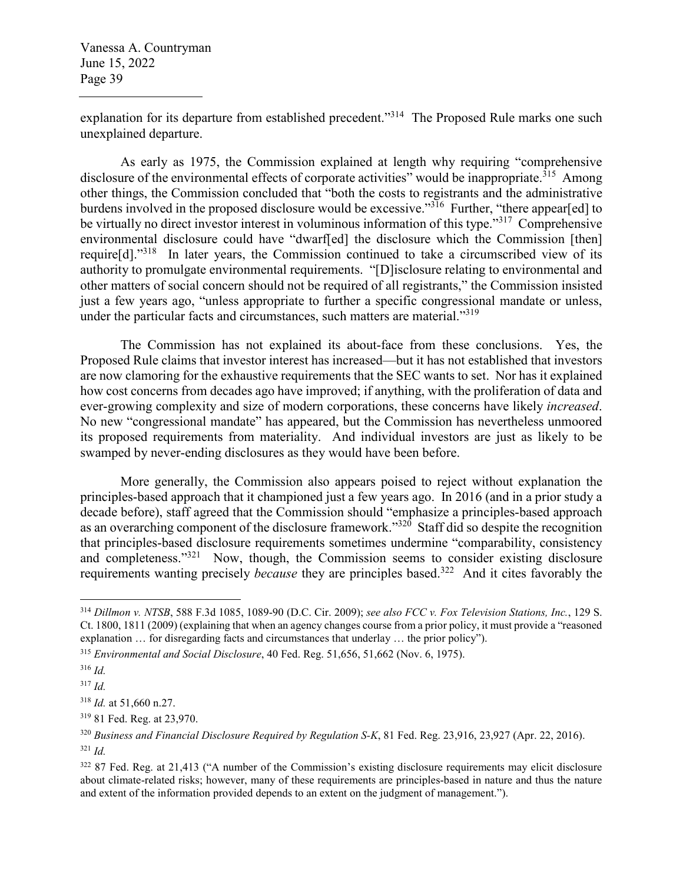explanation for its departure from established precedent."[314] The Proposed Rule marks one such unexplained departure.

As early as 1975, the Commission explained at length why requiring "comprehensive disclosure of the environmental effects of corporate activities" would be inappropriate.[315] Among other things, the Commission concluded that "both the costs to registrants and the administrative burdens involved in the proposed disclosure would be excessive."[316] Further, "there appear[ed] to be virtually no direct investor interest in voluminous information of this type."[317] Comprehensive environmental disclosure could have "dwarf[ed] the disclosure which the Commission [then] require[d]."[318] In later years, the Commission continued to take a circumscribed view of its authority to promulgate environmental requirements. "[D]isclosure relating to environmental and other matters of social concern should not be required of all registrants," the Commission insisted just a few years ago, "unless appropriate to further a specific congressional mandate or unless, under the particular facts and circumstances, such matters are material."[319]

The Commission has not explained its about-face from these conclusions. Yes, the Proposed Rule claims that investor interest has increased—but it has not established that investors are now clamoring for the exhaustive requirements that the SEC wants to set. Nor has it explained how cost concerns from decades ago have improved; if anything, with the proliferation of data and ever-growing complexity and size of modern corporations, these concerns have likely *increased*. No new "congressional mandate" has appeared, but the Commission has nevertheless unmoored its proposed requirements from materiality. And individual investors are just as likely to be swamped by never-ending disclosures as they would have been before.

More generally, the Commission also appears poised to reject without explanation the principles-based approach that it championed just a few years ago. In 2016 (and in a prior study a decade before), staff agreed that the Commission should "emphasize a principles-based approach as an overarching component of the disclosure framework."[320] Staff did so despite the recognition that principles-based disclosure requirements sometimes undermine "comparability, consistency and completeness."[321] Now, though, the Commission seems to consider existing disclosure requirements wanting precisely *because* they are principles based.[322] And it cites favorably the

---

[314] *Dillmon v. NTSB*, 588 F.3d 1085, 1089-90 (D.C. Cir. 2009); *see also FCC v. Fox Television Stations, Inc.*, 129 S. Ct. 1800, 1811 (2009) (explaining that when an agency changes course from a prior policy, it must provide a "reasoned explanation … for disregarding facts and circumstances that underlay … the prior policy").

[315] *Environmental and Social Disclosure*, 40 Fed. Reg. 51,656, 51,662 (Nov. 6, 1975).

[316] *Id.*

[317] *Id.*

[318] *Id.* at 51,660 n.27.

[319] 81 Fed. Reg. at 23,970.

[320] *Business and Financial Disclosure Required by Regulation S-K*, 81 Fed. Reg. 23,916, 23,927 (Apr. 22, 2016).

[321] *Id.*

[322] 87 Fed. Reg. at 21,413 ("A number of the Commission's existing disclosure requirements may elicit disclosure about climate-related risks; however, many of these requirements are principles-based in nature and thus the nature and extent of the information provided depends to an extent on the judgment of management.").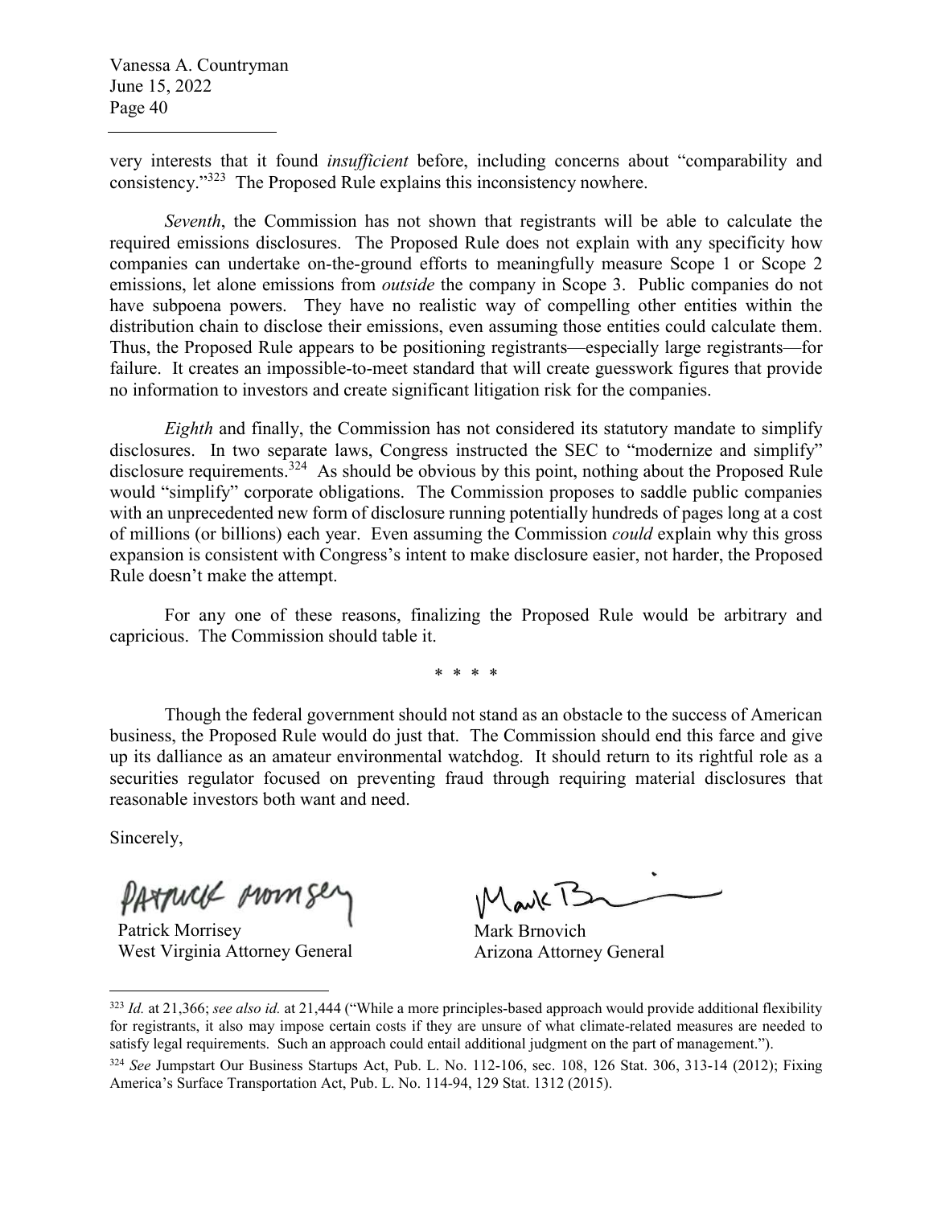very interests that it found *insufficient* before, including concerns about "comparability and consistency."[323] The Proposed Rule explains this inconsistency nowhere.

*Seventh*, the Commission has not shown that registrants will be able to calculate the required emissions disclosures. The Proposed Rule does not explain with any specificity how companies can undertake on-the-ground efforts to meaningfully measure Scope 1 or Scope 2 emissions, let alone emissions from *outside* the company in Scope 3. Public companies do not have subpoena powers. They have no realistic way of compelling other entities within the distribution chain to disclose their emissions, even assuming those entities could calculate them. Thus, the Proposed Rule appears to be positioning registrants—especially large registrants—for failure. It creates an impossible-to-meet standard that will create guesswork figures that provide no information to investors and create significant litigation risk for the companies.

*Eighth* and finally, the Commission has not considered its statutory mandate to simplify disclosures. In two separate laws, Congress instructed the SEC to "modernize and simplify" disclosure requirements.[324] As should be obvious by this point, nothing about the Proposed Rule would "simplify" corporate obligations. The Commission proposes to saddle public companies with an unprecedented new form of disclosure running potentially hundreds of pages long at a cost of millions (or billions) each year. Even assuming the Commission *could* explain why this gross expansion is consistent with Congress's intent to make disclosure easier, not harder, the Proposed Rule doesn't make the attempt.

For any one of these reasons, finalizing the Proposed Rule would be arbitrary and capricious. The Commission should table it.

\* \* \* \*

Though the federal government should not stand as an obstacle to the success of American business, the Proposed Rule would do just that. The Commission should end this farce and give up its dalliance as an amateur environmental watchdog. It should return to its rightful role as a securities regulator focused on preventing fraud through requiring material disclosures that reasonable investors both want and need.

Sincerely,

Patrick Morrisey
West Virginia Attorney General

Mark Brnovich
Arizona Attorney General

---

[323] *Id.* at 21,366; *see also id.* at 21,444 ("While a more principles-based approach would provide additional flexibility for registrants, it also may impose certain costs if they are unsure of what climate-related measures are needed to satisfy legal requirements. Such an approach could entail additional judgment on the part of management.").

[324] *See* Jumpstart Our Business Startups Act, Pub. L. No. 112-106, sec. 108, 126 Stat. 306, 313-14 (2012); Fixing America's Surface Transportation Act, Pub. L. No. 114-94, 129 Stat. 1312 (2015).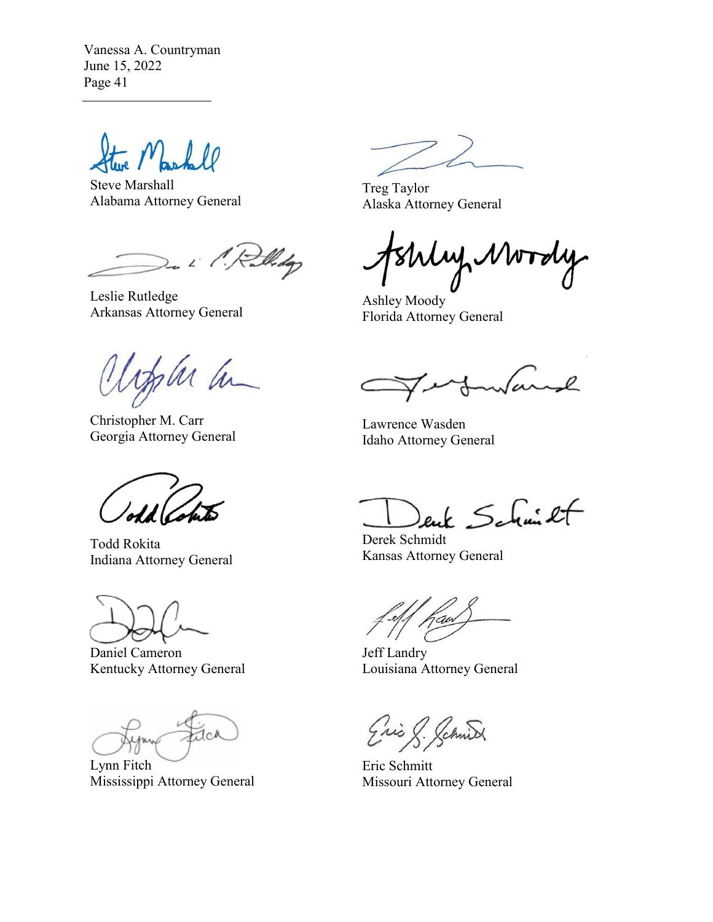Steve Marshall
Alabama Attorney General

Treg Taylor
Alaska Attorney General

Leslie Rutledge
Arkansas Attorney General

Ashley Moody
Florida Attorney General

Christopher M. Carr
Georgia Attorney General

Lawrence Wasden
Idaho Attorney General

Todd Rokita
Indiana Attorney General

Derek Schmidt
Kansas Attorney General

Daniel Cameron
Kentucky Attorney General

Jeff Landry
Louisiana Attorney General

Lynn Fitch
Mississippi Attorney General

Eric Schmitt
Missouri Attorney General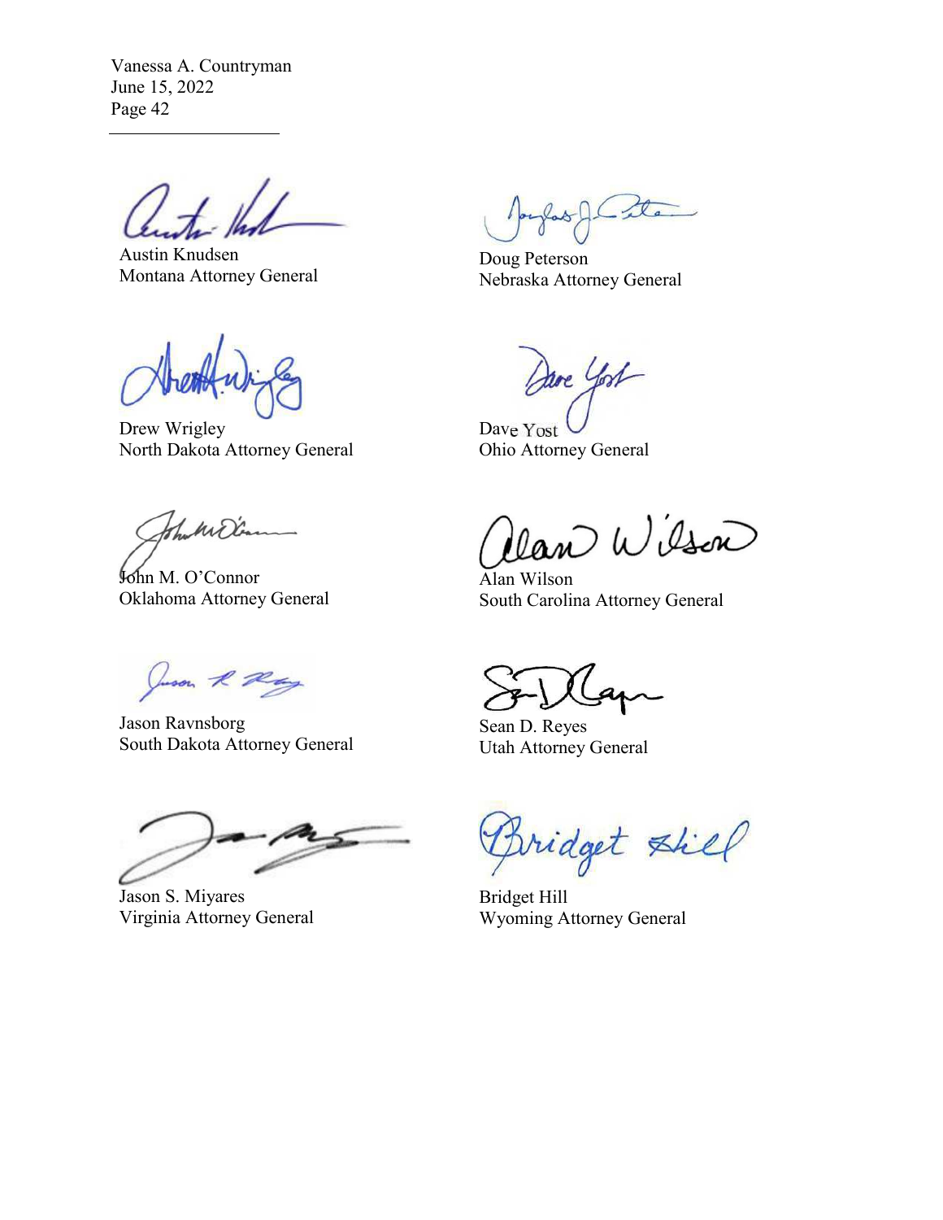Austin Knudsen
Montana Attorney General

Doug Peterson
Nebraska Attorney General

Drew Wrigley
North Dakota Attorney General

Dave Yost
Ohio Attorney General

John M. O'Connor
Oklahoma Attorney General

Alan Wilson
South Carolina Attorney General

Jason Ravnsborg
South Dakota Attorney General

Sean D. Reyes
Utah Attorney General

Jason S. Miyares
Virginia Attorney General

Bridget Hill
Wyoming Attorney General